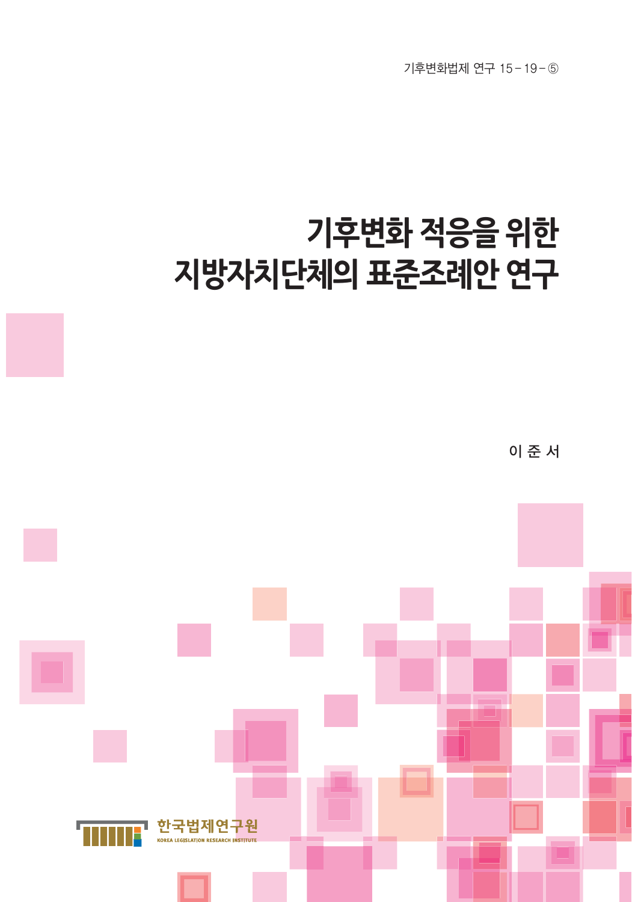기후변화법제 연구 15－19－⑤

# 기후변화 적응을 위한 지방자치단체의 표준조례안 연구

이 준 서

한국법제연구원

KOREA LEGISLATION RESEARCH INSTITUTE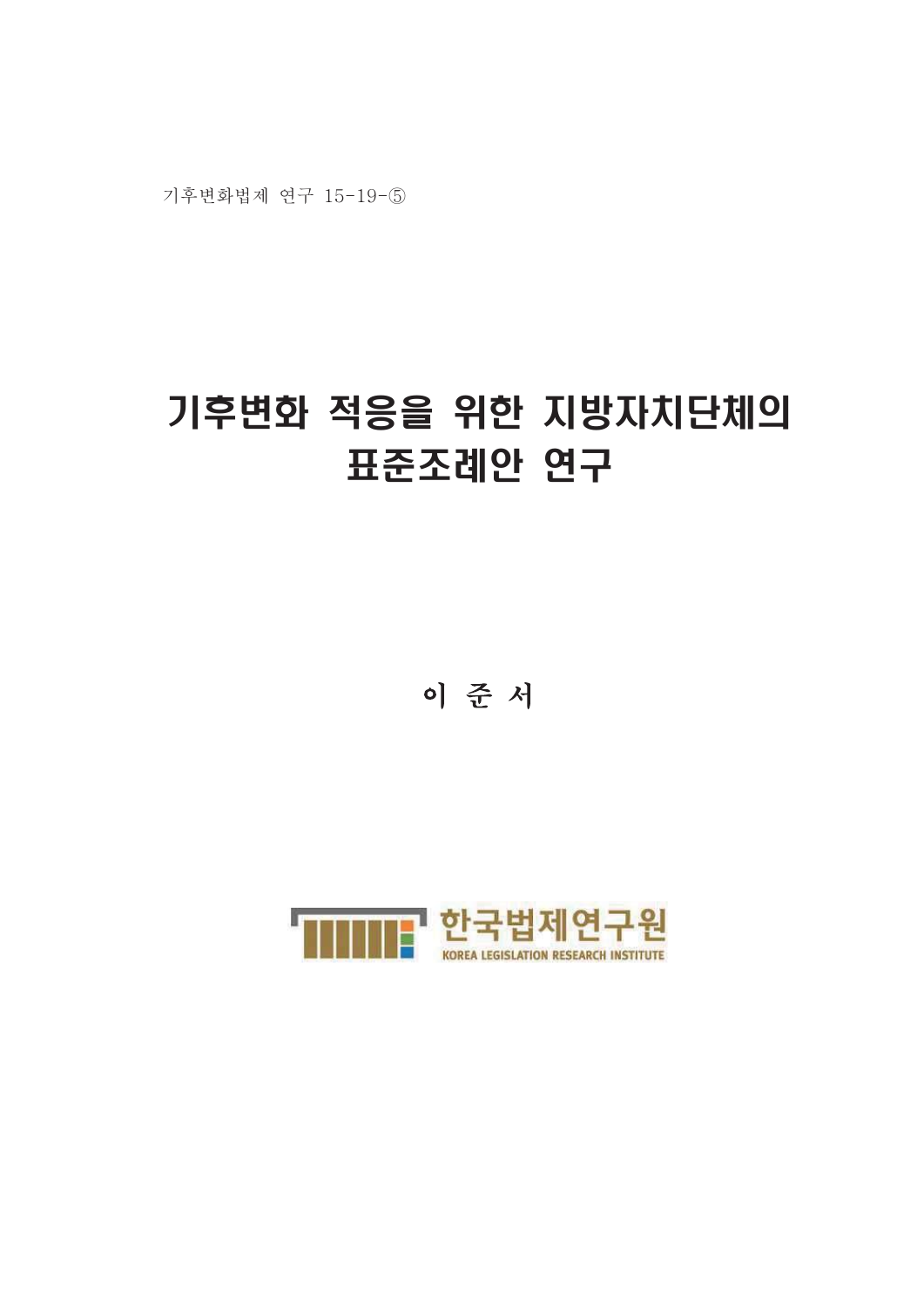기후변화법제 연구 15-19-⑤

# 기후변화 적응을 위한 지방자치단체의 표준조례안 연구

**이 준 서**

한국법제연구원

KOREA LEGISLATION RESEARCH INSTITUTE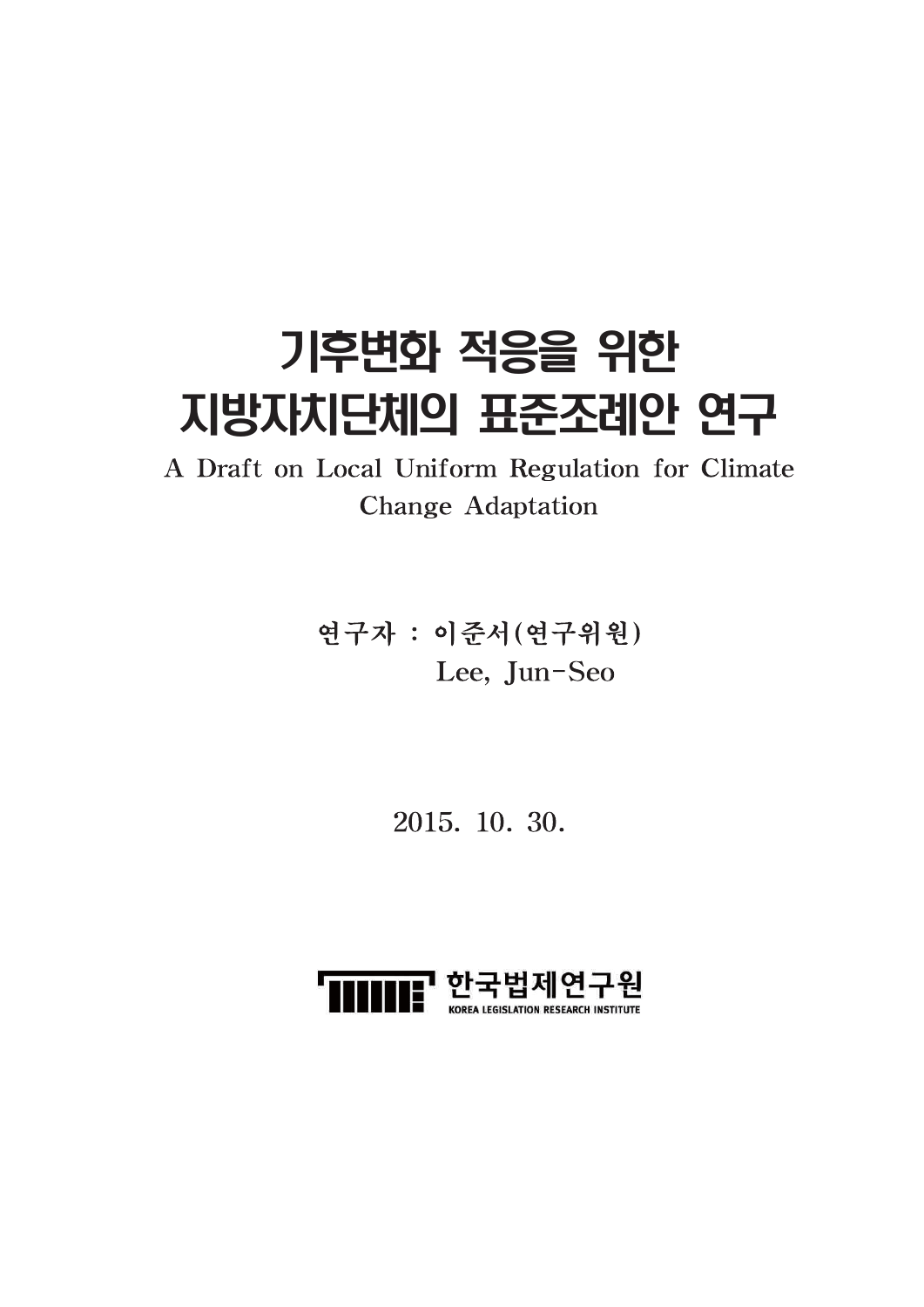# 기후변화 적응을 위한 지방자치단체의 표준조례안 연구

A Draft on Local Uniform Regulation for Climate Change Adaptation

연구자 : 이준서(연구위원)
Lee, Jun-Seo

2015. 10. 30.

한국법제연구원
KOREA LEGISLATION RESEARCH INSTITUTE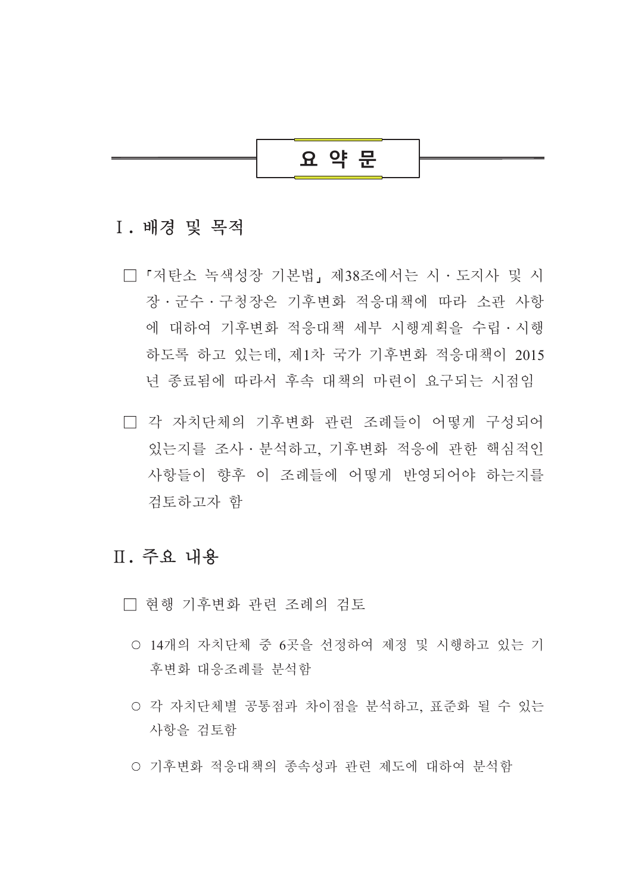# 요 약 문

## Ⅰ. 배경 및 목적

□ 「저탄소 녹색성장 기본법」 제38조에서는 시·도지사 및 시장·군수·구청장은 기후변화 적응대책에 따라 소관 사항에 대하여 기후변화 적응대책 세부 시행계획을 수립·시행하도록 하고 있는데, 제1차 국가 기후변화 적응대책이 2015년 종료됨에 따라서 후속 대책의 마련이 요구되는 시점임

□ 각 자치단체의 기후변화 관련 조례들이 어떻게 구성되어 있는지를 조사·분석하고, 기후변화 적응에 관한 핵심적인 사항들이 향후 이 조례들에 어떻게 반영되어야 하는지를 검토하고자 함

## Ⅱ. 주요 내용

□ 현행 기후변화 관련 조례의 검토

○ 14개의 자치단체 중 6곳을 선정하여 제정 및 시행하고 있는 기후변화 대응조례를 분석함

○ 각 자치단체별 공통점과 차이점을 분석하고, 표준화 될 수 있는 사항을 검토함

○ 기후변화 적응대책의 종속성과 관련 제도에 대하여 분석함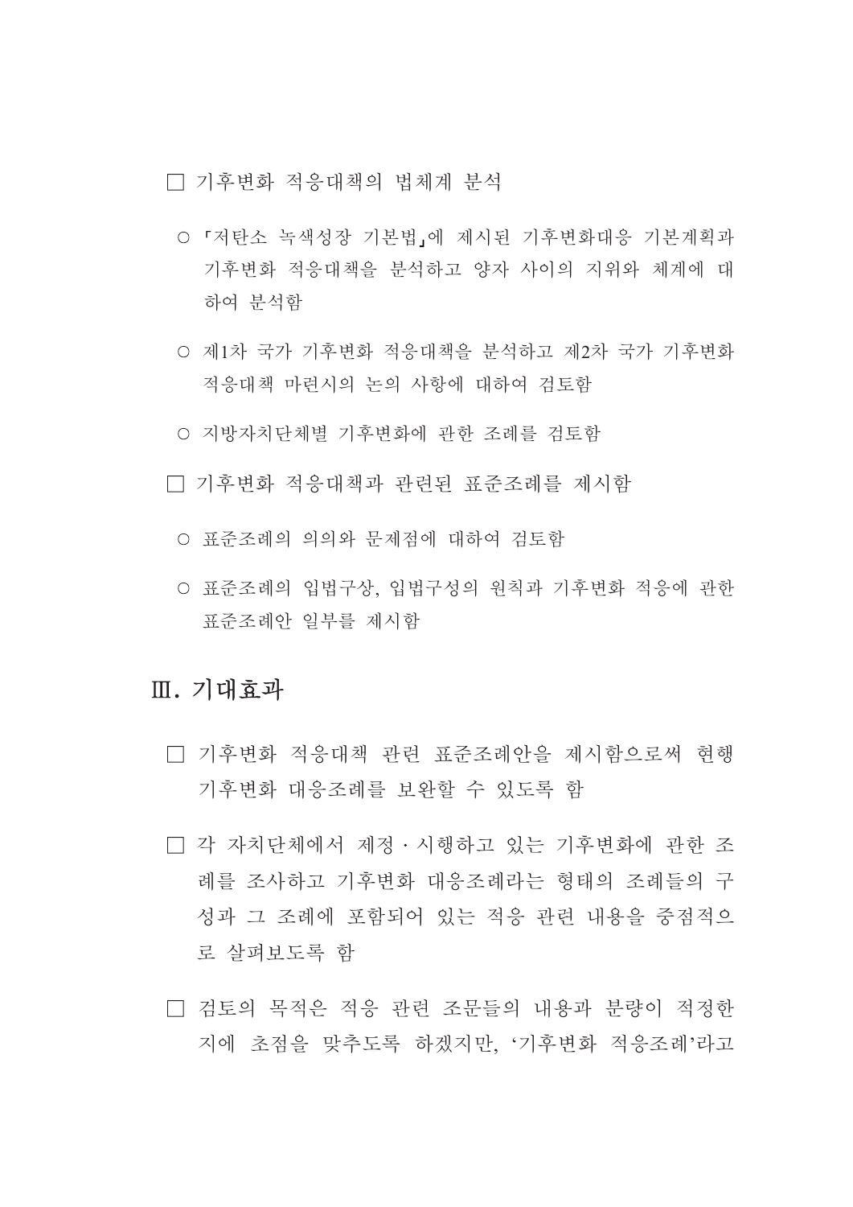□ 기후변화 적응대책의 법체계 분석

- ○ 「저탄소 녹색성장 기본법」에 제시된 기후변화대응 기본계획과 기후변화 적응대책을 분석하고 양자 사이의 지위와 체계에 대하여 분석함
- ○ 제1차 국가 기후변화 적응대책을 분석하고 제2차 국가 기후변화 적응대책 마련시의 논의 사항에 대하여 검토함
- ○ 지방자치단체별 기후변화에 관한 조례를 검토함

□ 기후변화 적응대책과 관련된 표준조례를 제시함

- ○ 표준조례의 의의와 문제점에 대하여 검토함
- ○ 표준조례의 입법구상, 입법구성의 원칙과 기후변화 적응에 관한 표준조례안 일부를 제시함

## Ⅲ. 기대효과

□ 기후변화 적응대책 관련 표준조례안을 제시함으로써 현행 기후변화 대응조례를 보완할 수 있도록 함

□ 각 자치단체에서 제정 · 시행하고 있는 기후변화에 관한 조례를 조사하고 기후변화 대응조례라는 형태의 조례들의 구성과 그 조례에 포함되어 있는 적응 관련 내용을 중점적으로 살펴보도록 함

□ 검토의 목적은 적응 관련 조문들의 내용과 분량이 적정한지에 초점을 맞추도록 하겠지만, '기후변화 적응조례'라고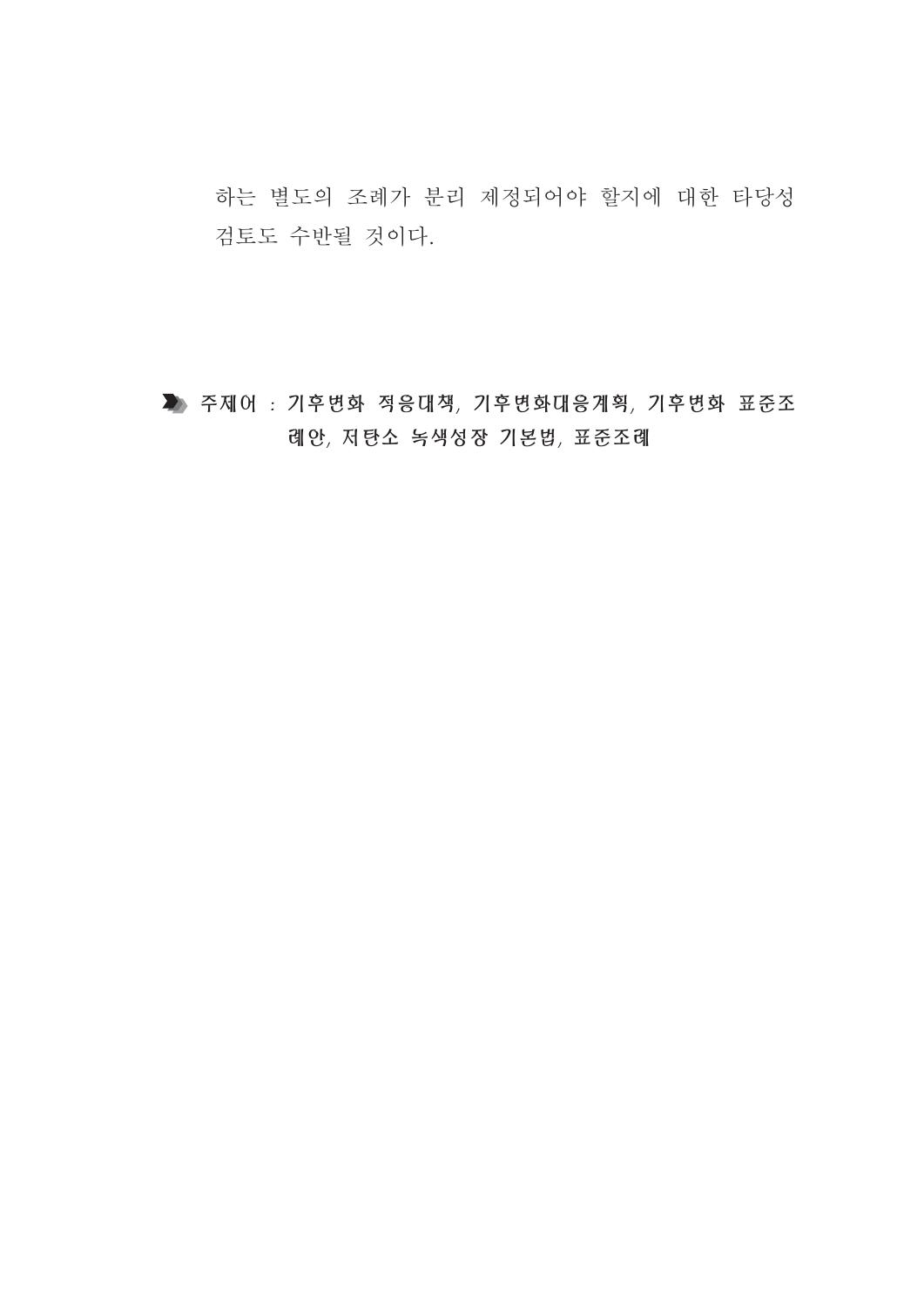하는 별도의 조례가 분리 제정되어야 할지에 대한 타당성 검토도 수반될 것이다.

**주제어** : **기후변화 적응대책, 기후변화대응계획, 기후변화 표준조례안, 저탄소 녹색성장 기본법, 표준조례**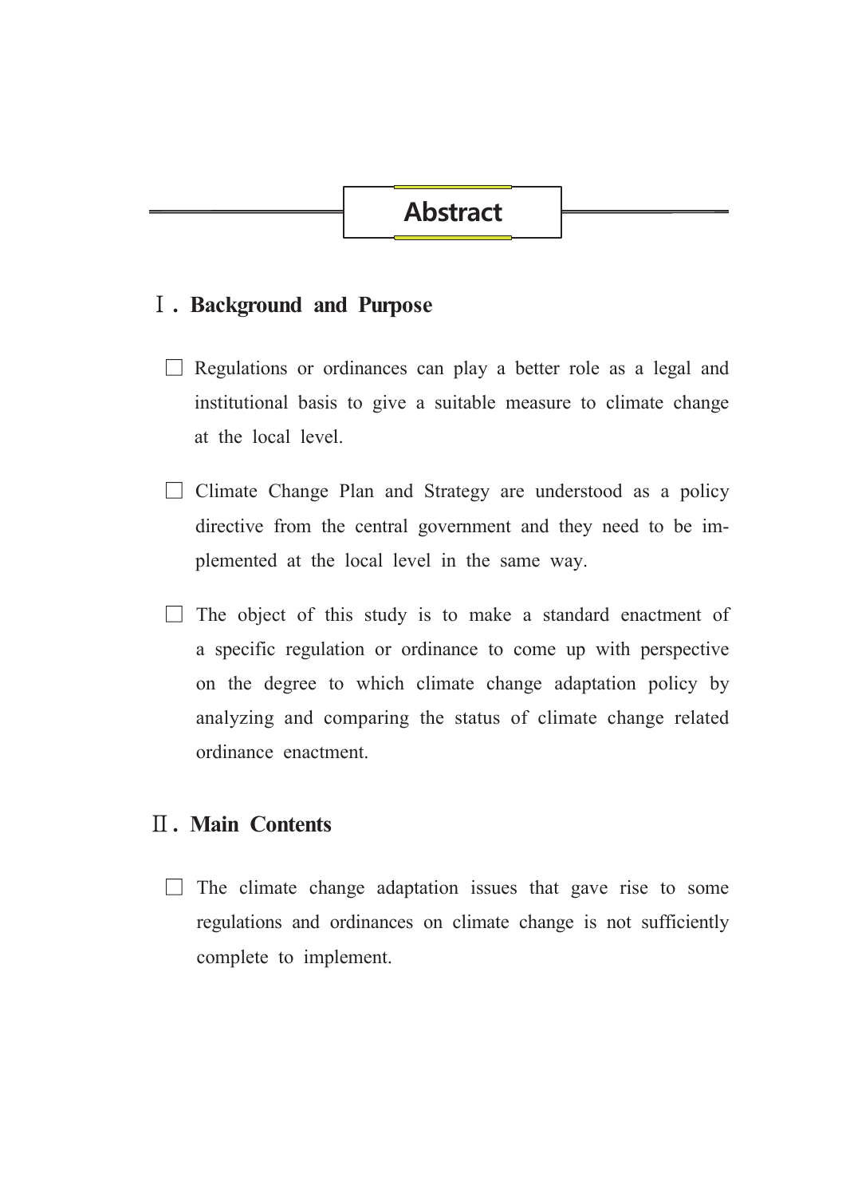# Abstract

## Ⅰ. Background and Purpose

- Regulations or ordinances can play a better role as a legal and institutional basis to give a suitable measure to climate change at the local level.

- Climate Change Plan and Strategy are understood as a policy directive from the central government and they need to be implemented at the local level in the same way.

- The object of this study is to make a standard enactment of a specific regulation or ordinance to come up with perspective on the degree to which climate change adaptation policy by analyzing and comparing the status of climate change related ordinance enactment.

## Ⅱ. Main Contents

- The climate change adaptation issues that gave rise to some regulations and ordinances on climate change is not sufficiently complete to implement.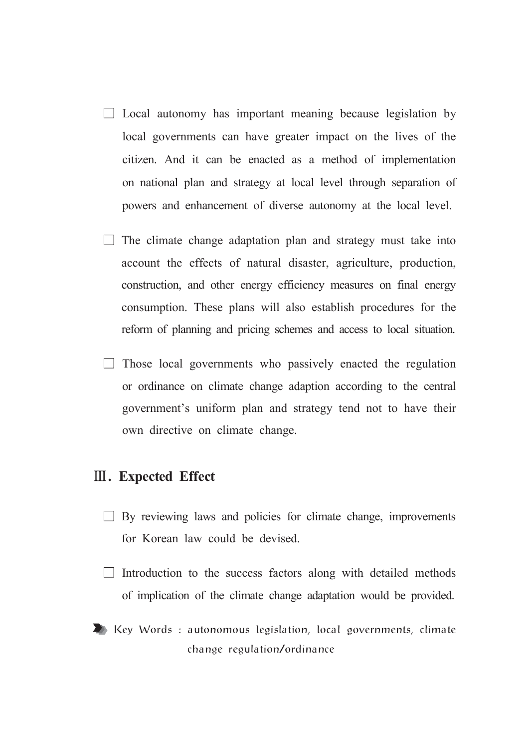- ☐ Local autonomy has important meaning because legislation by local governments can have greater impact on the lives of the citizen. And it can be enacted as a method of implementation on national plan and strategy at local level through separation of powers and enhancement of diverse autonomy at the local level.

- ☐ The climate change adaptation plan and strategy must take into account the effects of natural disaster, agriculture, production, construction, and other energy efficiency measures on final energy consumption. These plans will also establish procedures for the reform of planning and pricing schemes and access to local situation.

- ☐ Those local governments who passively enacted the regulation or ordinance on climate change adaption according to the central government's uniform plan and strategy tend not to have their own directive on climate change.

## Ⅲ. Expected Effect

- ☐ By reviewing laws and policies for climate change, improvements for Korean law could be devised.

- ☐ Introduction to the success factors along with detailed methods of implication of the climate change adaptation would be provided.

Key Words : autonomous legislation, local governments, climate change regulation/ordinance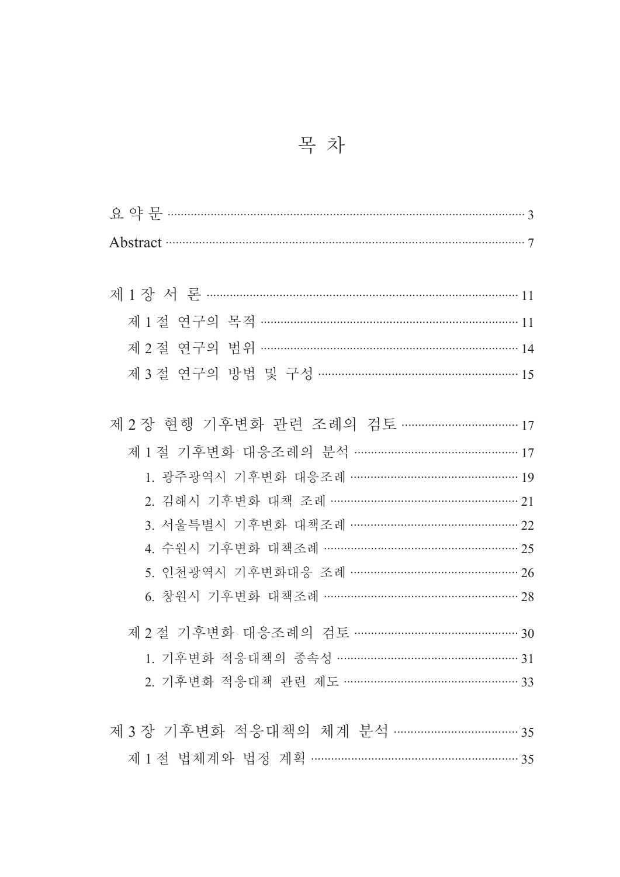# 목 차

요 약 문 ··· 3
Abstract ··· 7

제 1 장 서 론 ··· 11
 제 1 절 연구의 목적 ··· 11
 제 2 절 연구의 범위 ··· 14
 제 3 절 연구의 방법 및 구성 ··· 15

제 2 장 현행 기후변화 관련 조례의 검토 ··· 17
 제 1 절 기후변화 대응조례의 분석 ··· 17
  1. 광주광역시 기후변화 대응조례 ··· 19
  2. 김해시 기후변화 대책 조례 ··· 21
  3. 서울특별시 기후변화 대책조례 ··· 22
  4. 수원시 기후변화 대책조례 ··· 25
  5. 인천광역시 기후변화대응 조례 ··· 26
  6. 창원시 기후변화 대책조례 ··· 28
 제 2 절 기후변화 대응조례의 검토 ··· 30
  1. 기후변화 적응대책의 종속성 ··· 31
  2. 기후변화 적응대책 관련 제도 ··· 33

제 3 장 기후변화 적응대책의 체계 분석 ··· 35
 제 1 절 법체계와 법정 계획 ··· 35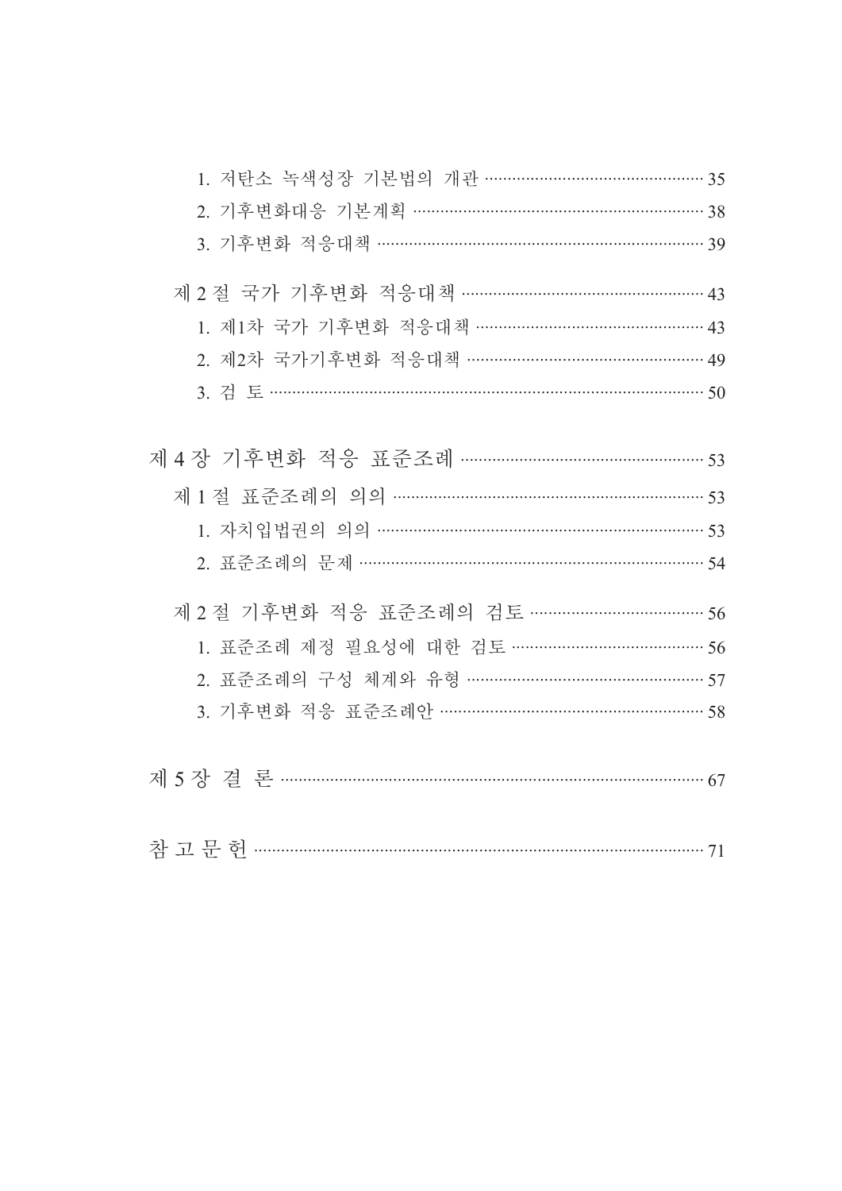1. 저탄소 녹색성장 기본법의 개관 ··· 35
2. 기후변화대응 기본계획 ··· 38
3. 기후변화 적응대책 ··· 39

제 2 절 국가 기후변화 적응대책 ··· 43
1. 제1차 국가 기후변화 적응대책 ··· 43
2. 제2차 국가기후변화 적응대책 ··· 49
3. 검 토 ··· 50

제 4 장 기후변화 적응 표준조례 ··· 53

제 1 절 표준조례의 의의 ··· 53
1. 자치입법권의 의의 ··· 53
2. 표준조례의 문제 ··· 54

제 2 절 기후변화 적응 표준조례의 검토 ··· 56
1. 표준조례 제정 필요성에 대한 검토 ··· 56
2. 표준조례의 구성 체계와 유형 ··· 57
3. 기후변화 적응 표준조례안 ··· 58

제 5 장 결 론 ··· 67

참 고 문 헌 ··· 71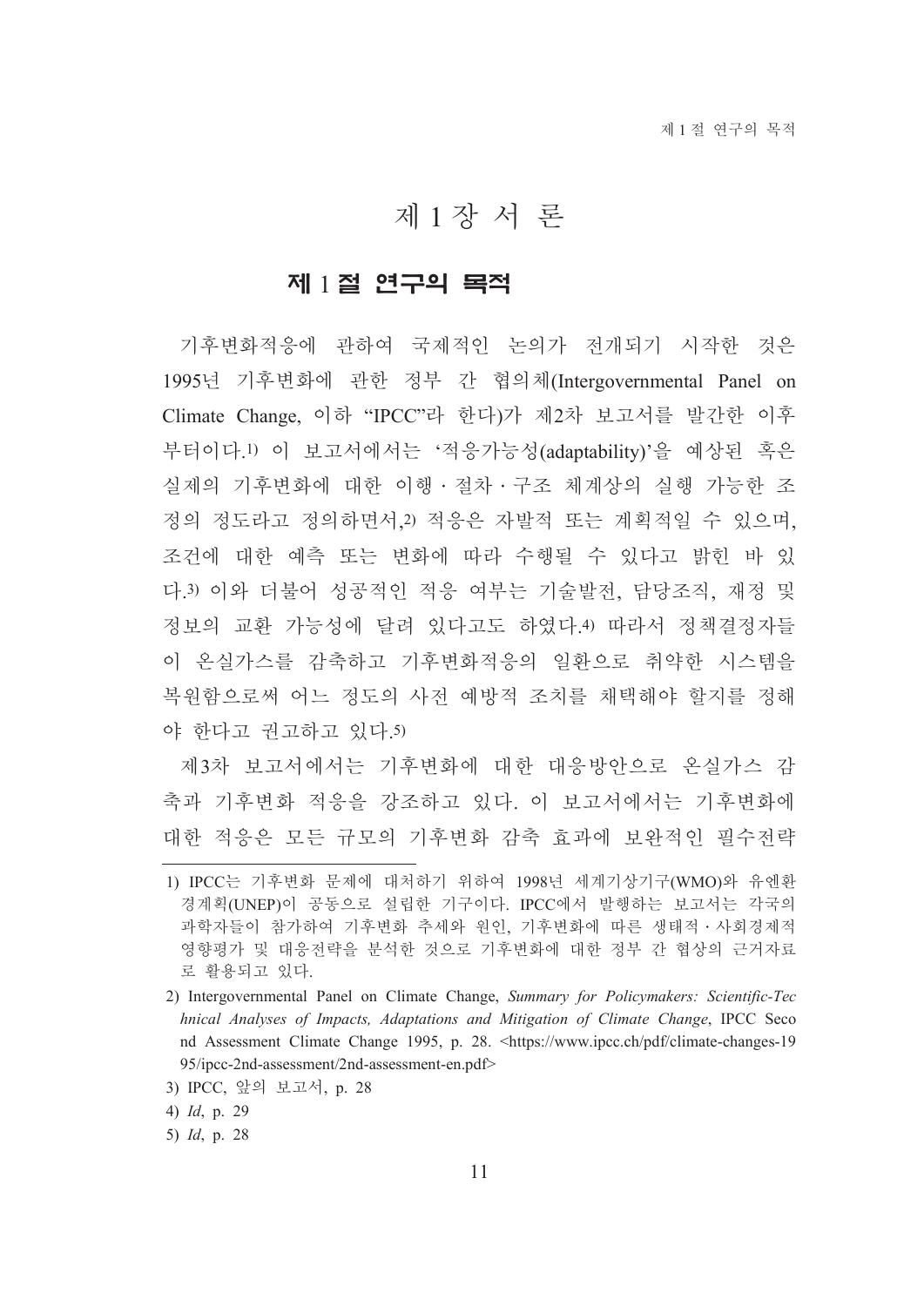# 제 1 장 서 론

## 제 1 절 연구의 목적

기후변화적응에 관하여 국제적인 논의가 전개되기 시작한 것은 1995년 기후변화에 관한 정부 간 협의체(Intergovernmental Panel on Climate Change, 이하 "IPCC"라 한다)가 제2차 보고서를 발간한 이후부터이다.[1] 이 보고서에서는 '적응가능성(adaptability)'을 예상된 혹은 실제의 기후변화에 대한 이행 · 절차 · 구조 체계상의 실행 가능한 조정의 정도라고 정의하면서,[2] 적응은 자발적 또는 계획적일 수 있으며, 조건에 대한 예측 또는 변화에 따라 수행될 수 있다고 밝힌 바 있다.[3] 이와 더불어 성공적인 적응 여부는 기술발전, 담당조직, 재정 및 정보의 교환 가능성에 달려 있다고도 하였다.[4] 따라서 정책결정자들이 온실가스를 감축하고 기후변화적응의 일환으로 취약한 시스템을 복원함으로써 어느 정도의 사전 예방적 조치를 채택해야 할지를 정해야 한다고 권고하고 있다.[5]

제3차 보고서에서는 기후변화에 대한 대응방안으로 온실가스 감축과 기후변화 적응을 강조하고 있다. 이 보고서에서는 기후변화에 대한 적응은 모든 규모의 기후변화 감축 효과에 보완적인 필수전략

---

1) IPCC는 기후변화 문제에 대처하기 위하여 1998년 세계기상기구(WMO)와 유엔환경계획(UNEP)이 공동으로 설립한 기구이다. IPCC에서 발행하는 보고서는 각국의 과학자들이 참가하여 기후변화 추세와 원인, 기후변화에 따른 생태적 · 사회경제적 영향평가 및 대응전략을 분석한 것으로 기후변화에 대한 정부 간 협상의 근거자료로 활용되고 있다.

2) Intergovernmental Panel on Climate Change, *Summary for Policymakers: Scientific-Technical Analyses of Impacts, Adaptations and Mitigation of Climate Change*, IPCC Second Assessment Climate Change 1995, p. 28. <https://www.ipcc.ch/pdf/climate-changes-1995/ipcc-2nd-assessment/2nd-assessment-en.pdf>

3) IPCC, 앞의 보고서, p. 28

4) *Id*, p. 29

5) *Id*, p. 28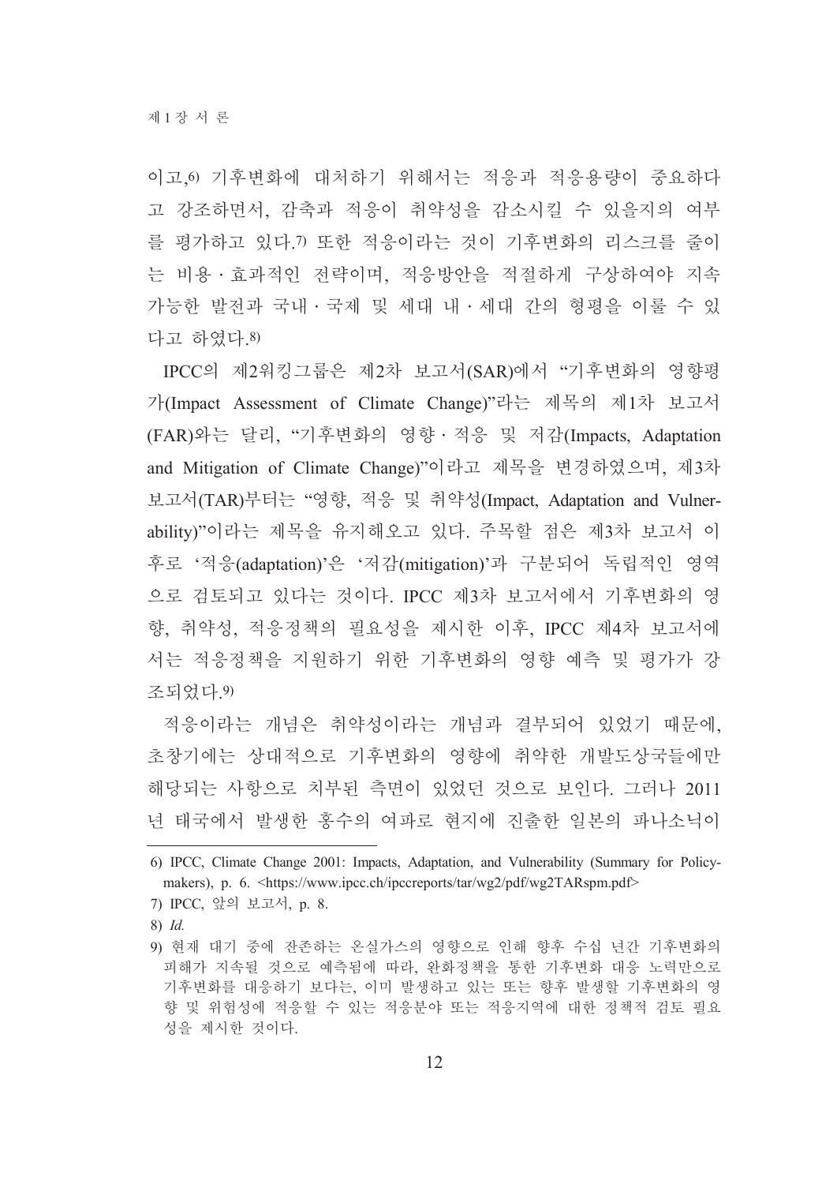이고,[6] 기후변화에 대처하기 위해서는 적응과 적응용량이 중요하다고 강조하면서, 감축과 적응이 취약성을 감소시킬 수 있을지의 여부를 평가하고 있다.[7] 또한 적응이라는 것이 기후변화의 리스크를 줄이는 비용·효과적인 전략이며, 적응방안을 적절하게 구상하여야 지속가능한 발전과 국내·국제 및 세대 내·세대 간의 형평을 이룰 수 있다고 하였다.[8]

IPCC의 제2워킹그룹은 제2차 보고서(SAR)에서 "기후변화의 영향평가(Impact Assessment of Climate Change)"라는 제목의 제1차 보고서(FAR)와는 달리, "기후변화의 영향·적응 및 저감(Impacts, Adaptation and Mitigation of Climate Change)"이라고 제목을 변경하였으며, 제3차 보고서(TAR)부터는 "영향, 적응 및 취약성(Impact, Adaptation and Vulnerability)"이라는 제목을 유지해오고 있다. 주목할 점은 제3차 보고서 이후로 '적응(adaptation)'은 '저감(mitigation)'과 구분되어 독립적인 영역으로 검토되고 있다는 것이다. IPCC 제3차 보고서에서 기후변화의 영향, 취약성, 적응정책의 필요성을 제시한 이후, IPCC 제4차 보고서에서는 적응정책을 지원하기 위한 기후변화의 영향 예측 및 평가가 강조되었다.[9]

적응이라는 개념은 취약성이라는 개념과 결부되어 있었기 때문에, 초창기에는 상대적으로 기후변화의 영향에 취약한 개발도상국들에만 해당되는 사항으로 치부된 측면이 있었던 것으로 보인다. 그러나 2011년 태국에서 발생한 홍수의 여파로 현지에 진출한 일본의 파나소닉이

---

6) IPCC, Climate Change 2001: Impacts, Adaptation, and Vulnerability (Summary for Policymakers), p. 6. <https://www.ipcc.ch/ipccreports/tar/wg2/pdf/wg2TARspm.pdf>

7) IPCC, 앞의 보고서, p. 8.

8) *Id.*

9) 현재 대기 중에 잔존하는 온실가스의 영향으로 인해 향후 수십 년간 기후변화의 피해가 지속될 것으로 예측됨에 따라, 완화정책을 통한 기후변화 대응 노력만으로 기후변화를 대응하기 보다는, 이미 발생하고 있는 또는 향후 발생할 기후변화의 영향 및 위험성에 적응할 수 있는 적응분야 또는 적응지역에 대한 정책적 검토 필요성을 제시한 것이다.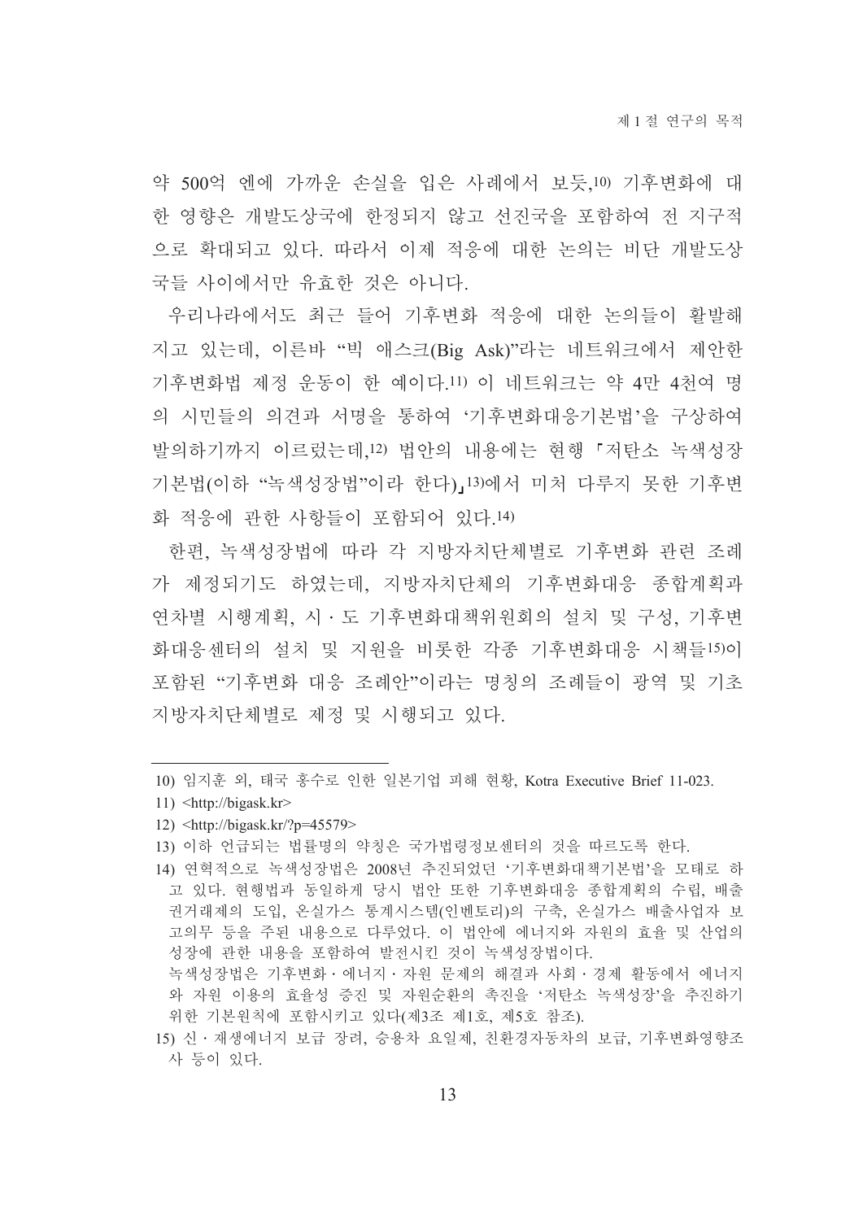약 500억 엔에 가까운 손실을 입은 사례에서 보듯,[10] 기후변화에 대한 영향은 개발도상국에 한정되지 않고 선진국을 포함하여 전 지구적으로 확대되고 있다. 따라서 이제 적응에 대한 논의는 비단 개발도상국들 사이에서만 유효한 것은 아니다.

우리나라에서도 최근 들어 기후변화 적응에 대한 논의들이 활발해지고 있는데, 이른바 "빅 애스크(Big Ask)"라는 네트워크에서 제안한 기후변화법 제정 운동이 한 예이다.[11] 이 네트워크는 약 4만 4천여 명의 시민들의 의견과 서명을 통하여 '기후변화대응기본법'을 구상하여 발의하기까지 이르렀는데,[12] 법안의 내용에는 현행 「저탄소 녹색성장 기본법(이하 "녹색성장법"이라 한다)」[13]에서 미처 다루지 못한 기후변화 적응에 관한 사항들이 포함되어 있다.[14]

한편, 녹색성장법에 따라 각 지방자치단체별로 기후변화 관련 조례가 제정되기도 하였는데, 지방자치단체의 기후변화대응 종합계획과 연차별 시행계획, 시·도 기후변화대책위원회의 설치 및 구성, 기후변화대응센터의 설치 및 지원을 비롯한 각종 기후변화대응 시책들[15]이 포함된 "기후변화 대응 조례안"이라는 명칭의 조례들이 광역 및 기초 지방자치단체별로 제정 및 시행되고 있다.

---

10) 임지훈 외, 태국 홍수로 인한 일본기업 피해 현황, Kotra Executive Brief 11-023.

11) <http://bigask.kr>

12) <http://bigask.kr/?p=45579>

13) 이하 언급되는 법률명의 약칭은 국가법령정보센터의 것을 따르도록 한다.

14) 연혁적으로 녹색성장법은 2008년 추진되었던 '기후변화대책기본법'을 모태로 하고 있다. 현행법과 동일하게 당시 법안 또한 기후변화대응 종합계획의 수립, 배출권거래제의 도입, 온실가스 통계시스템(인벤토리)의 구축, 온실가스 배출사업자 보고의무 등을 주된 내용으로 다루었다. 이 법안에 에너지와 자원의 효율 및 산업의 성장에 관한 내용을 포함하여 발전시킨 것이 녹색성장법이다.
녹색성장법은 기후변화·에너지·자원 문제의 해결과 사회·경제 활동에서 에너지와 자원 이용의 효율성 증진 및 자원순환의 촉진을 '저탄소 녹색성장'을 추진하기 위한 기본원칙에 포함시키고 있다(제3조 제1호, 제5호 참조).

15) 신·재생에너지 보급 장려, 승용차 요일제, 친환경자동차의 보급, 기후변화영향조사 등이 있다.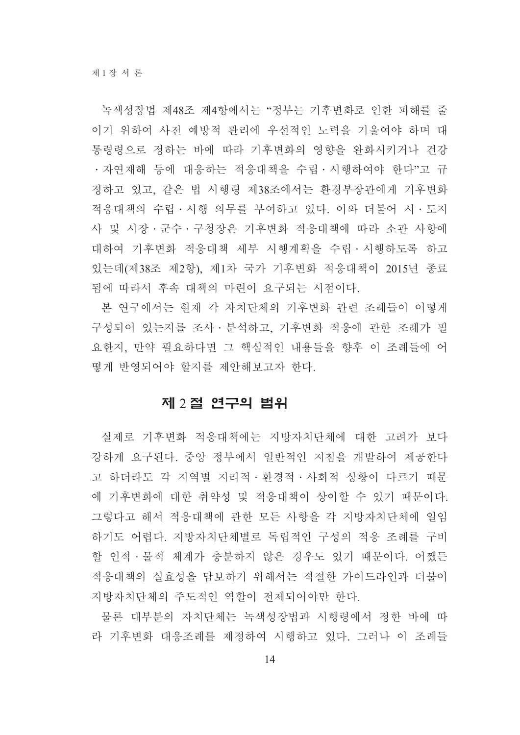녹색성장법 제48조 제4항에서는 “정부는 기후변화로 인한 피해를 줄이기 위하여 사전 예방적 관리에 우선적인 노력을 기울여야 하며 대통령령으로 정하는 바에 따라 기후변화의 영향을 완화시키거나 건강·자연재해 등에 대응하는 적응대책을 수립·시행하여야 한다”고 규정하고 있고, 같은 법 시행령 제38조에서는 환경부장관에게 기후변화 적응대책의 수립·시행 의무를 부여하고 있다. 이와 더불어 시·도지사 및 시장·군수·구청장은 기후변화 적응대책에 따라 소관 사항에 대하여 기후변화 적응대책 세부 시행계획을 수립·시행하도록 하고 있는데(제38조 제2항), 제1차 국가 기후변화 적응대책이 2015년 종료됨에 따라서 후속 대책의 마련이 요구되는 시점이다.

본 연구에서는 현재 각 자치단체의 기후변화 관련 조례들이 어떻게 구성되어 있는지를 조사·분석하고, 기후변화 적응에 관한 조례가 필요한지, 만약 필요하다면 그 핵심적인 내용들을 향후 이 조례들에 어떻게 반영되어야 할지를 제안해보고자 한다.

## 제 2 절 연구의 범위

실제로 기후변화 적응대책에는 지방자치단체에 대한 고려가 보다 강하게 요구된다. 중앙 정부에서 일반적인 지침을 개발하여 제공한다고 하더라도 각 지역별 지리적·환경적·사회적 상황이 다르기 때문에 기후변화에 대한 취약성 및 적응대책이 상이할 수 있기 때문이다. 그렇다고 해서 적응대책에 관한 모든 사항을 각 지방자치단체에 일임하기도 어렵다. 지방자치단체별로 독립적인 구성의 적응 조례를 구비할 인적·물적 체계가 충분하지 않은 경우도 있기 때문이다. 어쨌든 적응대책의 실효성을 담보하기 위해서는 적절한 가이드라인과 더불어 지방자치단체의 주도적인 역할이 전제되어야만 한다.

물론 대부분의 자치단체는 녹색성장법과 시행령에서 정한 바에 따라 기후변화 대응조례를 제정하여 시행하고 있다. 그러나 이 조례들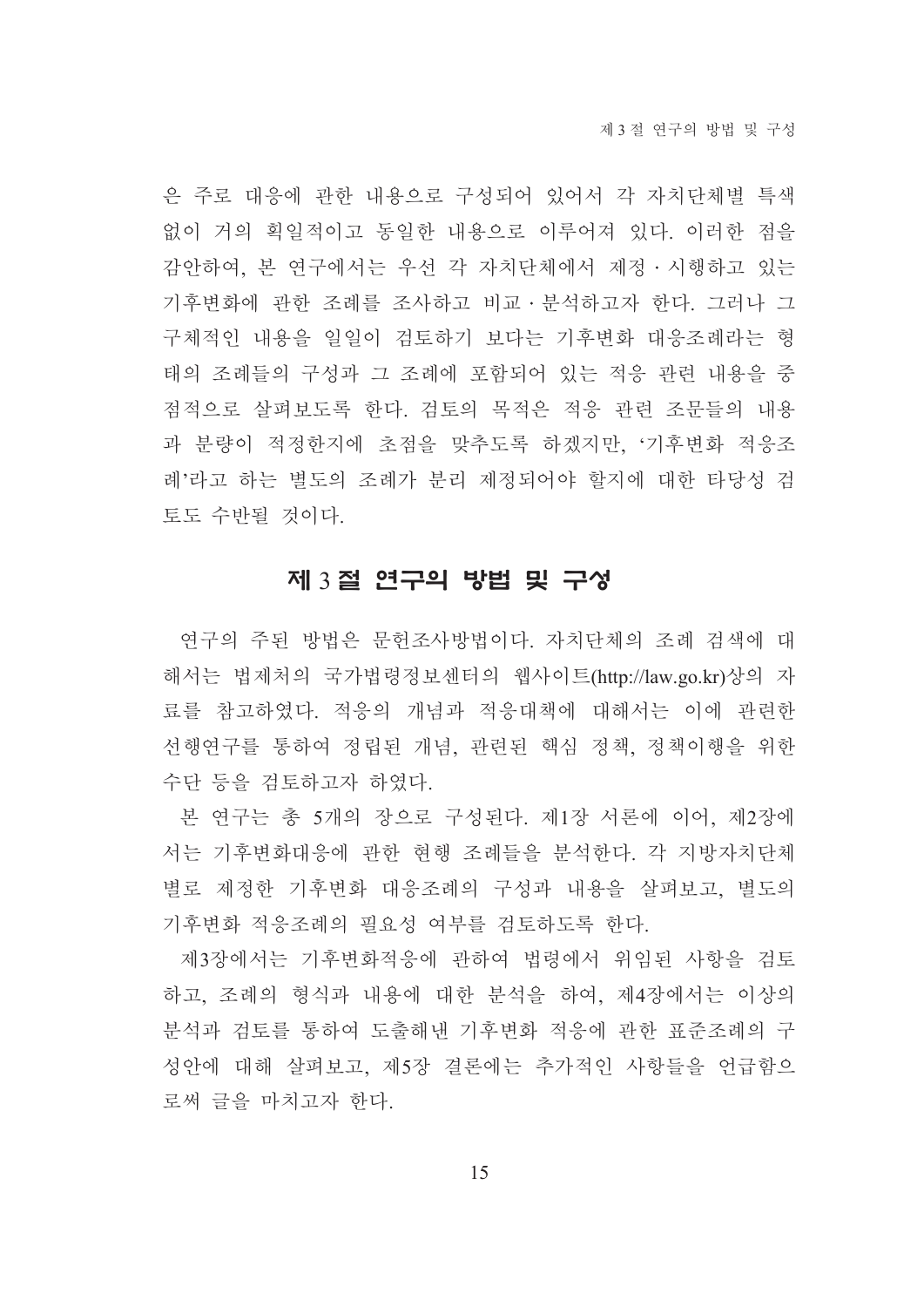은 주로 대응에 관한 내용으로 구성되어 있어서 각 자치단체별 특색 없이 거의 획일적이고 동일한 내용으로 이루어져 있다. 이러한 점을 감안하여, 본 연구에서는 우선 각 자치단체에서 제정 · 시행하고 있는 기후변화에 관한 조례를 조사하고 비교 · 분석하고자 한다. 그러나 그 구체적인 내용을 일일이 검토하기 보다는 기후변화 대응조례라는 형태의 조례들의 구성과 그 조례에 포함되어 있는 적응 관련 내용을 중점적으로 살펴보도록 한다. 검토의 목적은 적응 관련 조문들의 내용과 분량이 적정한지에 초점을 맞추도록 하겠지만, '기후변화 적응조례'라고 하는 별도의 조례가 분리 제정되어야 할지에 대한 타당성 검토도 수반될 것이다.

## 제 3 절 연구의 방법 및 구성

연구의 주된 방법은 문헌조사방법이다. 자치단체의 조례 검색에 대해서는 법제처의 국가법령정보센터의 웹사이트(http://law.go.kr)상의 자료를 참고하였다. 적응의 개념과 적응대책에 대해서는 이에 관련한 선행연구를 통하여 정립된 개념, 관련된 핵심 정책, 정책이행을 위한 수단 등을 검토하고자 하였다.

본 연구는 총 5개의 장으로 구성된다. 제1장 서론에 이어, 제2장에서는 기후변화대응에 관한 현행 조례들을 분석한다. 각 지방자치단체별로 제정한 기후변화 대응조례의 구성과 내용을 살펴보고, 별도의 기후변화 적응조례의 필요성 여부를 검토하도록 한다.

제3장에서는 기후변화적응에 관하여 법령에서 위임된 사항을 검토하고, 조례의 형식과 내용에 대한 분석을 하여, 제4장에서는 이상의 분석과 검토를 통하여 도출해낸 기후변화 적응에 관한 표준조례의 구성안에 대해 살펴보고, 제5장 결론에는 추가적인 사항들을 언급함으로써 글을 마치고자 한다.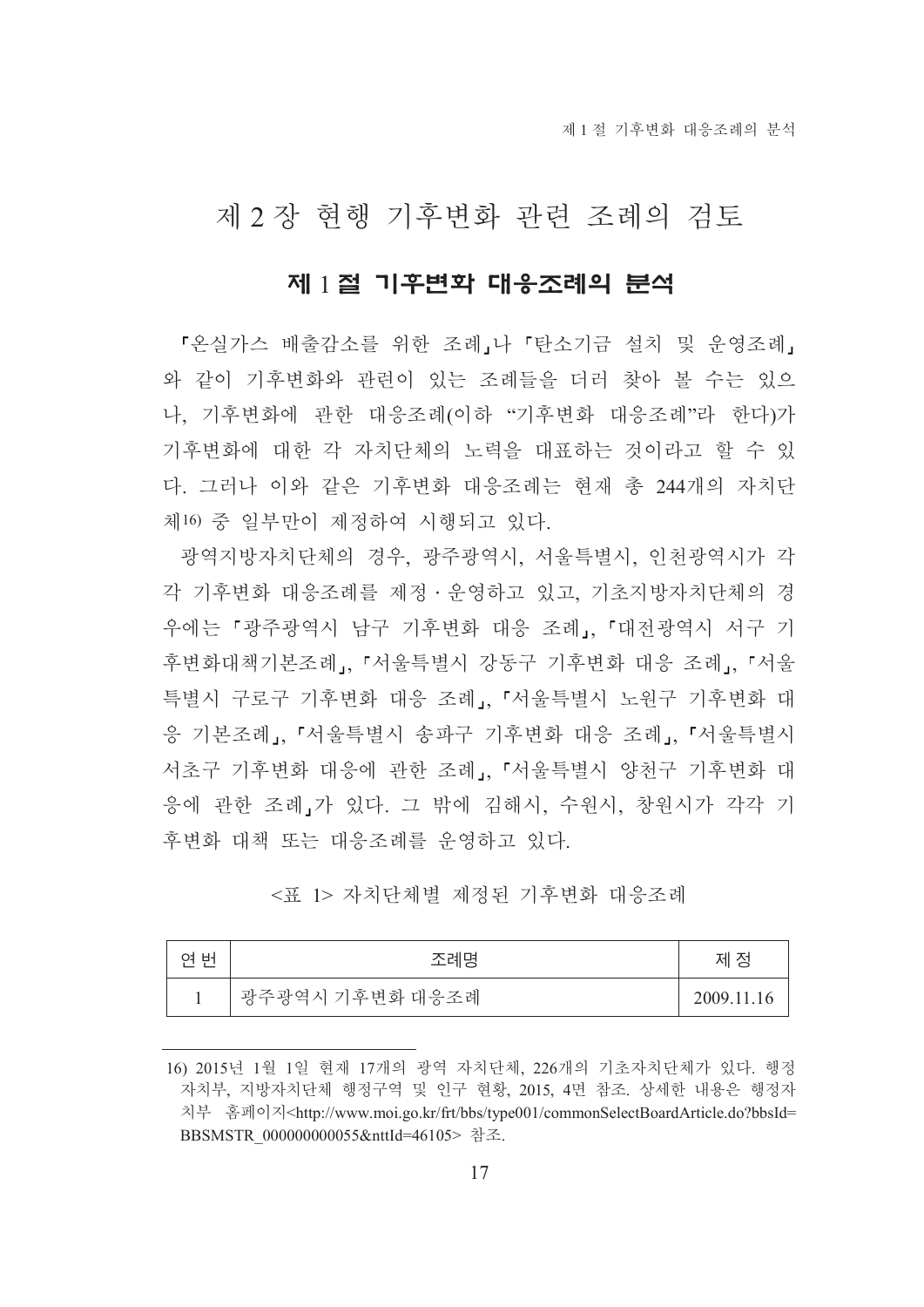# 제 2 장 현행 기후변화 관련 조례의 검토

## 제 1 절 기후변화 대응조례의 분석

「온실가스 배출감소를 위한 조례」나 「탄소기금 설치 및 운영조례」와 같이 기후변화와 관련이 있는 조례들을 더러 찾아 볼 수는 있으나, 기후변화에 관한 대응조례(이하 “기후변화 대응조례”라 한다)가 기후변화에 대한 각 자치단체의 노력을 대표하는 것이라고 할 수 있다. 그러나 이와 같은 기후변화 대응조례는 현재 총 244개의 자치단체[16] 중 일부만이 제정하여 시행되고 있다.

광역지방자치단체의 경우, 광주광역시, 서울특별시, 인천광역시가 각각 기후변화 대응조례를 제정·운영하고 있고, 기초지방자치단체의 경우에는 「광주광역시 남구 기후변화 대응 조례」, 「대전광역시 서구 기후변화대책기본조례」, 「서울특별시 강동구 기후변화 대응 조례」, 「서울특별시 구로구 기후변화 대응 조례」, 「서울특별시 노원구 기후변화 대응 기본조례」, 「서울특별시 송파구 기후변화 대응 조례」, 「서울특별시 서초구 기후변화 대응에 관한 조례」, 「서울특별시 양천구 기후변화 대응에 관한 조례」가 있다. 그 밖에 김해시, 수원시, 창원시가 각각 기후변화 대책 또는 대응조례를 운영하고 있다.

<표 1> 자치단체별 제정된 기후변화 대응조례

| 연번 | 조례명 | 제정 |
|---|---|---|
| 1 | 광주광역시 기후변화 대응조례 | 2009.11.16 |

16) 2015년 1월 1일 현재 17개의 광역 자치단체, 226개의 기초자치단체가 있다. 행정자치부, 지방자치단체 행정구역 및 인구 현황, 2015, 4면 참조. 상세한 내용은 행정자치부 홈페이지<http://www.moi.go.kr/frt/bbs/type001/commonSelectBoardArticle.do?bbsId=BBSMSTR_000000000055&nttId=46105> 참조.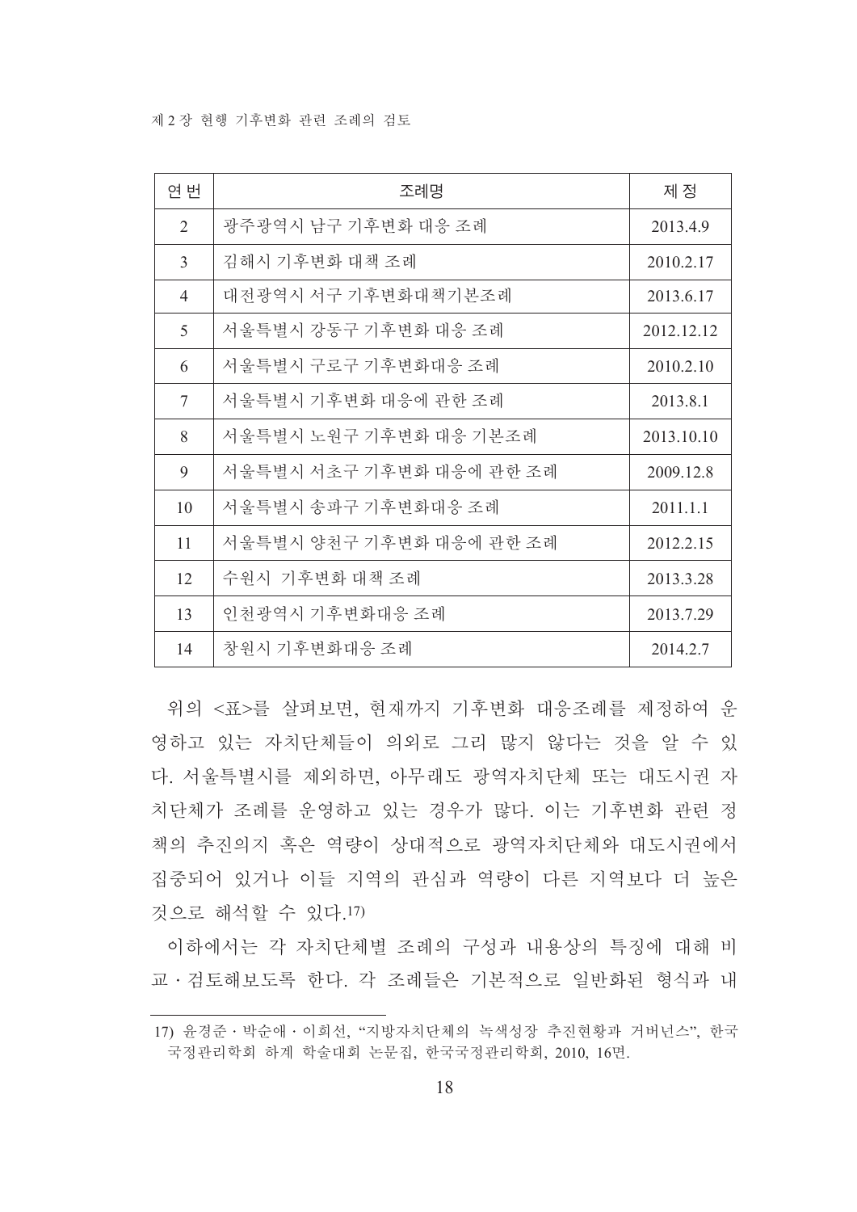| 연번 | 조례명 | 제정 |
|---|---|---|
| 2 | 광주광역시 남구 기후변화 대응 조례 | 2013.4.9 |
| 3 | 김해시 기후변화 대책 조례 | 2010.2.17 |
| 4 | 대전광역시 서구 기후변화대책기본조례 | 2013.6.17 |
| 5 | 서울특별시 강동구 기후변화 대응 조례 | 2012.12.12 |
| 6 | 서울특별시 구로구 기후변화대응 조례 | 2010.2.10 |
| 7 | 서울특별시 기후변화 대응에 관한 조례 | 2013.8.1 |
| 8 | 서울특별시 노원구 기후변화 대응 기본조례 | 2013.10.10 |
| 9 | 서울특별시 서초구 기후변화 대응에 관한 조례 | 2009.12.8 |
| 10 | 서울특별시 송파구 기후변화대응 조례 | 2011.1.1 |
| 11 | 서울특별시 양천구 기후변화 대응에 관한 조례 | 2012.2.15 |
| 12 | 수원시 기후변화 대책 조례 | 2013.3.28 |
| 13 | 인천광역시 기후변화대응 조례 | 2013.7.29 |
| 14 | 창원시 기후변화대응 조례 | 2014.2.7 |

위의 <표>를 살펴보면, 현재까지 기후변화 대응조례를 제정하여 운영하고 있는 자치단체들이 의외로 그리 많지 않다는 것을 알 수 있다. 서울특별시를 제외하면, 아무래도 광역자치단체 또는 대도시권 자치단체가 조례를 운영하고 있는 경우가 많다. 이는 기후변화 관련 정책의 추진의지 혹은 역량이 상대적으로 광역자치단체와 대도시권에서 집중되어 있거나 이들 지역의 관심과 역량이 다른 지역보다 더 높은 것으로 해석할 수 있다.[17]

이하에서는 각 자치단체별 조례의 구성과 내용상의 특징에 대해 비교·검토해보도록 한다. 각 조례들은 기본적으로 일반화된 형식과 내

---

17) 윤경준·박순애·이희선, "지방자치단체의 녹색성장 추진현황과 거버넌스", 한국국정관리학회 하계 학술대회 논문집, 한국국정관리학회, 2010, 16면.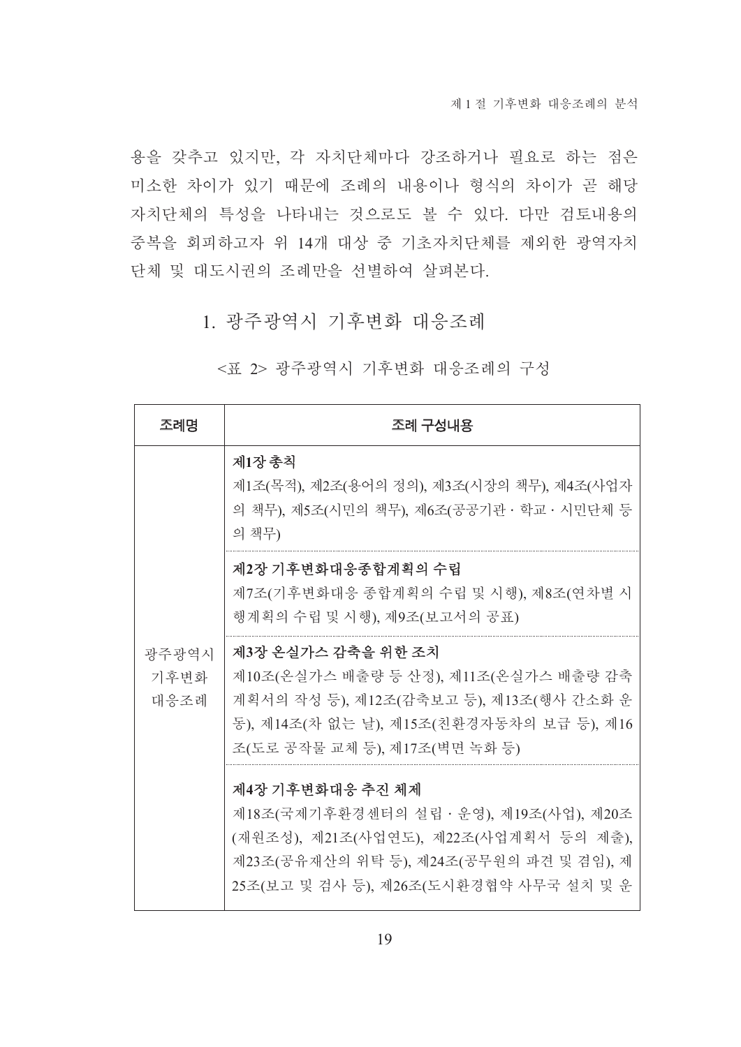용을 갖추고 있지만, 각 자치단체마다 강조하거나 필요로 하는 점은 미소한 차이가 있기 때문에 조례의 내용이나 형식의 차이가 곧 해당 자치단체의 특성을 나타내는 것으로도 볼 수 있다. 다만 검토내용의 중복을 회피하고자 위 14개 대상 중 기초자치단체를 제외한 광역자치단체 및 대도시권의 조례만을 선별하여 살펴본다.

## 1. 광주광역시 기후변화 대응조례

<표 2> 광주광역시 기후변화 대응조례의 구성

| 조례명 | 조례 구성내용 |
|---|---|
| 광주광역시 기후변화 대응조례 | **제1장 총칙**<br>제1조(목적), 제2조(용어의 정의), 제3조(시장의 책무), 제4조(사업자의 책무), 제5조(시민의 책무), 제6조(공공기관 · 학교 · 시민단체 등의 책무) |
| | **제2장 기후변화대응종합계획의 수립**<br>제7조(기후변화대응 종합계획의 수립 및 시행), 제8조(연차별 시행계획의 수립 및 시행), 제9조(보고서의 공표) |
| | **제3장 온실가스 감축을 위한 조치**<br>제10조(온실가스 배출량 등 산정), 제11조(온실가스 배출량 감축계획서의 작성 등), 제12조(감축보고 등), 제13조(행사 간소화 운동), 제14조(차 없는 날), 제15조(친환경자동차의 보급 등), 제16조(도로 공작물 교체 등), 제17조(벽면 녹화 등) |
| | **제4장 기후변화대응 추진 체제**<br>제18조(국제기후환경센터의 설립 · 운영), 제19조(사업), 제20조(재원조성), 제21조(사업연도), 제22조(사업계획서 등의 제출), 제23조(공유재산의 위탁 등), 제24조(공무원의 파견 및 겸임), 제25조(보고 및 검사 등), 제26조(도시환경협약 사무국 설치 및 운 |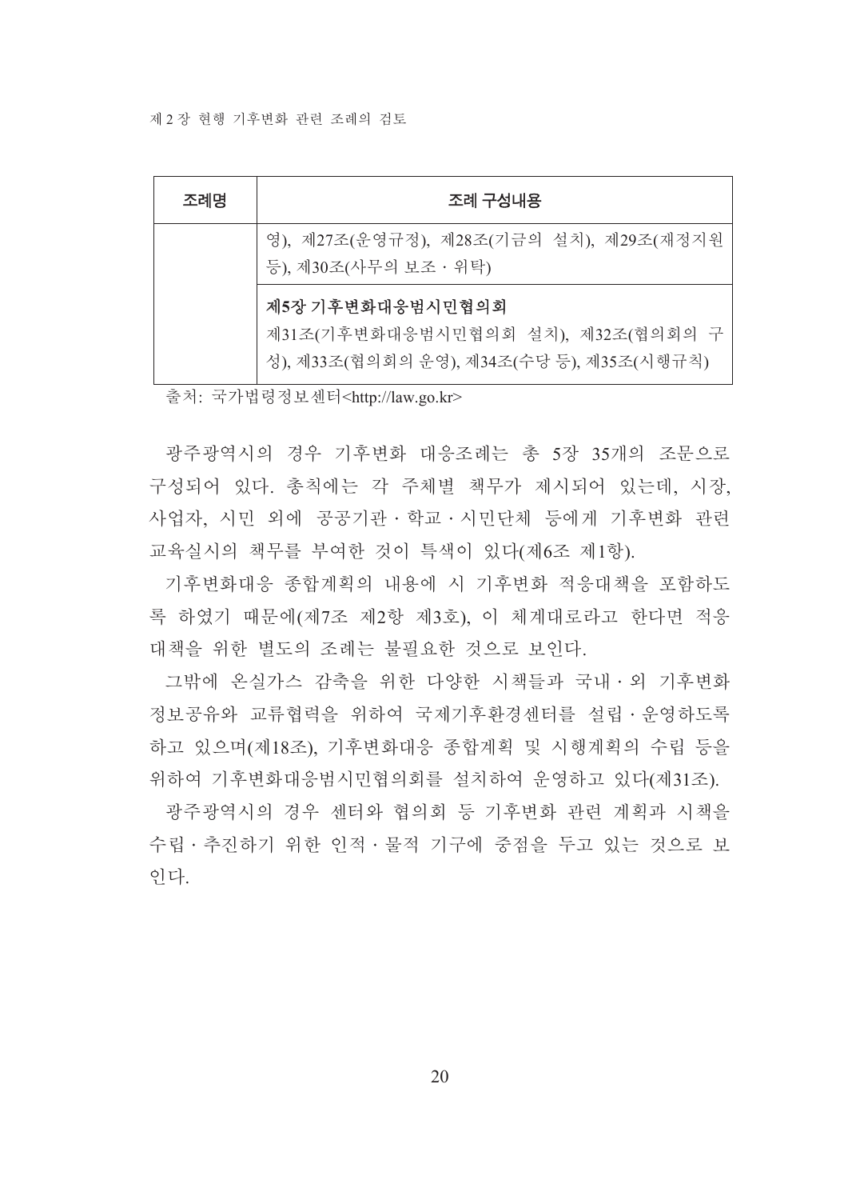| 조례명 | 조례 구성내용 |
|---|---|
| | 영), 제27조(운영규정), 제28조(기금의 설치), 제29조(재정지원 등), 제30조(사무의 보조 · 위탁) |
| | **제5장 기후변화대응범시민협의회**<br>제31조(기후변화대응범시민협의회 설치), 제32조(협의회의 구성), 제33조(협의회의 운영), 제34조(수당 등), 제35조(시행규칙) |

출처: 국가법령정보센터<http://law.go.kr>

광주광역시의 경우 기후변화 대응조례는 총 5장 35개의 조문으로 구성되어 있다. 총칙에는 각 주체별 책무가 제시되어 있는데, 시장, 사업자, 시민 외에 공공기관 · 학교 · 시민단체 등에게 기후변화 관련 교육실시의 책무를 부여한 것이 특색이 있다(제6조 제1항).

기후변화대응 종합계획의 내용에 시 기후변화 적응대책을 포함하도록 하였기 때문에(제7조 제2항 제3호), 이 체계대로라고 한다면 적응대책을 위한 별도의 조례는 불필요한 것으로 보인다.

그밖에 온실가스 감축을 위한 다양한 시책들과 국내 · 외 기후변화 정보공유와 교류협력을 위하여 국제기후환경센터를 설립 · 운영하도록 하고 있으며(제18조), 기후변화대응 종합계획 및 시행계획의 수립 등을 위하여 기후변화대응범시민협의회를 설치하여 운영하고 있다(제31조).

광주광역시의 경우 센터와 협의회 등 기후변화 관련 계획과 시책을 수립 · 추진하기 위한 인적 · 물적 기구에 중점을 두고 있는 것으로 보인다.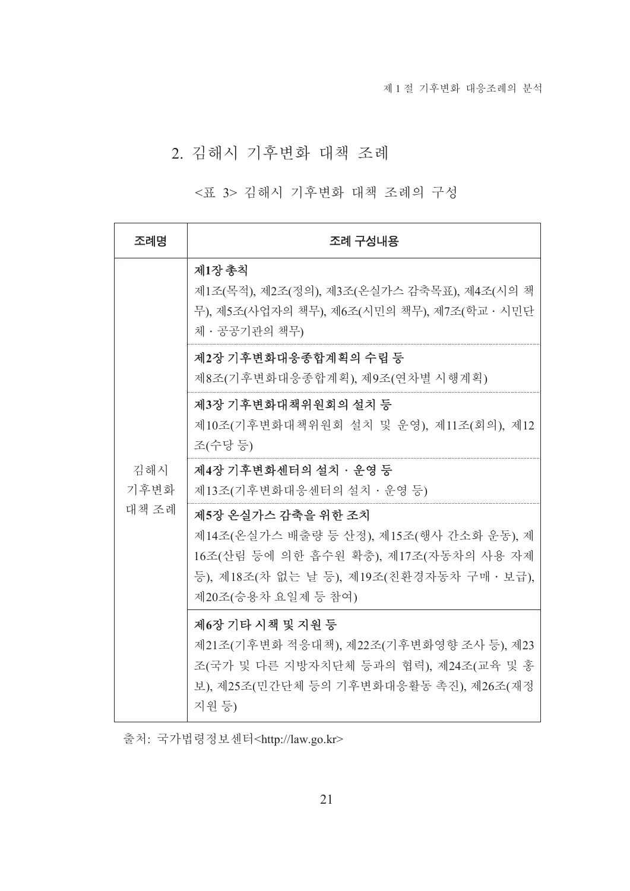## 2. 김해시 기후변화 대책 조례

<표 3> 김해시 기후변화 대책 조례의 구성

| 조례명 | 조례 구성내용 |
|---|---|
| 김해시 기후변화 대책 조례 | **제1장 총칙**<br>제1조(목적), 제2조(정의), 제3조(온실가스 감축목표), 제4조(시의 책무), 제5조(사업자의 책무), 제6조(시민의 책무), 제7조(학교 · 시민단체 · 공공기관의 책무) |
| | **제2장 기후변화대응종합계획의 수립 등**<br>제8조(기후변화대응종합계획), 제9조(연차별 시행계획) |
| | **제3장 기후변화대책위원회의 설치 등**<br>제10조(기후변화대책위원회 설치 및 운영), 제11조(회의), 제12조(수당 등) |
| | **제4장 기후변화센터의 설치 · 운영 등**<br>제13조(기후변화대응센터의 설치 · 운영 등) |
| | **제5장 온실가스 감축을 위한 조치**<br>제14조(온실가스 배출량 등 산정), 제15조(행사 간소화 운동), 제16조(산림 등에 의한 흡수원 확충), 제17조(자동차의 사용 자제 등), 제18조(차 없는 날 등), 제19조(친환경자동차 구매 · 보급), 제20조(승용차 요일제 등 참여) |
| | **제6장 기타 시책 및 지원 등**<br>제21조(기후변화 적응대책), 제22조(기후변화영향 조사 등), 제23조(국가 및 다른 지방자치단체 등과의 협력), 제24조(교육 및 홍보), 제25조(민간단체 등의 기후변화대응활동 촉진), 제26조(재정지원 등) |

출처: 국가법령정보센터<http://law.go.kr>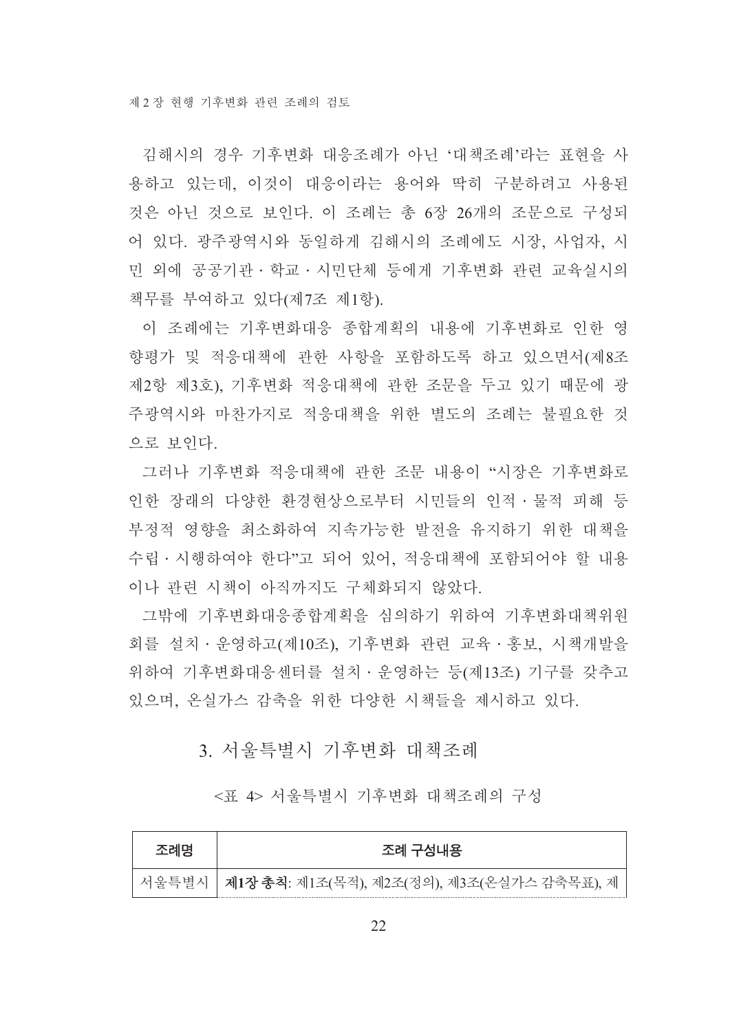김해시의 경우 기후변화 대응조례가 아닌 '대책조례'라는 표현을 사용하고 있는데, 이것이 대응이라는 용어와 딱히 구분하려고 사용된 것은 아닌 것으로 보인다. 이 조례는 총 6장 26개의 조문으로 구성되어 있다. 광주광역시와 동일하게 김해시의 조례에도 시장, 사업자, 시민 외에 공공기관·학교·시민단체 등에게 기후변화 관련 교육실시의 책무를 부여하고 있다(제7조 제1항).

이 조례에는 기후변화대응 종합계획의 내용에 기후변화로 인한 영향평가 및 적응대책에 관한 사항을 포함하도록 하고 있으면서(제8조 제2항 제3호), 기후변화 적응대책에 관한 조문을 두고 있기 때문에 광주광역시와 마찬가지로 적응대책을 위한 별도의 조례는 불필요한 것으로 보인다.

그러나 기후변화 적응대책에 관한 조문 내용이 "시장은 기후변화로 인한 장래의 다양한 환경현상으로부터 시민들의 인적·물적 피해 등 부정적 영향을 최소화하여 지속가능한 발전을 유지하기 위한 대책을 수립·시행하여야 한다"고 되어 있어, 적응대책에 포함되어야 할 내용이나 관련 시책이 아직까지도 구체화되지 않았다.

그밖에 기후변화대응종합계획을 심의하기 위하여 기후변화대책위원회를 설치·운영하고(제10조), 기후변화 관련 교육·홍보, 시책개발을 위하여 기후변화대응센터를 설치·운영하는 등(제13조) 기구를 갖추고 있으며, 온실가스 감축을 위한 다양한 시책들을 제시하고 있다.

## 3. 서울특별시 기후변화 대책조례

<표 4> 서울특별시 기후변화 대책조례의 구성

| 조례명 | 조례 구성내용 |
| --- | --- |
| 서울특별시 | **제1장 총칙**: 제1조(목적), 제2조(정의), 제3조(온실가스 감축목표), 제 |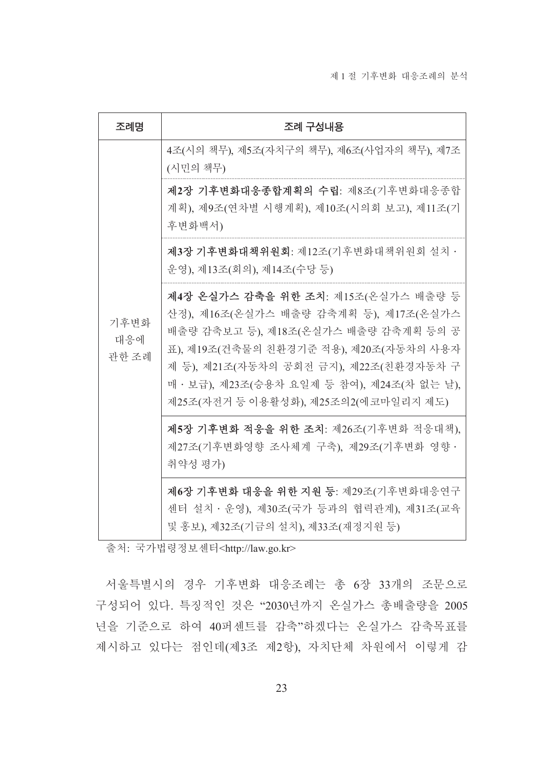| 조례명 | 조례 구성내용 |
| --- | --- |
| 기후변화 대응에 관한 조례 | 4조(시의 책무), 제5조(자치구의 책무), 제6조(사업자의 책무), 제7조(시민의 책무) |
| | **제2장 기후변화대응종합계획의 수립**: 제8조(기후변화대응종합계획), 제9조(연차별 시행계획), 제10조(시의회 보고), 제11조(기후변화백서) |
| | **제3장 기후변화대책위원회**: 제12조(기후변화대책위원회 설치 · 운영), 제13조(회의), 제14조(수당 등) |
| | **제4장 온실가스 감축을 위한 조치**: 제15조(온실가스 배출량 등 산정), 제16조(온실가스 배출량 감축계획 등), 제17조(온실가스 배출량 감축보고 등), 제18조(온실가스 배출량 감축계획 등의 공표), 제19조(건축물의 친환경기준 적용), 제20조(자동차의 사용자제 등), 제21조(자동차의 공회전 금지), 제22조(친환경자동차 구매 · 보급), 제23조(승용차 요일제 등 참여), 제24조(차 없는 날), 제25조(자전거 등 이용활성화), 제25조의2(에코마일리지 제도) |
| | **제5장 기후변화 적응을 위한 조치**: 제26조(기후변화 적응대책), 제27조(기후변화영향 조사체계 구축), 제29조(기후변화 영향 · 취약성 평가) |
| | **제6장 기후변화 대응을 위한 지원 등**: 제29조(기후변화대응연구센터 설치 · 운영), 제30조(국가 등과의 협력관계), 제31조(교육 및 홍보), 제32조(기금의 설치), 제33조(재정지원 등) |

출처: 국가법령정보센터<http://law.go.kr>

서울특별시의 경우 기후변화 대응조례는 총 6장 33개의 조문으로 구성되어 있다. 특징적인 것은 "2030년까지 온실가스 총배출량을 2005년을 기준으로 하여 40퍼센트를 감축"하겠다는 온실가스 감축목표를 제시하고 있다는 점인데(제3조 제2항), 자치단체 차원에서 이렇게 감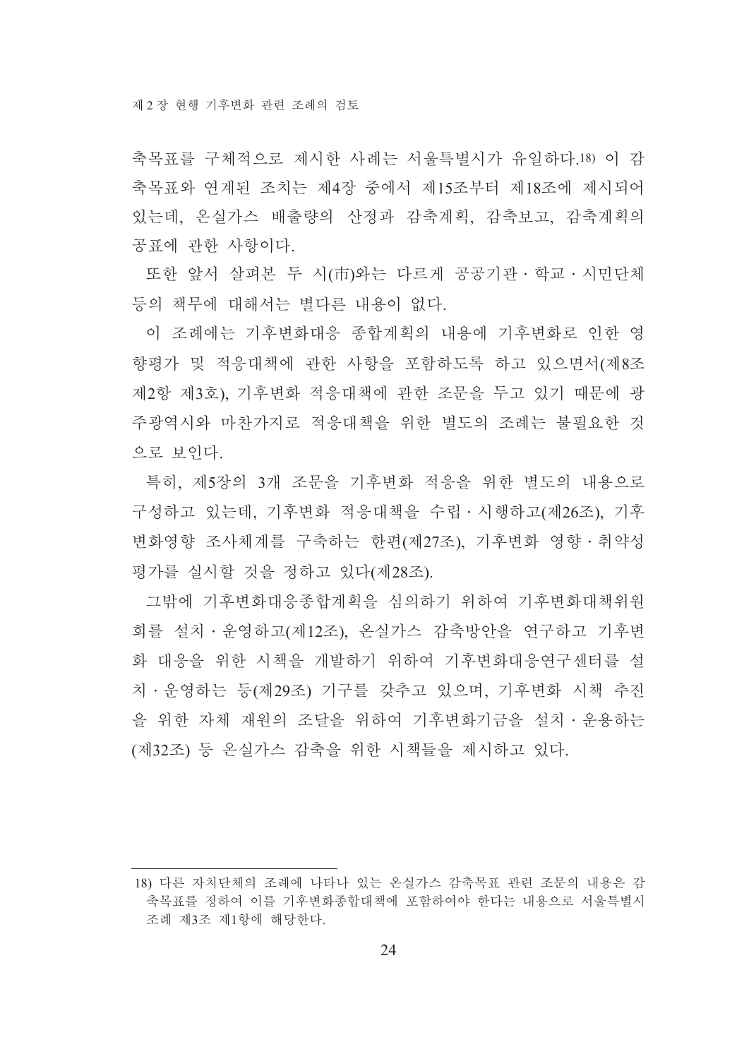축목표를 구체적으로 제시한 사례는 서울특별시가 유일하다.[18] 이 감축목표와 연계된 조치는 제4장 중에서 제15조부터 제18조에 제시되어 있는데, 온실가스 배출량의 산정과 감축계획, 감축보고, 감축계획의 공표에 관한 사항이다.

또한 앞서 살펴본 두 시(市)와는 다르게 공공기관 · 학교 · 시민단체 등의 책무에 대해서는 별다른 내용이 없다.

이 조례에는 기후변화대응 종합계획의 내용에 기후변화로 인한 영향평가 및 적응대책에 관한 사항을 포함하도록 하고 있으면서(제8조 제2항 제3호), 기후변화 적응대책에 관한 조문을 두고 있기 때문에 광주광역시와 마찬가지로 적응대책을 위한 별도의 조례는 불필요한 것으로 보인다.

특히, 제5장의 3개 조문을 기후변화 적응을 위한 별도의 내용으로 구성하고 있는데, 기후변화 적응대책을 수립 · 시행하고(제26조), 기후변화영향 조사체계를 구축하는 한편(제27조), 기후변화 영향 · 취약성 평가를 실시할 것을 정하고 있다(제28조).

그밖에 기후변화대응종합계획을 심의하기 위하여 기후변화대책위원회를 설치 · 운영하고(제12조), 온실가스 감축방안을 연구하고 기후변화 대응을 위한 시책을 개발하기 위하여 기후변화대응연구센터를 설치 · 운영하는 등(제29조) 기구를 갖추고 있으며, 기후변화 시책 추진을 위한 자체 재원의 조달을 위하여 기후변화기금을 설치 · 운용하는(제32조) 등 온실가스 감축을 위한 시책들을 제시하고 있다.

---

18) 다른 자치단체의 조례에 나타나 있는 온실가스 감축목표 관련 조문의 내용은 감축목표를 정하여 이를 기후변화종합대책에 포함하여야 한다는 내용으로 서울특별시 조례 제3조 제1항에 해당한다.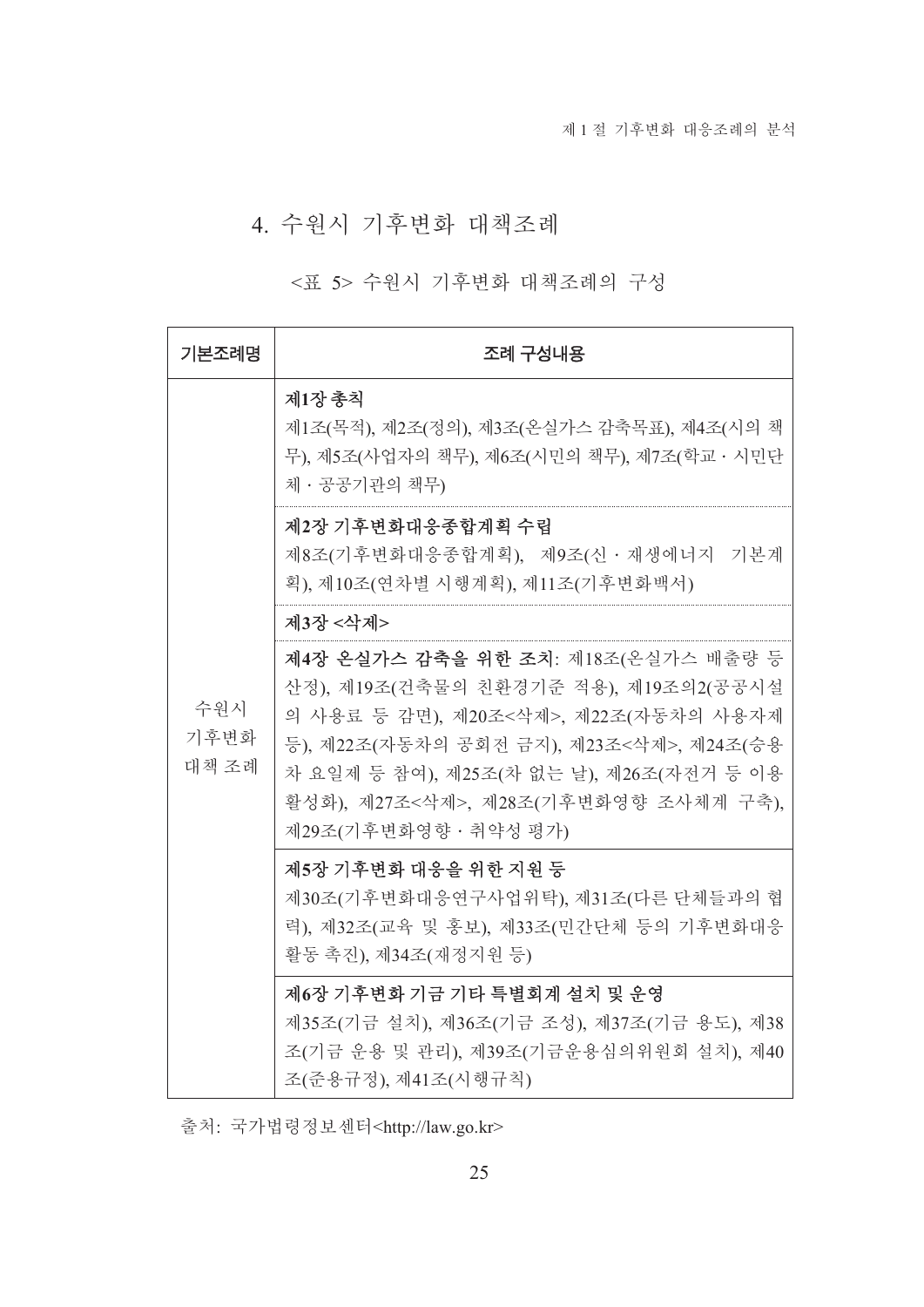## 4. 수원시 기후변화 대책조례

<표 5> 수원시 기후변화 대책조례의 구성

| 기본조례명 | 조례 구성내용 |
| --- | --- |
| 수원시 기후변화 대책 조례 | **제1장 총칙**<br>제1조(목적), 제2조(정의), 제3조(온실가스 감축목표), 제4조(시의 책무), 제5조(사업자의 책무), 제6조(시민의 책무), 제7조(학교 · 시민단체 · 공공기관의 책무) |
| | **제2장 기후변화대응종합계획 수립**<br>제8조(기후변화대응종합계획), 제9조(신 · 재생에너지 기본계획), 제10조(연차별 시행계획), 제11조(기후변화백서) |
| | **제3장 <삭제>** |
| | **제4장 온실가스 감축을 위한 조치**: 제18조(온실가스 배출량 등 산정), 제19조(건축물의 친환경기준 적용), 제19조의2(공공시설의 사용료 등 감면), 제20조<삭제>, 제22조(자동차의 사용자제 등), 제22조(자동차의 공회전 금지), 제23조<삭제>, 제24조(승용차 요일제 등 참여), 제25조(차 없는 날), 제26조(자전거 등 이용 활성화), 제27조<삭제>, 제28조(기후변화영향 조사체계 구축), 제29조(기후변화영향 · 취약성 평가) |
| | **제5장 기후변화 대응을 위한 지원 등**<br>제30조(기후변화대응연구사업위탁), 제31조(다른 단체들과의 협력), 제32조(교육 및 홍보), 제33조(민간단체 등의 기후변화대응 활동 촉진), 제34조(재정지원 등) |
| | **제6장 기후변화 기금 기타 특별회계 설치 및 운영**<br>제35조(기금 설치), 제36조(기금 조성), 제37조(기금 용도), 제38조(기금 운용 및 관리), 제39조(기금운용심의위원회 설치), 제40조(준용규정), 제41조(시행규칙) |

출처: 국가법령정보센터<http://law.go.kr>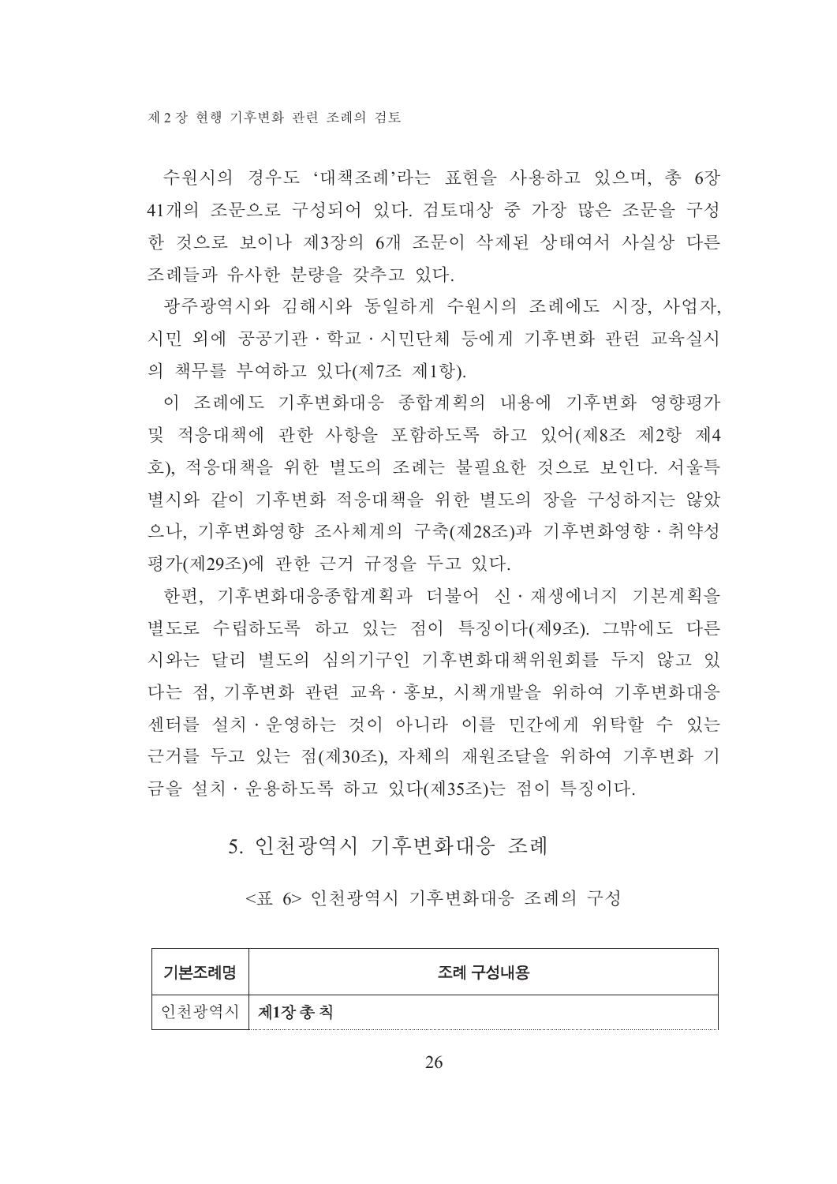수원시의 경우도 '대책조례'라는 표현을 사용하고 있으며, 총 6장 41개의 조문으로 구성되어 있다. 검토대상 중 가장 많은 조문을 구성한 것으로 보이나 제3장의 6개 조문이 삭제된 상태여서 사실상 다른 조례들과 유사한 분량을 갖추고 있다.

광주광역시와 김해시와 동일하게 수원시의 조례에도 시장, 사업자, 시민 외에 공공기관 · 학교 · 시민단체 등에게 기후변화 관련 교육실시의 책무를 부여하고 있다(제7조 제1항).

이 조례에도 기후변화대응 종합계획의 내용에 기후변화 영향평가 및 적응대책에 관한 사항을 포함하도록 하고 있어(제8조 제2항 제4호), 적응대책을 위한 별도의 조례는 불필요한 것으로 보인다. 서울특별시와 같이 기후변화 적응대책을 위한 별도의 장을 구성하지는 않았으나, 기후변화영향 조사체계의 구축(제28조)과 기후변화영향 · 취약성 평가(제29조)에 관한 근거 규정을 두고 있다.

한편, 기후변화대응종합계획과 더불어 신 · 재생에너지 기본계획을 별도로 수립하도록 하고 있는 점이 특징이다(제9조). 그밖에도 다른 시와는 달리 별도의 심의기구인 기후변화대책위원회를 두지 않고 있다는 점, 기후변화 관련 교육 · 홍보, 시책개발을 위하여 기후변화대응센터를 설치 · 운영하는 것이 아니라 이를 민간에게 위탁할 수 있는 근거를 두고 있는 점(제30조), 자체의 재원조달을 위하여 기후변화 기금을 설치 · 운용하도록 하고 있다(제35조)는 점이 특징이다.

## 5. 인천광역시 기후변화대응 조례

<표 6> 인천광역시 기후변화대응 조례의 구성

| 기본조례명 | 조례 구성내용 |
|---|---|
| 인천광역시 | **제1장 총 칙** |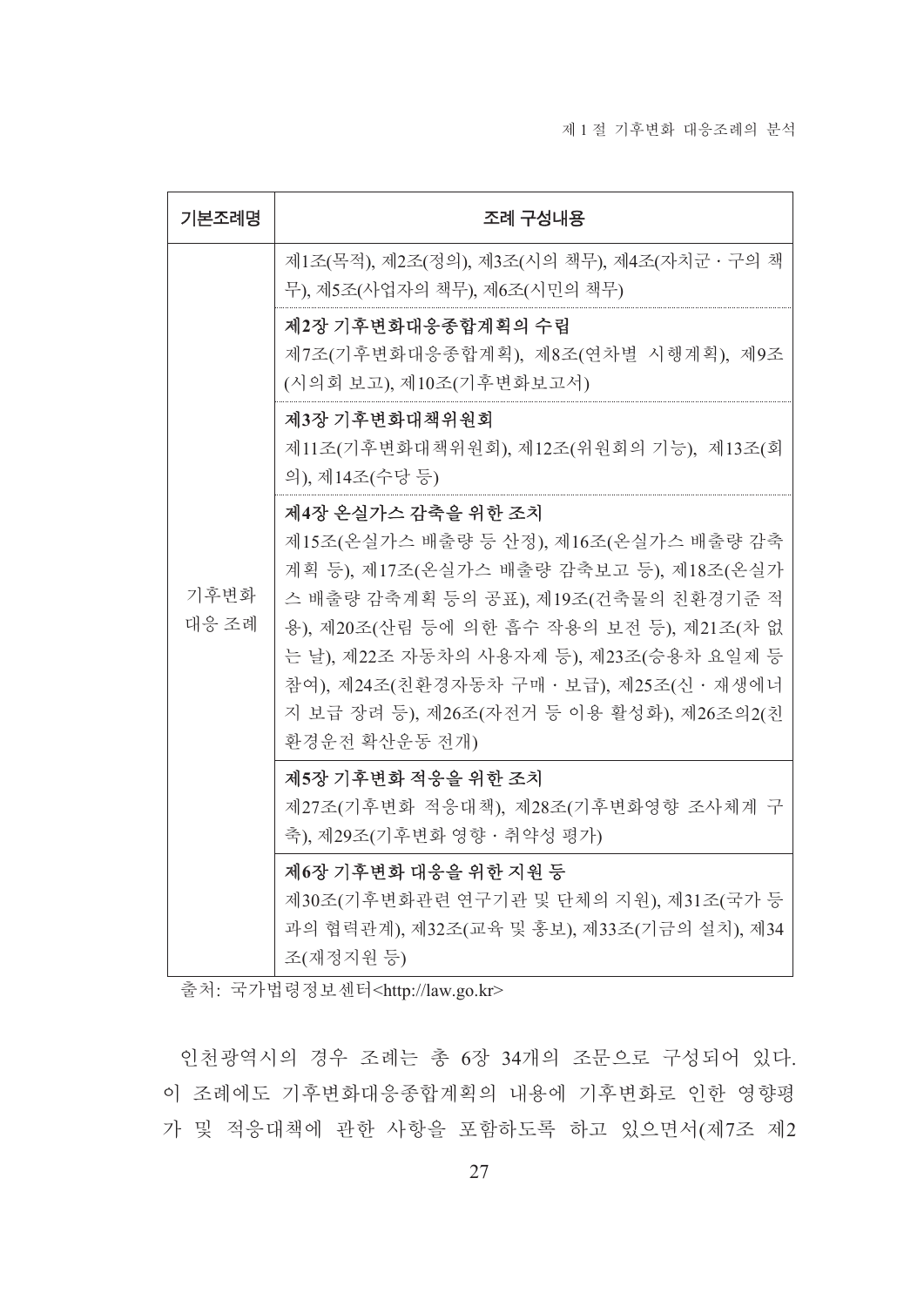| 기본조례명 | 조례 구성내용 |
|---|---|
| 기후변화 대응 조례 | 제1조(목적), 제2조(정의), 제3조(시의 책무), 제4조(자치군 · 구의 책무), 제5조(사업자의 책무), 제6조(시민의 책무) |
| | **제2장 기후변화대응종합계획의 수립**<br>제7조(기후변화대응종합계획), 제8조(연차별 시행계획), 제9조(시의회 보고), 제10조(기후변화보고서) |
| | **제3장 기후변화대책위원회**<br>제11조(기후변화대책위원회), 제12조(위원회의 기능), 제13조(회의), 제14조(수당 등) |
| | **제4장 온실가스 감축을 위한 조치**<br>제15조(온실가스 배출량 등 산정), 제16조(온실가스 배출량 감축계획 등), 제17조(온실가스 배출량 감축보고 등), 제18조(온실가스 배출량 감축계획 등의 공표), 제19조(건축물의 친환경기준 적용), 제20조(산림 등에 의한 흡수 작용의 보전 등), 제21조(차 없는 날), 제22조 자동차의 사용자제 등), 제23조(승용차 요일제 등 참여), 제24조(친환경자동차 구매 · 보급), 제25조(신 · 재생에너지 보급 장려 등), 제26조(자전거 등 이용 활성화), 제26조의2(친환경운전 확산운동 전개) |
| | **제5장 기후변화 적응을 위한 조치**<br>제27조(기후변화 적응대책), 제28조(기후변화영향 조사체계 구축), 제29조(기후변화 영향 · 취약성 평가) |
| | **제6장 기후변화 대응을 위한 지원 등**<br>제30조(기후변화관련 연구기관 및 단체의 지원), 제31조(국가 등과의 협력관계), 제32조(교육 및 홍보), 제33조(기금의 설치), 제34조(재정지원 등) |

출처: 국가법령정보센터<http://law.go.kr>

인천광역시의 경우 조례는 총 6장 34개의 조문으로 구성되어 있다. 이 조례에도 기후변화대응종합계획의 내용에 기후변화로 인한 영향평가 및 적응대책에 관한 사항을 포함하도록 하고 있으면서(제7조 제2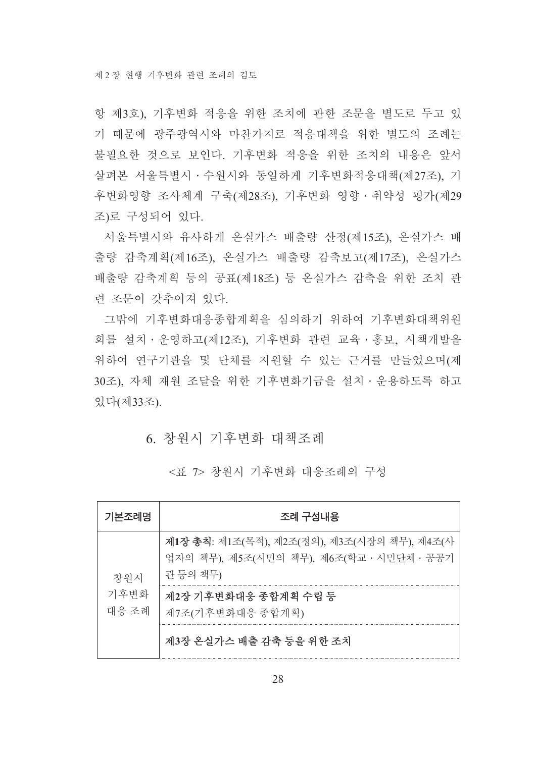항 제3호), 기후변화 적응을 위한 조치에 관한 조문을 별도로 두고 있기 때문에 광주광역시와 마찬가지로 적응대책을 위한 별도의 조례는 불필요한 것으로 보인다. 기후변화 적응을 위한 조치의 내용은 앞서 살펴본 서울특별시 · 수원시와 동일하게 기후변화적응대책(제27조), 기후변화영향 조사체계 구축(제28조), 기후변화 영향 · 취약성 평가(제29조)로 구성되어 있다.

서울특별시와 유사하게 온실가스 배출량 산정(제15조), 온실가스 배출량 감축계획(제16조), 온실가스 배출량 감축보고(제17조), 온실가스 배출량 감축계획 등의 공표(제18조) 등 온실가스 감축을 위한 조치 관련 조문이 갖추어져 있다.

그밖에 기후변화대응종합계획을 심의하기 위하여 기후변화대책위원회를 설치 · 운영하고(제12조), 기후변화 관련 교육 · 홍보, 시책개발을 위하여 연구기관을 및 단체를 지원할 수 있는 근거를 만들었으며(제30조), 자체 재원 조달을 위한 기후변화기금을 설치 · 운용하도록 하고 있다(제33조).

## 6. 창원시 기후변화 대책조례

<표 7> 창원시 기후변화 대응조례의 구성

| 기본조례명 | 조례 구성내용 |
| --- | --- |
| 창원시 기후변화 대응 조례 | **제1장 총칙**: 제1조(목적), 제2조(정의), 제3조(시장의 책무), 제4조(사업자의 책무), 제5조(시민의 책무), 제6조(학교 · 시민단체 · 공공기관 등의 책무) |
| | **제2장 기후변화대응 종합계획 수립 등** 제7조(기후변화대응 종합계획) |
| | **제3장 온실가스 배출 감축 등을 위한 조치** |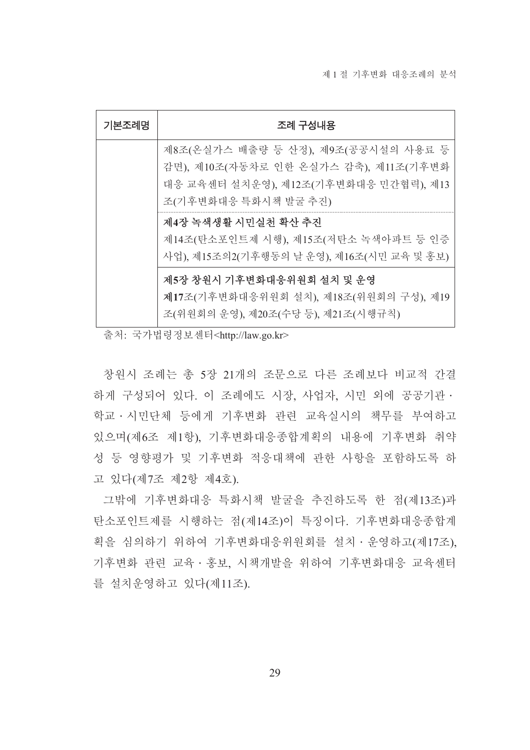| 기본조례명 | 조례 구성내용 |
| --- | --- |
| | 제8조(온실가스 배출량 등 산정), 제9조(공공시설의 사용료 등 감면), 제10조(자동차로 인한 온실가스 감축), 제11조(기후변화대응 교육센터 설치운영), 제12조(기후변화대응 민간협력), 제13조(기후변화대응 특화시책 발굴 추진) |
| | **제4장 녹색생활 시민실천 확산 추진**<br>제14조(탄소포인트제 시행), 제15조(저탄소 녹색아파트 등 인증사업), 제15조의2(기후행동의 날 운영), 제16조(시민 교육 및 홍보) |
| | **제5장 창원시 기후변화대응위원회 설치 및 운영**<br>**제17**조(기후변화대응위원회 설치), 제18조(위원회의 구성), 제19조(위원회의 운영), 제20조(수당 등), 제21조(시행규칙) |

출처: 국가법령정보센터<http://law.go.kr>

창원시 조례는 총 5장 21개의 조문으로 다른 조례보다 비교적 간결하게 구성되어 있다. 이 조례에도 시장, 사업자, 시민 외에 공공기관·학교·시민단체 등에게 기후변화 관련 교육실시의 책무를 부여하고 있으며(제6조 제1항), 기후변화대응종합계획의 내용에 기후변화 취약성 등 영향평가 및 기후변화 적응대책에 관한 사항을 포함하도록 하고 있다(제7조 제2항 제4호).

그밖에 기후변화대응 특화시책 발굴을 추진하도록 한 점(제13조)과 탄소포인트제를 시행하는 점(제14조)이 특징이다. 기후변화대응종합계획을 심의하기 위하여 기후변화대응위원회를 설치·운영하고(제17조), 기후변화 관련 교육·홍보, 시책개발을 위하여 기후변화대응 교육센터를 설치운영하고 있다(제11조).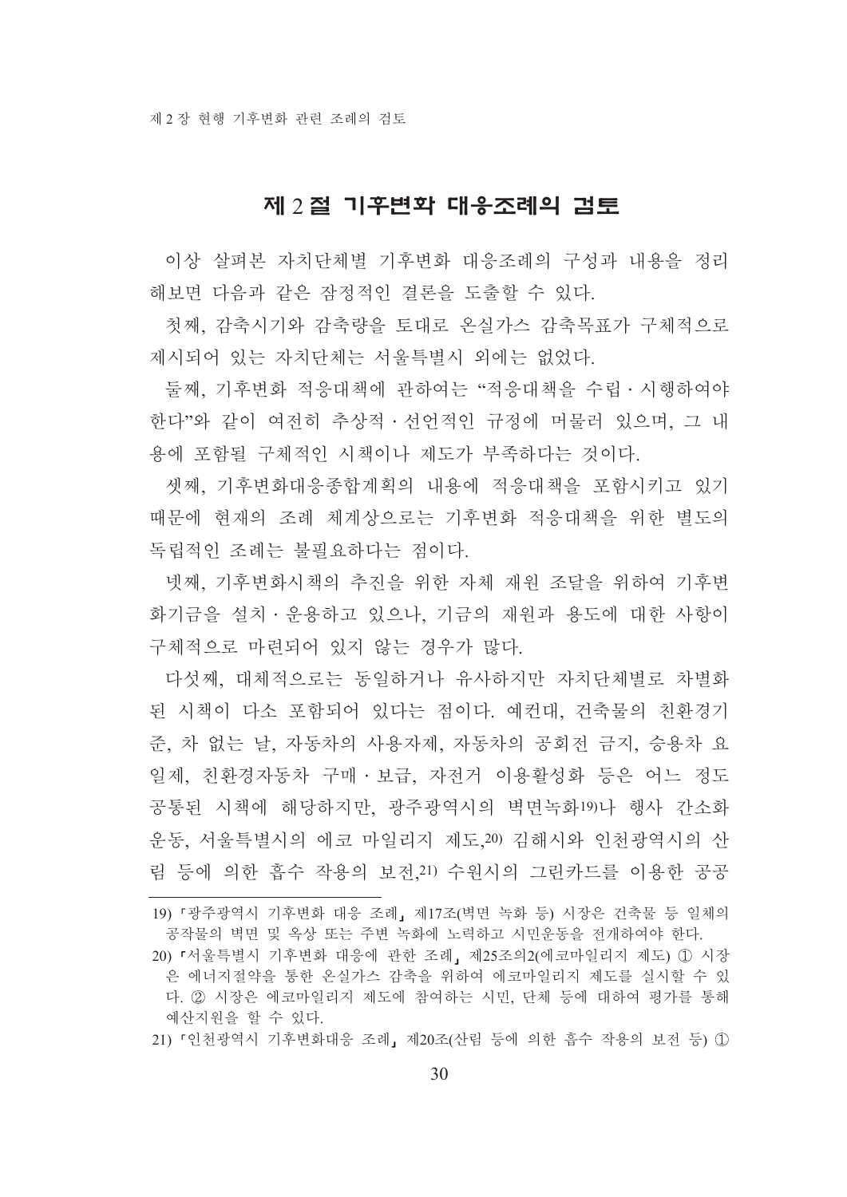## 제 2 절 기후변화 대응조례의 검토

이상 살펴본 자치단체별 기후변화 대응조례의 구성과 내용을 정리해보면 다음과 같은 잠정적인 결론을 도출할 수 있다.

첫째, 감축시기와 감축량을 토대로 온실가스 감축목표가 구체적으로 제시되어 있는 자치단체는 서울특별시 외에는 없었다.

둘째, 기후변화 적응대책에 관하여는 "적응대책을 수립·시행하여야 한다"와 같이 여전히 추상적·선언적인 규정에 머물러 있으며, 그 내용에 포함될 구체적인 시책이나 제도가 부족하다는 것이다.

셋째, 기후변화대응종합계획의 내용에 적응대책을 포함시키고 있기 때문에 현재의 조례 체계상으로는 기후변화 적응대책을 위한 별도의 독립적인 조례는 불필요하다는 점이다.

넷째, 기후변화시책의 추진을 위한 자체 재원 조달을 위하여 기후변화기금을 설치·운용하고 있으나, 기금의 재원과 용도에 대한 사항이 구체적으로 마련되어 있지 않는 경우가 많다.

다섯째, 대체적으로는 동일하거나 유사하지만 자치단체별로 차별화된 시책이 다소 포함되어 있다는 점이다. 예컨대, 건축물의 친환경기준, 차 없는 날, 자동차의 사용자제, 자동차의 공회전 금지, 승용차 요일제, 친환경자동차 구매·보급, 자전거 이용활성화 등은 어느 정도 공통된 시책에 해당하지만, 광주광역시의 벽면녹화[19]나 행사 간소화 운동, 서울특별시의 에코 마일리지 제도,[20] 김해시와 인천광역시의 산림 등에 의한 흡수 작용의 보전,[21] 수원시의 그린카드를 이용한 공공

---

19) 「광주광역시 기후변화 대응 조례」 제17조(벽면 녹화 등) 시장은 건축물 등 일체의 공작물의 벽면 및 옥상 또는 주변 녹화에 노력하고 시민운동을 전개하여야 한다.

20) 「서울특별시 기후변화 대응에 관한 조례」 제25조의2(에코마일리지 제도) ① 시장은 에너지절약을 통한 온실가스 감축을 위하여 에코마일리지 제도를 실시할 수 있다. ② 시장은 에코마일리지 제도에 참여하는 시민, 단체 등에 대하여 평가를 통해 예산지원을 할 수 있다.

21) 「인천광역시 기후변화대응 조례」 제20조(산림 등에 의한 흡수 작용의 보전 등) ①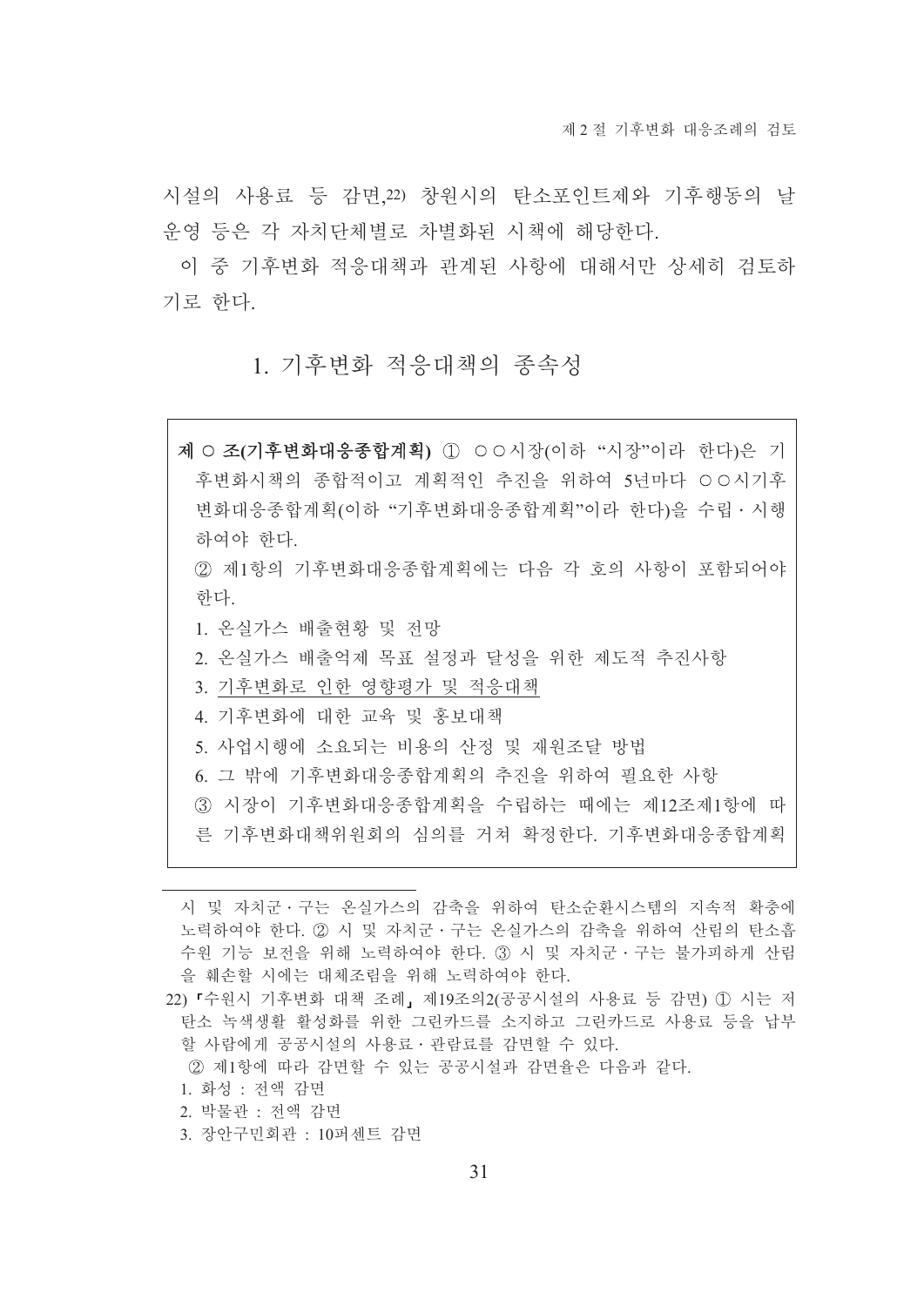시설의 사용료 등 감면,[22] 창원시의 탄소포인트제와 기후행동의 날 운영 등은 각 자치단체별로 차별화된 시책에 해당한다.

이 중 기후변화 적응대책과 관계된 사항에 대해서만 상세히 검토하기로 한다.

## 1. 기후변화 적응대책의 종속성

> **제 ○ 조(기후변화대응종합계획)** ① ○○시장(이하 "시장"이라 한다)은 기후변화시책의 종합적이고 계획적인 추진을 위하여 5년마다 ○○시기후변화대응종합계획(이하 "기후변화대응종합계획"이라 한다)을 수립·시행하여야 한다.
>
> ② 제1항의 기후변화대응종합계획에는 다음 각 호의 사항이 포함되어야 한다.
>
> 1. 온실가스 배출현황 및 전망
> 2. 온실가스 배출억제 목표 설정과 달성을 위한 제도적 추진사항
> 3. <u>기후변화로 인한 영향평가 및 적응대책</u>
> 4. 기후변화에 대한 교육 및 홍보대책
> 5. 사업시행에 소요되는 비용의 산정 및 재원조달 방법
> 6. 그 밖에 기후변화대응종합계획의 추진을 위하여 필요한 사항
>
> ③ 시장이 기후변화대응종합계획을 수립하는 때에는 제12조제1항에 따른 기후변화대책위원회의 심의를 거쳐 확정한다. 기후변화대응종합계획

---

시 및 자치군·구는 온실가스의 감축을 위하여 탄소순환시스템의 지속적 확충에 노력하여야 한다. ② 시 및 자치군·구는 온실가스의 감축을 위하여 산림의 탄소흡수원 기능 보전을 위해 노력하여야 한다. ③ 시 및 자치군·구는 불가피하게 산림을 훼손할 시에는 대체조림을 위해 노력하여야 한다.

22) 「수원시 기후변화 대책 조례」 제19조의2(공공시설의 사용료 등 감면) ① 시는 저탄소 녹색생활 활성화를 위한 그린카드를 소지하고 그린카드로 사용료 등을 납부할 사람에게 공공시설의 사용료·관람료를 감면할 수 있다.
② 제1항에 따라 감면할 수 있는 공공시설과 감면율은 다음과 같다.
1. 화성 : 전액 감면
2. 박물관 : 전액 감면
3. 장안구민회관 : 10퍼센트 감면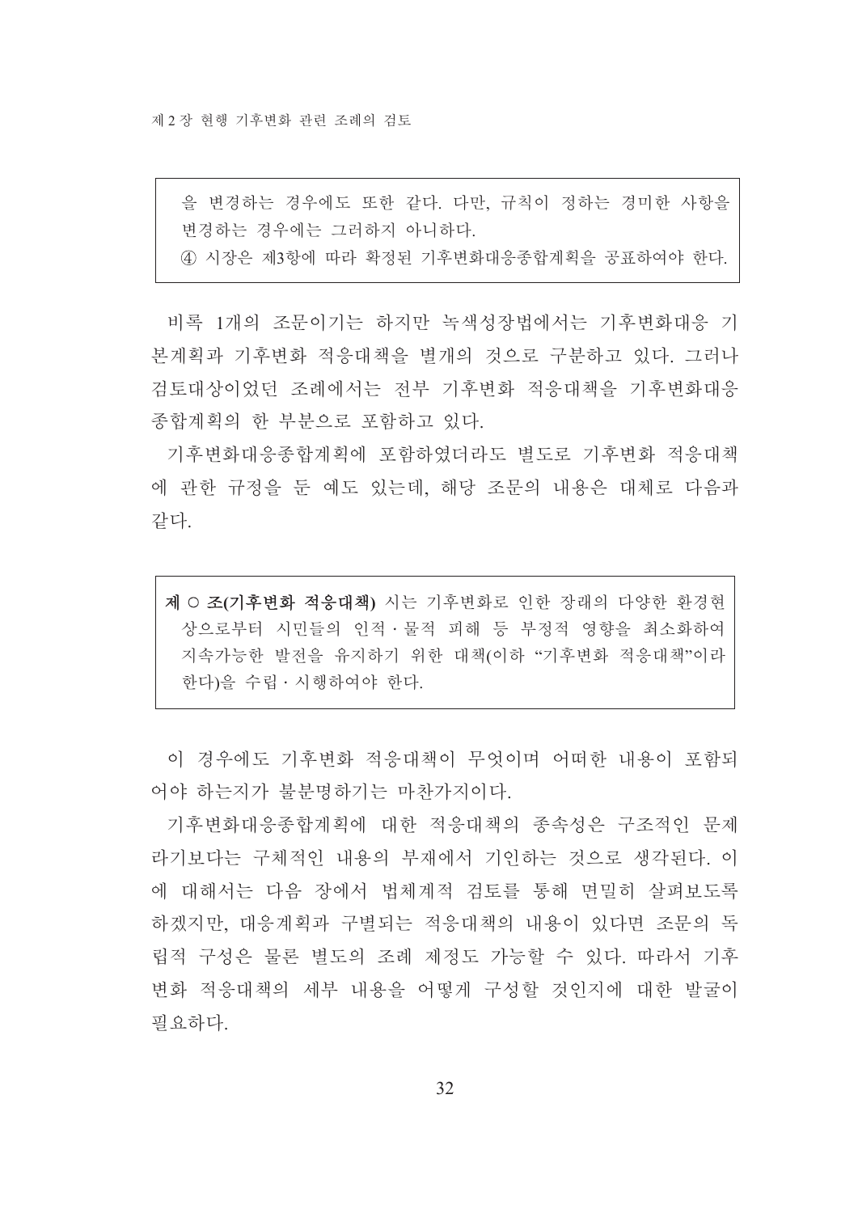> 을 변경하는 경우에도 또한 같다. 다만, 규칙이 정하는 경미한 사항을 변경하는 경우에는 그러하지 아니하다.
>
> ④ 시장은 제3항에 따라 확정된 기후변화대응종합계획을 공표하여야 한다.

비록 1개의 조문이기는 하지만 녹색성장법에서는 기후변화대응 기본계획과 기후변화 적응대책을 별개의 것으로 구분하고 있다. 그러나 검토대상이었던 조례에서는 전부 기후변화 적응대책을 기후변화대응종합계획의 한 부분으로 포함하고 있다.

기후변화대응종합계획에 포함하였더라도 별도로 기후변화 적응대책에 관한 규정을 둔 예도 있는데, 해당 조문의 내용은 대체로 다음과 같다.

> **제 ○ 조(기후변화 적응대책)** 시는 기후변화로 인한 장래의 다양한 환경현상으로부터 시민들의 인적·물적 피해 등 부정적 영향을 최소화하여 지속가능한 발전을 유지하기 위한 대책(이하 "기후변화 적응대책"이라 한다)을 수립·시행하여야 한다.

이 경우에도 기후변화 적응대책이 무엇이며 어떠한 내용이 포함되어야 하는지가 불분명하기는 마찬가지이다.

기후변화대응종합계획에 대한 적응대책의 종속성은 구조적인 문제라기보다는 구체적인 내용의 부재에서 기인하는 것으로 생각된다. 이에 대해서는 다음 장에서 법체계적 검토를 통해 면밀히 살펴보도록 하겠지만, 대응계획과 구별되는 적응대책의 내용이 있다면 조문의 독립적 구성은 물론 별도의 조례 제정도 가능할 수 있다. 따라서 기후변화 적응대책의 세부 내용을 어떻게 구성할 것인지에 대한 발굴이 필요하다.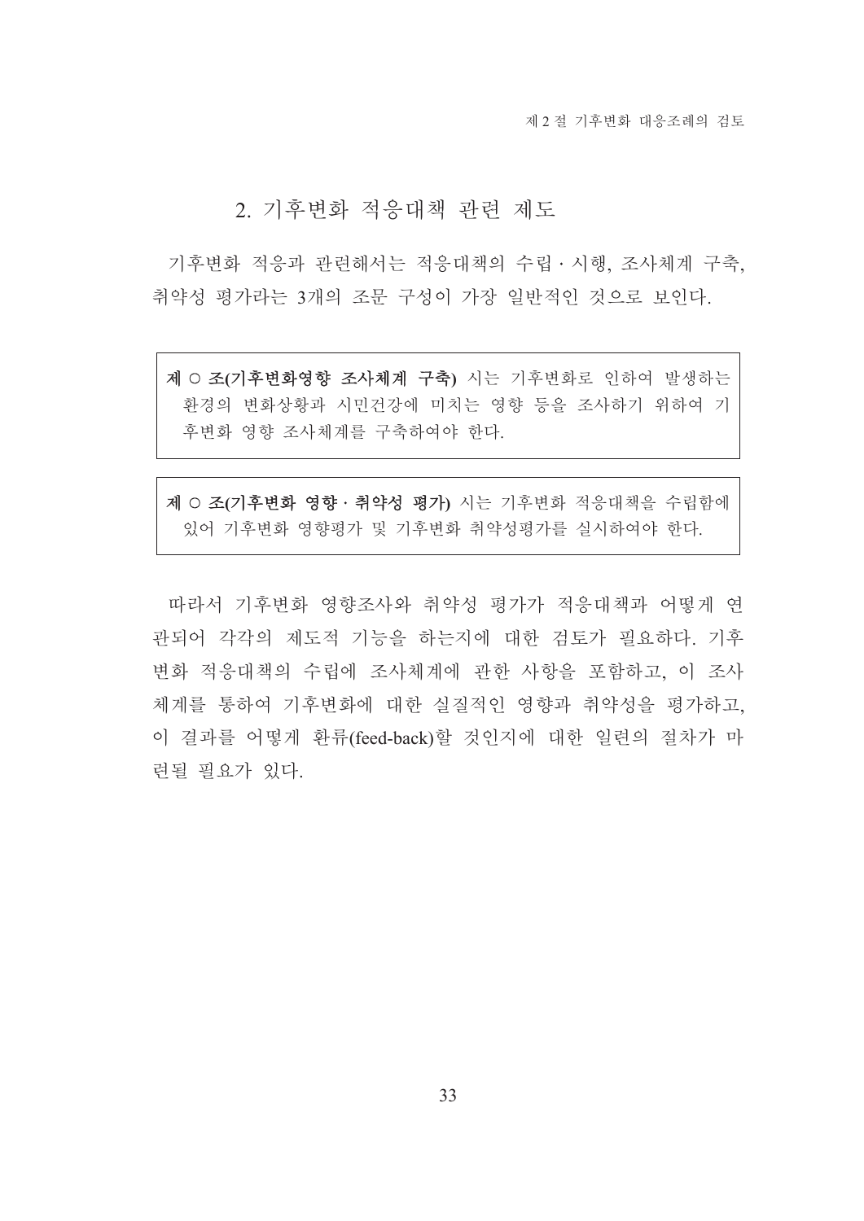## 2. 기후변화 적응대책 관련 제도

기후변화 적응과 관련해서는 적응대책의 수립 · 시행, 조사체계 구축, 취약성 평가라는 3개의 조문 구성이 가장 일반적인 것으로 보인다.

> **제 ○ 조(기후변화영향 조사체계 구축)** 시는 기후변화로 인하여 발생하는 환경의 변화상황과 시민건강에 미치는 영향 등을 조사하기 위하여 기후변화 영향 조사체계를 구축하여야 한다.

> **제 ○ 조(기후변화 영향 · 취약성 평가)** 시는 기후변화 적응대책을 수립함에 있어 기후변화 영향평가 및 기후변화 취약성평가를 실시하여야 한다.

따라서 기후변화 영향조사와 취약성 평가가 적응대책과 어떻게 연관되어 각각의 제도적 기능을 하는지에 대한 검토가 필요하다. 기후변화 적응대책의 수립에 조사체계에 관한 사항을 포함하고, 이 조사체계를 통하여 기후변화에 대한 실질적인 영향과 취약성을 평가하고, 이 결과를 어떻게 환류(feed-back)할 것인지에 대한 일련의 절차가 마련될 필요가 있다.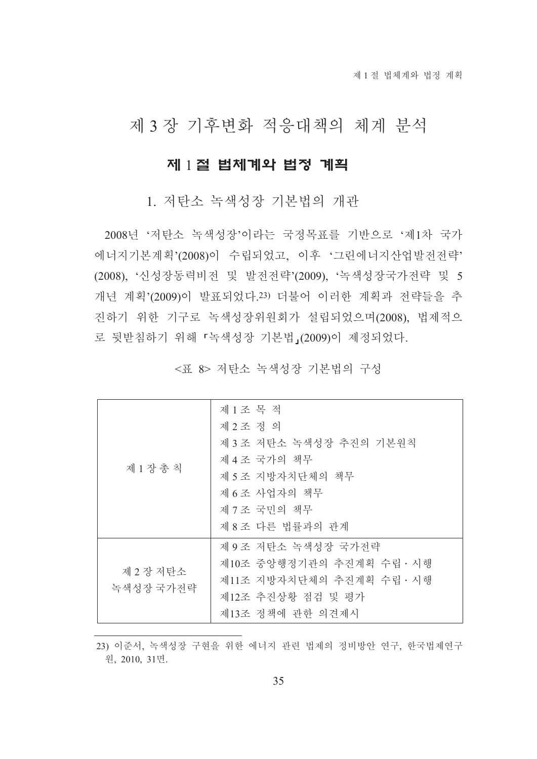# 제 3 장 기후변화 적응대책의 체계 분석

## 제 1 절 법체계와 법정 계획

### 1. 저탄소 녹색성장 기본법의 개관

2008년 '저탄소 녹색성장'이라는 국정목표를 기반으로 '제1차 국가에너지기본계획'(2008)이 수립되었고, 이후 '그린에너지산업발전전략'(2008), '신성장동력비전 및 발전전략'(2009), '녹색성장국가전략 및 5개년 계획'(2009)이 발표되었다.[23] 더불어 이러한 계획과 전략들을 추진하기 위한 기구로 녹색성장위원회가 설립되었으며(2008), 법제적으로 뒷받침하기 위해 「녹색성장 기본법」(2009)이 제정되었다.

<표 8> 저탄소 녹색성장 기본법의 구성

| | |
|---|---|
| 제 1 장 총 칙 | 제 1 조 목 적<br>제 2 조 정 의<br>제 3 조 저탄소 녹색성장 추진의 기본원칙<br>제 4 조 국가의 책무<br>제 5 조 지방자치단체의 책무<br>제 6 조 사업자의 책무<br>제 7 조 국민의 책무<br>제 8 조 다른 법률과의 관계 |
| 제 2 장 저탄소 녹색성장 국가전략 | 제 9 조 저탄소 녹색성장 국가전략<br>제10조 중앙행정기관의 추진계획 수립 · 시행<br>제11조 지방자치단체의 추진계획 수립 · 시행<br>제12조 추진상황 점검 및 평가<br>제13조 정책에 관한 의견제시 |

---

23) 이준서, 녹색성장 구현을 위한 에너지 관련 법제의 정비방안 연구, 한국법제연구원, 2010, 31면.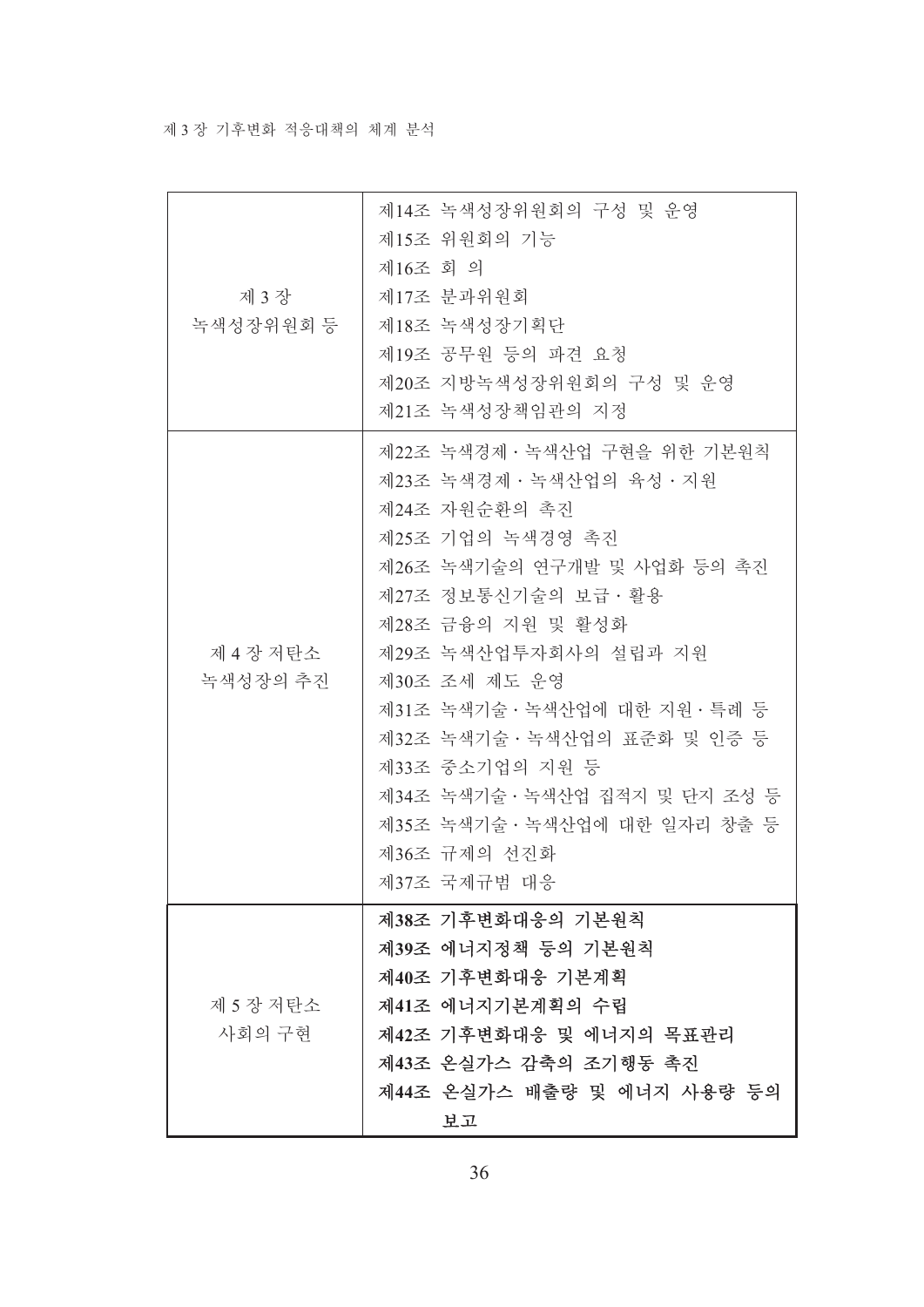| | |
|---|---|
| 제 3 장<br>녹색성장위원회 등 | 제14조 녹색성장위원회의 구성 및 운영<br>제15조 위원회의 기능<br>제16조 회 의<br>제17조 분과위원회<br>제18조 녹색성장기획단<br>제19조 공무원 등의 파견 요청<br>제20조 지방녹색성장위원회의 구성 및 운영<br>제21조 녹색성장책임관의 지정 |
| 제 4 장 저탄소<br>녹색성장의 추진 | 제22조 녹색경제 · 녹색산업 구현을 위한 기본원칙<br>제23조 녹색경제 · 녹색산업의 육성 · 지원<br>제24조 자원순환의 촉진<br>제25조 기업의 녹색경영 촉진<br>제26조 녹색기술의 연구개발 및 사업화 등의 촉진<br>제27조 정보통신기술의 보급 · 활용<br>제28조 금융의 지원 및 활성화<br>제29조 녹색산업투자회사의 설립과 지원<br>제30조 조세 제도 운영<br>제31조 녹색기술 · 녹색산업에 대한 지원 · 특례 등<br>제32조 녹색기술 · 녹색산업의 표준화 및 인증 등<br>제33조 중소기업의 지원 등<br>제34조 녹색기술 · 녹색산업 집적지 및 단지 조성 등<br>제35조 녹색기술 · 녹색산업에 대한 일자리 창출 등<br>제36조 규제의 선진화<br>제37조 국제규범 대응 |
| 제 5 장 저탄소<br>사회의 구현 | **제38조 기후변화대응의 기본원칙**<br>**제39조 에너지정책 등의 기본원칙**<br>**제40조 기후변화대응 기본계획**<br>**제41조 에너지기본계획의 수립**<br>**제42조 기후변화대응 및 에너지의 목표관리**<br>**제43조 온실가스 감축의 조기행동 촉진**<br>**제44조 온실가스 배출량 및 에너지 사용량 등의 보고** |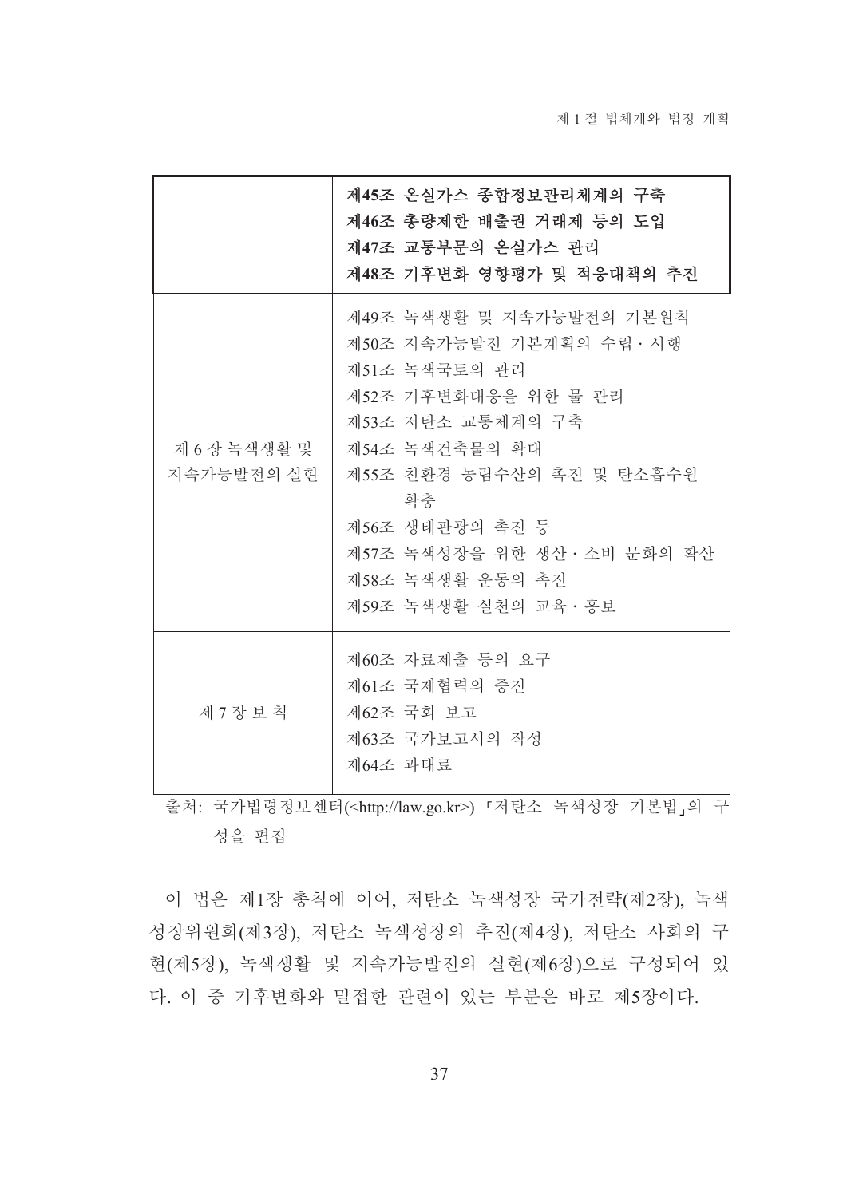| | |
|---|---|
| | **第45조 온실가스 종합정보관리체계의 구축**<br>**第46조 총량제한 배출권 거래제 등의 도입**<br>**第47조 교통부문의 온실가스 관리**<br>**第48조 기후변화 영향평가 및 적응대책의 추진** |
| 제 6 장 녹색생활 및 지속가능발전의 실현 | 제49조 녹색생활 및 지속가능발전의 기본원칙<br>제50조 지속가능발전 기본계획의 수립 · 시행<br>제51조 녹색국토의 관리<br>제52조 기후변화대응을 위한 물 관리<br>제53조 저탄소 교통체계의 구축<br>제54조 녹색건축물의 확대<br>제55조 친환경 농림수산의 촉진 및 탄소흡수원 확충<br>제56조 생태관광의 촉진 등<br>제57조 녹색성장을 위한 생산 · 소비 문화의 확산<br>제58조 녹색생활 운동의 촉진<br>제59조 녹색생활 실천의 교육 · 홍보 |
| 제 7 장 보 칙 | 제60조 자료제출 등의 요구<br>제61조 국제협력의 증진<br>제62조 국회 보고<br>제63조 국가보고서의 작성<br>제64조 과태료 |

출처: 국가법령정보센터(<http://law.go.kr>) 「저탄소 녹색성장 기본법」의 구성을 편집

이 법은 제1장 총칙에 이어, 저탄소 녹색성장 국가전략(제2장), 녹색성장위원회(제3장), 저탄소 녹색성장의 추진(제4장), 저탄소 사회의 구현(제5장), 녹색생활 및 지속가능발전의 실현(제6장)으로 구성되어 있다. 이 중 기후변화와 밀접한 관련이 있는 부분은 바로 제5장이다.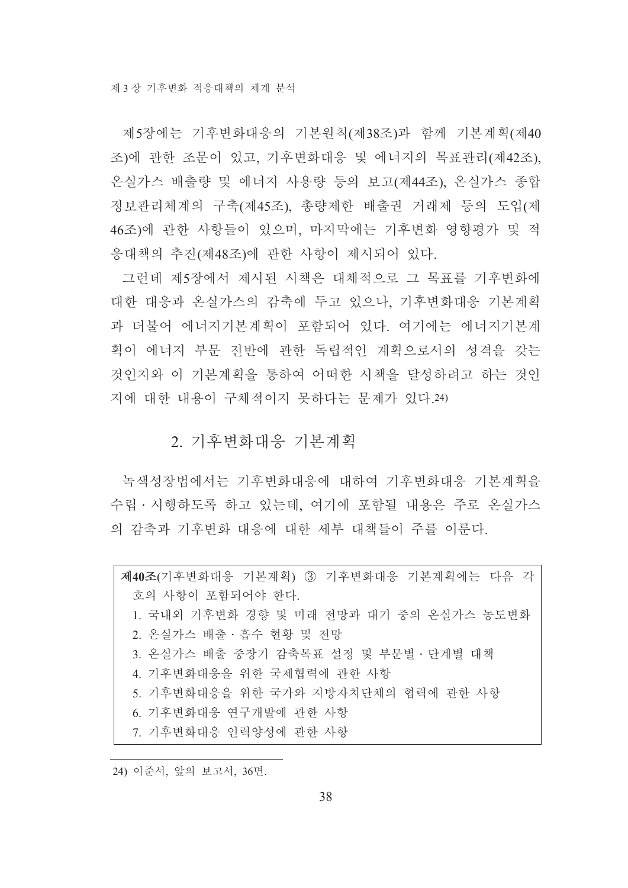제5장에는 기후변화대응의 기본원칙(제38조)과 함께 기본계획(제40조)에 관한 조문이 있고, 기후변화대응 및 에너지의 목표관리(제42조), 온실가스 배출량 및 에너지 사용량 등의 보고(제44조), 온실가스 종합정보관리체계의 구축(제45조), 총량제한 배출권 거래제 등의 도입(제46조)에 관한 사항들이 있으며, 마지막에는 기후변화 영향평가 및 적응대책의 추진(제48조)에 관한 사항이 제시되어 있다.

그런데 제5장에서 제시된 시책은 대체적으로 그 목표를 기후변화에 대한 대응과 온실가스의 감축에 두고 있으나, 기후변화대응 기본계획과 더불어 에너지기본계획이 포함되어 있다. 여기에는 에너지기본계획이 에너지 부문 전반에 관한 독립적인 계획으로서의 성격을 갖는 것인지와 이 기본계획을 통하여 어떠한 시책을 달성하려고 하는 것인지에 대한 내용이 구체적이지 못하다는 문제가 있다.[24]

## 2. 기후변화대응 기본계획

녹색성장법에서는 기후변화대응에 대하여 기후변화대응 기본계획을 수립·시행하도록 하고 있는데, 여기에 포함될 내용은 주로 온실가스의 감축과 기후변화 대응에 대한 세부 대책들이 주를 이룬다.

**제40조**(기후변화대응 기본계획) ③ 기후변화대응 기본계획에는 다음 각 호의 사항이 포함되어야 한다.

1. 국내외 기후변화 경향 및 미래 전망과 대기 중의 온실가스 농도변화
2. 온실가스 배출·흡수 현황 및 전망
3. 온실가스 배출 중장기 감축목표 설정 및 부문별·단계별 대책
4. 기후변화대응을 위한 국제협력에 관한 사항
5. 기후변화대응을 위한 국가와 지방자치단체의 협력에 관한 사항
6. 기후변화대응 연구개발에 관한 사항
7. 기후변화대응 인력양성에 관한 사항

---

24) 이준서, 앞의 보고서, 36면.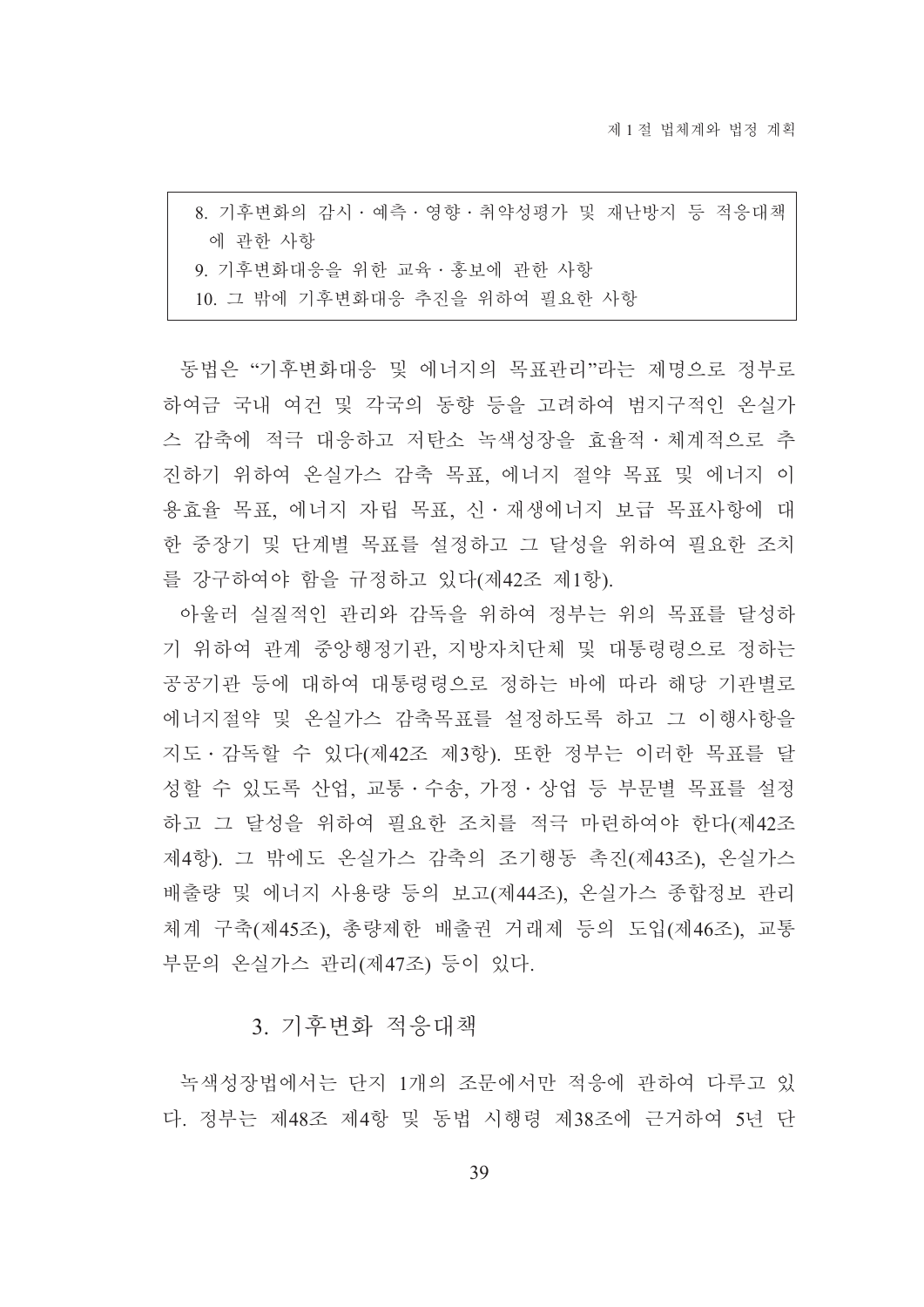> 8. 기후변화의 감시 · 예측 · 영향 · 취약성평가 및 재난방지 등 적응대책에 관한 사항
> 9. 기후변화대응을 위한 교육 · 홍보에 관한 사항
> 10. 그 밖에 기후변화대응 추진을 위하여 필요한 사항

동법은 “기후변화대응 및 에너지의 목표관리”라는 제명으로 정부로 하여금 국내 여건 및 각국의 동향 등을 고려하여 범지구적인 온실가스 감축에 적극 대응하고 저탄소 녹색성장을 효율적 · 체계적으로 추진하기 위하여 온실가스 감축 목표, 에너지 절약 목표 및 에너지 이용효율 목표, 에너지 자립 목표, 신 · 재생에너지 보급 목표사항에 대한 중장기 및 단계별 목표를 설정하고 그 달성을 위하여 필요한 조치를 강구하여야 함을 규정하고 있다(제42조 제1항).

아울러 실질적인 관리와 감독을 위하여 정부는 위의 목표를 달성하기 위하여 관계 중앙행정기관, 지방자치단체 및 대통령령으로 정하는 공공기관 등에 대하여 대통령령으로 정하는 바에 따라 해당 기관별로 에너지절약 및 온실가스 감축목표를 설정하도록 하고 그 이행사항을 지도 · 감독할 수 있다(제42조 제3항). 또한 정부는 이러한 목표를 달성할 수 있도록 산업, 교통 · 수송, 가정 · 상업 등 부문별 목표를 설정하고 그 달성을 위하여 필요한 조치를 적극 마련하여야 한다(제42조 제4항). 그 밖에도 온실가스 감축의 조기행동 촉진(제43조), 온실가스 배출량 및 에너지 사용량 등의 보고(제44조), 온실가스 종합정보 관리체계 구축(제45조), 총량제한 배출권 거래제 등의 도입(제46조), 교통부문의 온실가스 관리(제47조) 등이 있다.

### 3. 기후변화 적응대책

녹색성장법에서는 단지 1개의 조문에서만 적응에 관하여 다루고 있다. 정부는 제48조 제4항 및 동법 시행령 제38조에 근거하여 5년 단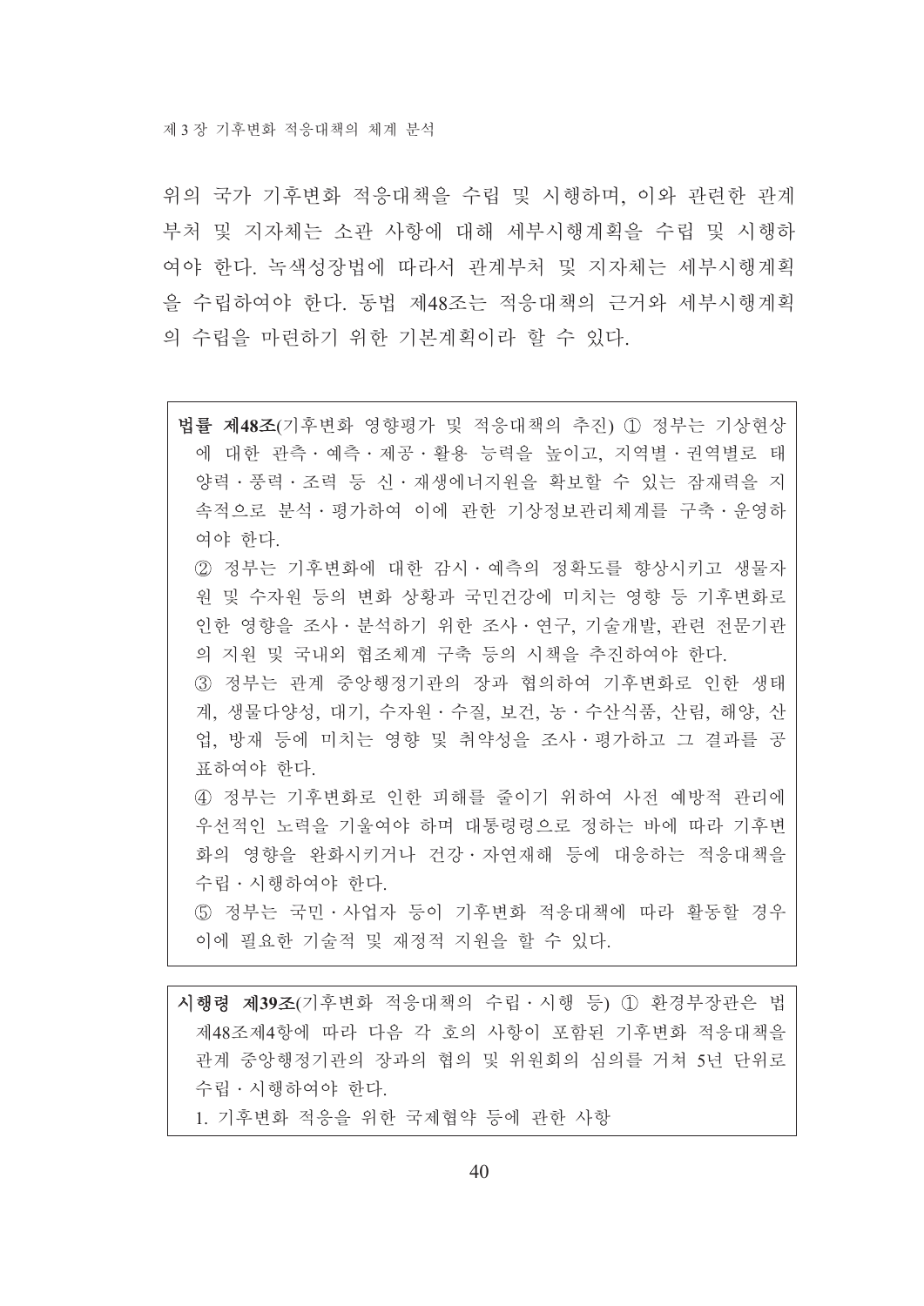위의 국가 기후변화 적응대책을 수립 및 시행하며, 이와 관련한 관계 부처 및 지자체는 소관 사항에 대해 세부시행계획을 수립 및 시행하여야 한다. 녹색성장법에 따라서 관계부처 및 지자체는 세부시행계획을 수립하여야 한다. 동법 제48조는 적응대책의 근거와 세부시행계획의 수립을 마련하기 위한 기본계획이라 할 수 있다.

> **법률 제48조**(기후변화 영향평가 및 적응대책의 추진) ① 정부는 기상현상에 대한 관측ㆍ예측ㆍ제공ㆍ활용 능력을 높이고, 지역별ㆍ권역별로 태양력ㆍ풍력ㆍ조력 등 신ㆍ재생에너지원을 확보할 수 있는 잠재력을 지속적으로 분석ㆍ평가하여 이에 관한 기상정보관리체계를 구축ㆍ운영하여야 한다.
>
> ② 정부는 기후변화에 대한 감시ㆍ예측의 정확도를 향상시키고 생물자원 및 수자원 등의 변화 상황과 국민건강에 미치는 영향 등 기후변화로 인한 영향을 조사ㆍ분석하기 위한 조사ㆍ연구, 기술개발, 관련 전문기관의 지원 및 국내외 협조체계 구축 등의 시책을 추진하여야 한다.
>
> ③ 정부는 관계 중앙행정기관의 장과 협의하여 기후변화로 인한 생태계, 생물다양성, 대기, 수자원ㆍ수질, 보건, 농ㆍ수산식품, 산림, 해양, 산업, 방재 등에 미치는 영향 및 취약성을 조사ㆍ평가하고 그 결과를 공표하여야 한다.
>
> ④ 정부는 기후변화로 인한 피해를 줄이기 위하여 사전 예방적 관리에 우선적인 노력을 기울여야 하며 대통령령으로 정하는 바에 따라 기후변화의 영향을 완화시키거나 건강ㆍ자연재해 등에 대응하는 적응대책을 수립ㆍ시행하여야 한다.
>
> ⑤ 정부는 국민ㆍ사업자 등이 기후변화 적응대책에 따라 활동할 경우 이에 필요한 기술적 및 재정적 지원을 할 수 있다.

> **시행령 제39조**(기후변화 적응대책의 수립ㆍ시행 등) ① 환경부장관은 법 제48조제4항에 따라 다음 각 호의 사항이 포함된 기후변화 적응대책을 관계 중앙행정기관의 장과의 협의 및 위원회의 심의를 거쳐 5년 단위로 수립ㆍ시행하여야 한다.
>
> 1. 기후변화 적응을 위한 국제협약 등에 관한 사항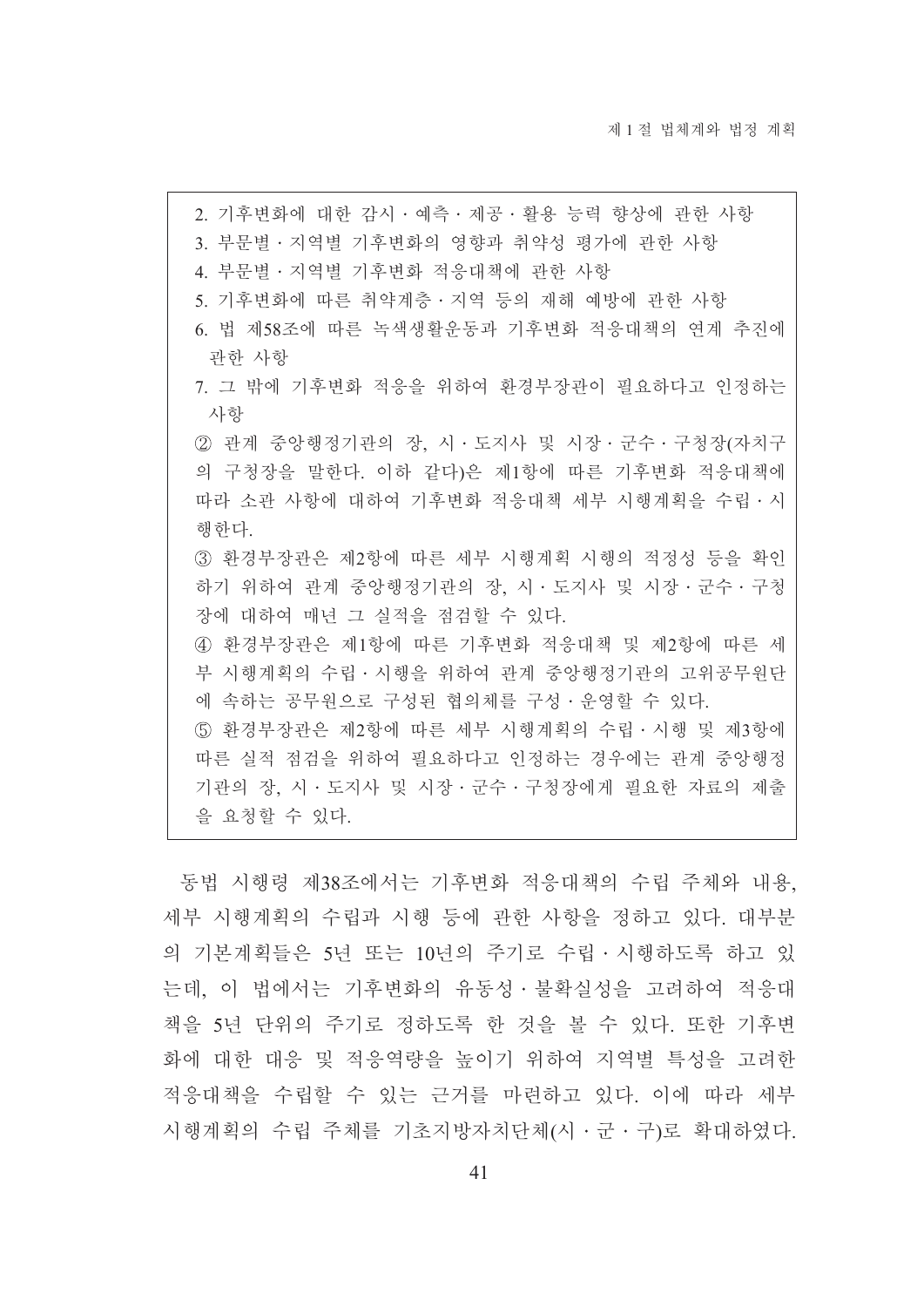2. 기후변화에 대한 감시 · 예측 · 제공 · 활용 능력 향상에 관한 사항
3. 부문별 · 지역별 기후변화의 영향과 취약성 평가에 관한 사항
4. 부문별 · 지역별 기후변화 적응대책에 관한 사항
5. 기후변화에 따른 취약계층 · 지역 등의 재해 예방에 관한 사항
6. 법 제58조에 따른 녹색생활운동과 기후변화 적응대책의 연계 추진에 관한 사항
7. 그 밖에 기후변화 적응을 위하여 환경부장관이 필요하다고 인정하는 사항

② 관계 중앙행정기관의 장, 시 · 도지사 및 시장 · 군수 · 구청장(자치구의 구청장을 말한다. 이하 같다)은 제1항에 따른 기후변화 적응대책에 따라 소관 사항에 대하여 기후변화 적응대책 세부 시행계획을 수립 · 시행한다.

③ 환경부장관은 제2항에 따른 세부 시행계획 시행의 적정성 등을 확인하기 위하여 관계 중앙행정기관의 장, 시 · 도지사 및 시장 · 군수 · 구청장에 대하여 매년 그 실적을 점검할 수 있다.

④ 환경부장관은 제1항에 따른 기후변화 적응대책 및 제2항에 따른 세부 시행계획의 수립 · 시행을 위하여 관계 중앙행정기관의 고위공무원단에 속하는 공무원으로 구성된 협의체를 구성 · 운영할 수 있다.

⑤ 환경부장관은 제2항에 따른 세부 시행계획의 수립 · 시행 및 제3항에 따른 실적 점검을 위하여 필요하다고 인정하는 경우에는 관계 중앙행정기관의 장, 시 · 도지사 및 시장 · 군수 · 구청장에게 필요한 자료의 제출을 요청할 수 있다.

동법 시행령 제38조에서는 기후변화 적응대책의 수립 주체와 내용, 세부 시행계획의 수립과 시행 등에 관한 사항을 정하고 있다. 대부분의 기본계획들은 5년 또는 10년의 주기로 수립 · 시행하도록 하고 있는데, 이 법에서는 기후변화의 유동성 · 불확실성을 고려하여 적응대책을 5년 단위의 주기로 정하도록 한 것을 볼 수 있다. 또한 기후변화에 대한 대응 및 적응역량을 높이기 위하여 지역별 특성을 고려한 적응대책을 수립할 수 있는 근거를 마련하고 있다. 이에 따라 세부 시행계획의 수립 주체를 기초지방자치단체(시 · 군 · 구)로 확대하였다.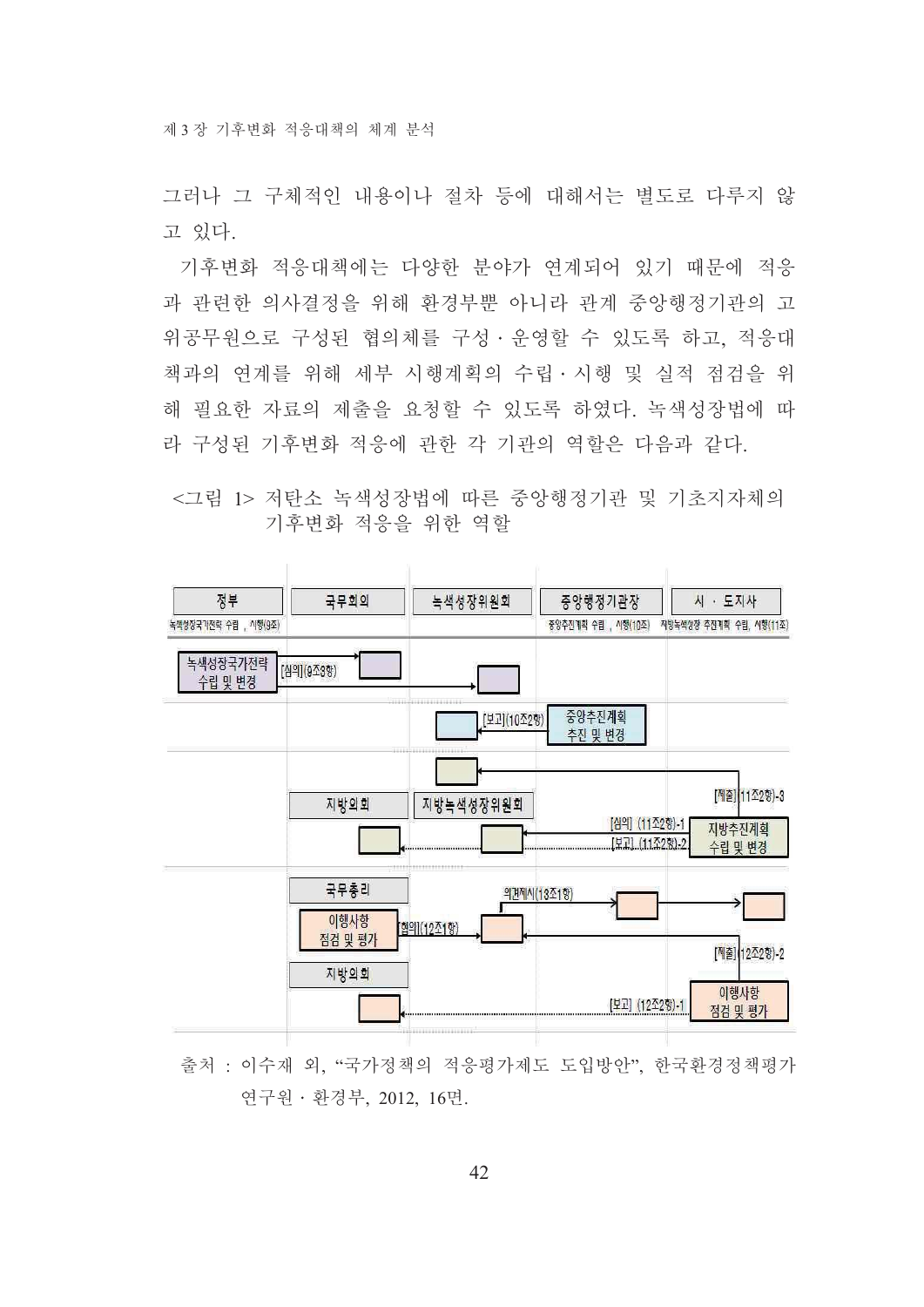그러나 그 구체적인 내용이나 절차 등에 대해서는 별도로 다루지 않고 있다.

기후변화 적응대책에는 다양한 분야가 연계되어 있기 때문에 적응과 관련한 의사결정을 위해 환경부뿐 아니라 관계 중앙행정기관의 고위공무원으로 구성된 협의체를 구성·운영할 수 있도록 하고, 적응대책과의 연계를 위해 세부 시행계획의 수립·시행 및 실적 점검을 위해 필요한 자료의 제출을 요청할 수 있도록 하였다. 녹색성장법에 따라 구성된 기후변화 적응에 관한 각 기관의 역할은 다음과 같다.

<그림 1> 저탄소 녹색성장법에 따른 중앙행정기관 및 기초지자체의 기후변화 적응을 위한 역할

정부
녹색성장국가전략 수립, 시행(9조)
국무회의
녹색성장위원회
중앙행정기관장
중앙추진계획 수립, 시행(10조)
시·도지사
지방녹색성장 추진계획 수립, 시행(11조)

녹색성장국가전략 수립 및 변경
[심의](9조3항)
[보고](10조2항)
중앙추진계획 추진 및 변경
[제출](11조2항)-3
지방의회
지방녹색성장위원회
[심의] (11조2항)-1
[보고] (11조2항)-2
지방추진계획 수립 및 변경
국무총리
의견제시(13조1항)
이행사항 점검 및 평가
[협의](12조1항)
[제출](12조2항)-2
지방의회
[보고] (12조2항)-1
이행사항 점검 및 평가

출처 : 이수재 외, "국가정책의 적응평가제도 도입방안", 한국환경정책평가연구원·환경부, 2012, 16면.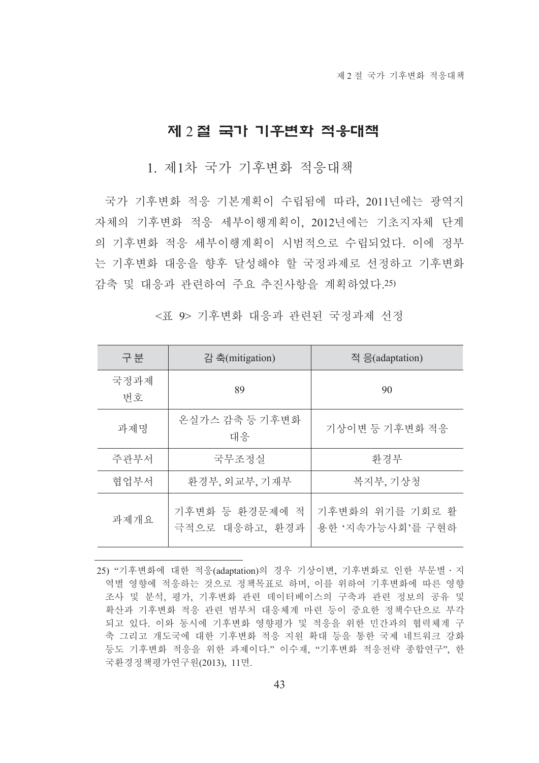## 제 2 절 국가 기후변화 적응대책

### 1. 제1차 국가 기후변화 적응대책

국가 기후변화 적응 기본계획이 수립됨에 따라, 2011년에는 광역지자체의 기후변화 적응 세부이행계획이, 2012년에는 기초지자체 단계의 기후변화 적응 세부이행계획이 시범적으로 수립되었다. 이에 정부는 기후변화 대응을 향후 달성해야 할 국정과제로 선정하고 기후변화 감축 및 대응과 관련하여 주요 추진사항을 계획하였다.[25)]

<표 9> 기후변화 대응과 관련된 국정과제 선정

| 구분 | 감 축(mitigation) | 적 응(adaptation) |
|---|---|---|
| 국정과제 번호 | 89 | 90 |
| 과제명 | 온실가스 감축 등 기후변화 대응 | 기상이변 등 기후변화 적응 |
| 주관부서 | 국무조정실 | 환경부 |
| 협업부서 | 환경부, 외교부, 기재부 | 복지부, 기상청 |
| 과제개요 | 기후변화 등 환경문제에 적극적으로 대응하고, 환경과 | 기후변화의 위기를 기회로 활용한 '지속가능사회'를 구현하 |

25) "기후변화에 대한 적응(adaptation)의 경우 기상이변, 기후변화로 인한 부문별·지역별 영향에 적응하는 것으로 정책목표로 하며, 이를 위하여 기후변화에 따른 영향조사 및 분석, 평가, 기후변화 관련 데이터베이스의 구축과 관련 정보의 공유 및 확산과 기후변화 적응 관련 범부처 대응체계 마련 등이 중요한 정책수단으로 부각되고 있다. 이와 동시에 기후변화 영향평가 및 적응을 위한 민간과의 협력체계 구축 그리고 개도국에 대한 기후변화 적응 지원 확대 등을 통한 국제 네트워크 강화 등도 기후변화 적응을 위한 과제이다." 이수재, "기후변화 적응전략 종합연구", 한국환경정책평가연구원(2013), 11면.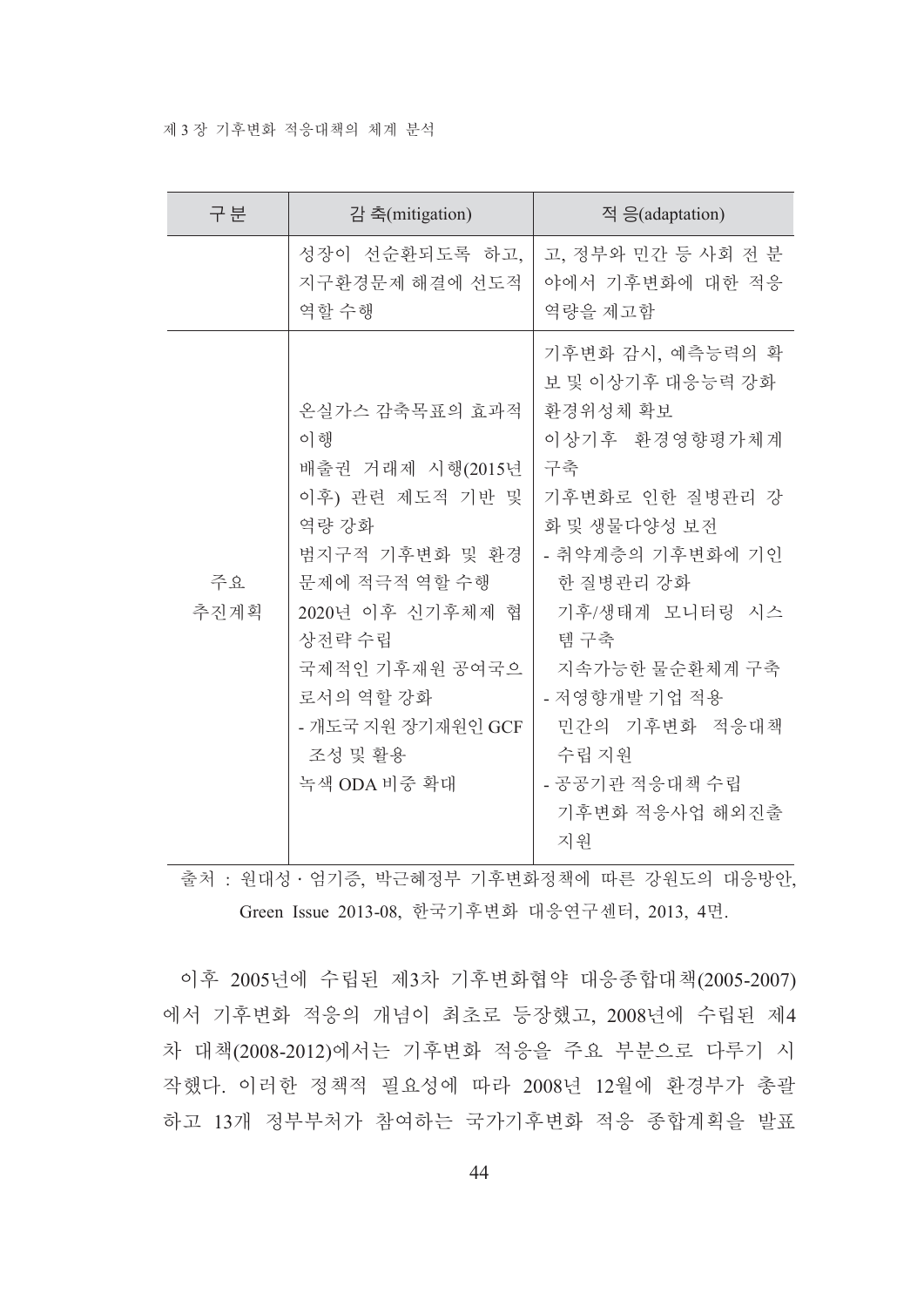| 구분 | 감 축(mitigation) | 적 응(adaptation) |
|---|---|---|
| | 성장이 선순환되도록 하고, 지구환경문제 해결에 선도적 역할 수행 | 고, 정부와 민간 등 사회 전 분야에서 기후변화에 대한 적응 역량을 제고함 |
| 주요 추진계획 | 온실가스 감축목표의 효과적 이행<br>배출권 거래제 시행(2015년 이후) 관련 제도적 기반 및 역량 강화<br>범지구적 기후변화 및 환경 문제에 적극적 역할 수행<br>2020년 이후 신기후체제 협상전략 수립<br>국제적인 기후재원 공여국으로서의 역할 강화<br>- 개도국 지원 장기재원인 GCF 조성 및 활용<br>녹색 ODA 비중 확대 | 기후변화 감시, 예측능력의 확보 및 이상기후 대응능력 강화<br>환경위성체 확보<br>이상기후 환경영향평가체계 구축<br>기후변화로 인한 질병관리 강화 및 생물다양성 보전<br>- 취약계층의 기후변화에 기인한 질병관리 강화<br>기후/생태계 모니터링 시스템 구축<br>지속가능한 물순환체계 구축<br>- 저영향개발 기업 적용<br>민간의 기후변화 적응대책 수립 지원<br>- 공공기관 적응대책 수립<br>기후변화 적응사업 해외진출 지원 |

출처 : 원대성 · 엄기증, 박근혜정부 기후변화정책에 따른 강원도의 대응방안, Green Issue 2013-08, 한국기후변화 대응연구센터, 2013, 4면.

이후 2005년에 수립된 제3차 기후변화협약 대응종합대책(2005-2007)에서 기후변화 적응의 개념이 최초로 등장했고, 2008년에 수립된 제4차 대책(2008-2012)에서는 기후변화 적응을 주요 부분으로 다루기 시작했다. 이러한 정책적 필요성에 따라 2008년 12월에 환경부가 총괄하고 13개 정부부처가 참여하는 국가기후변화 적응 종합계획을 발표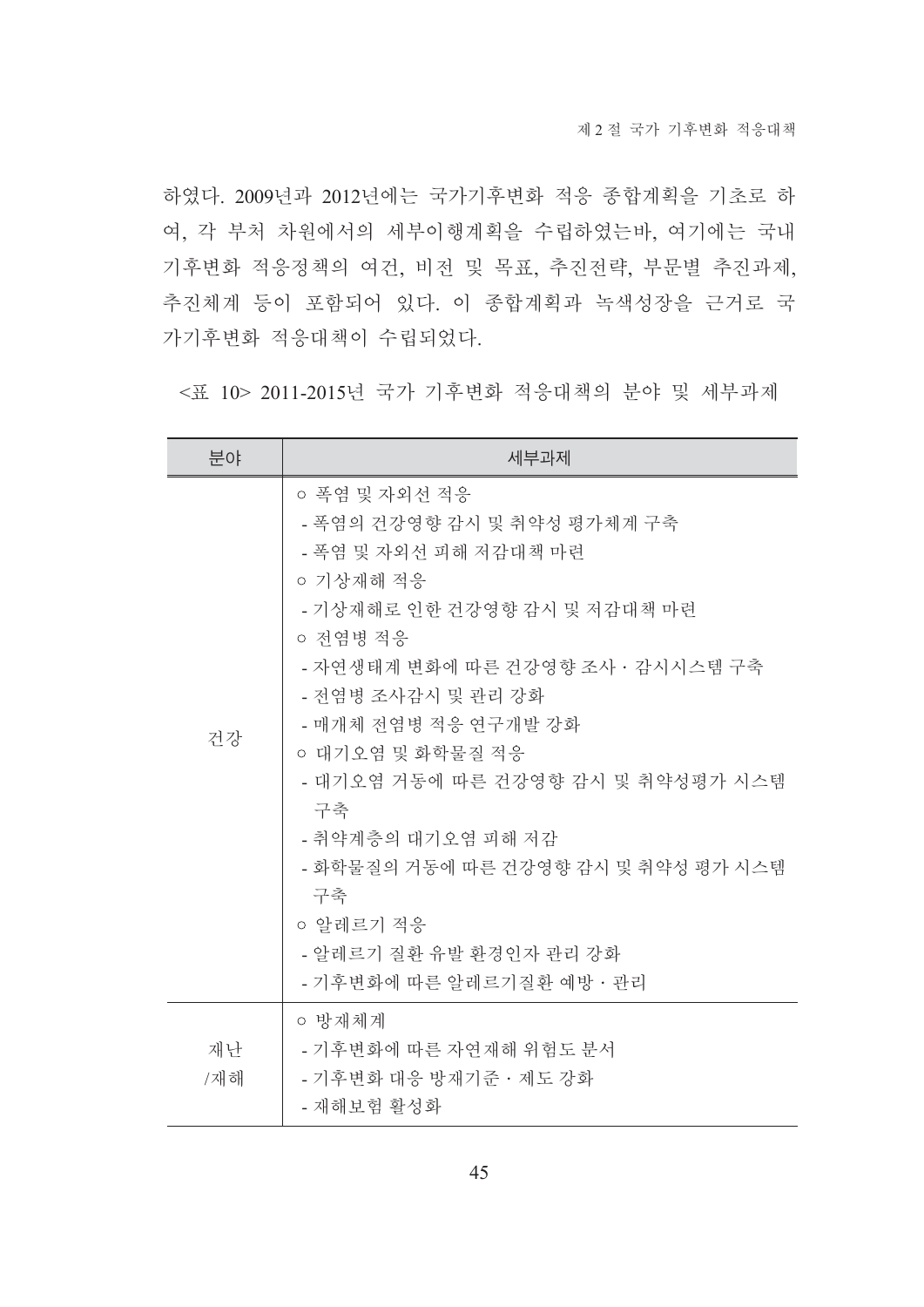하였다. 2009년과 2012년에는 국가기후변화 적응 종합계획을 기초로 하여, 각 부처 차원에서의 세부이행계획을 수립하였는바, 여기에는 국내 기후변화 적응정책의 여건, 비전 및 목표, 추진전략, 부문별 추진과제, 추진체계 등이 포함되어 있다. 이 종합계획과 녹색성장을 근거로 국가기후변화 적응대책이 수립되었다.

<표 10> 2011-2015년 국가 기후변화 적응대책의 분야 및 세부과제

| 분야 | 세부과제 |
|---|---|
| 건강 | ○ 폭염 및 자외선 적응<br>- 폭염의 건강영향 감시 및 취약성 평가체계 구축<br>- 폭염 및 자외선 피해 저감대책 마련<br>○ 기상재해 적응<br>- 기상재해로 인한 건강영향 감시 및 저감대책 마련<br>○ 전염병 적응<br>- 자연생태계 변화에 따른 건강영향 조사 · 감시시스템 구축<br>- 전염병 조사감시 및 관리 강화<br>- 매개체 전염병 적응 연구개발 강화<br>○ 대기오염 및 화학물질 적응<br>- 대기오염 거동에 따른 건강영향 감시 및 취약성평가 시스템 구축<br>- 취약계층의 대기오염 피해 저감<br>- 화학물질의 거동에 따른 건강영향 감시 및 취약성 평가 시스템 구축<br>○ 알레르기 적응<br>- 알레르기 질환 유발 환경인자 관리 강화<br>- 기후변화에 따른 알레르기질환 예방 · 관리 |
| 재난/재해 | ○ 방재체계<br>- 기후변화에 따른 자연재해 위험도 분서<br>- 기후변화 대응 방재기준 · 제도 강화<br>- 재해보험 활성화 |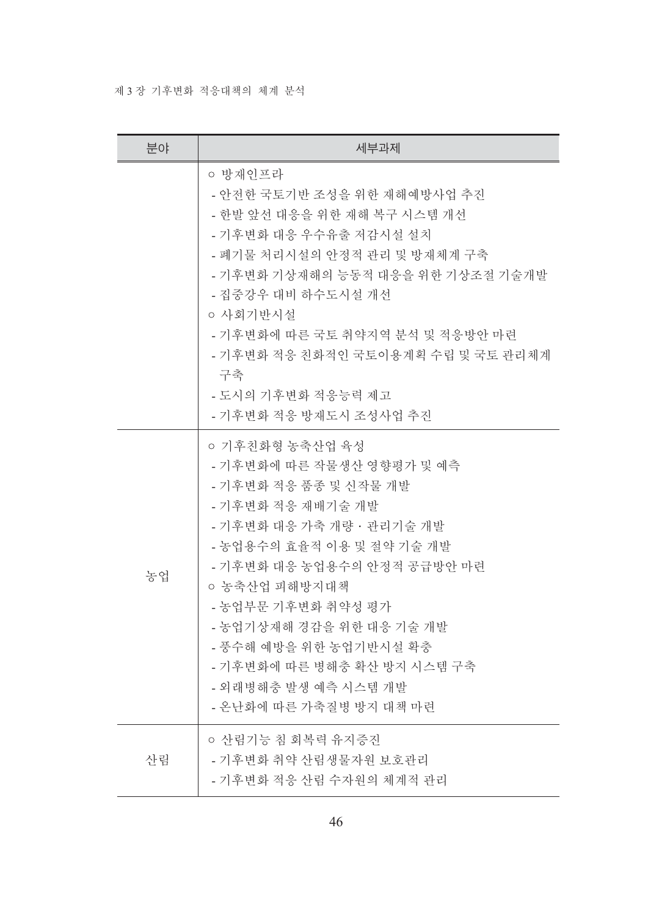| 분야 | 세부과제 |
|---|---|
| | ○ 방재인프라<br>- 안전한 국토기반 조성을 위한 재해예방사업 추진<br>- 한발 앞선 대응을 위한 재해 복구 시스템 개선<br>- 기후변화 대응 우수유출 저감시설 설치<br>- 폐기물 처리시설의 안정적 관리 및 방재체계 구축<br>- 기후변화 기상재해의 능동적 대응을 위한 기상조절 기술개발<br>- 집중강우 대비 하수도시설 개선<br>○ 사회기반시설<br>- 기후변화에 따른 국토 취약지역 분석 및 적응방안 마련<br>- 기후변화 적응 친화적인 국토이용계획 수립 및 국토 관리체계 구축<br>- 도시의 기후변화 적응능력 제고<br>- 기후변화 적응 방재도시 조성사업 추진 |
| 농업 | ○ 기후친화형 농축산업 육성<br>- 기후변화에 따른 작물생산 영향평가 및 예측<br>- 기후변화 적응 품종 및 신작물 개발<br>- 기후변화 적응 재배기술 개발<br>- 기후변화 대응 가축 개량 · 관리기술 개발<br>- 농업용수의 효율적 이용 및 절약 기술 개발<br>- 기후변화 대응 농업용수의 안정적 공급방안 마련<br>○ 농축산업 피해방지대책<br>- 농업부문 기후변화 취약성 평가<br>- 농업기상재해 경감을 위한 대응 기술 개발<br>- 풍수해 예방을 위한 농업기반시설 확충<br>- 기후변화에 따른 병해충 확산 방지 시스템 구축<br>- 외래병해충 발생 예측 시스템 개발<br>- 온난화에 따른 가축질병 방지 대책 마련 |
| 산림 | ○ 산림기능 침 회복력 유지증진<br>- 기후변화 취약 산림생물자원 보호관리<br>- 기후변화 적응 산림 수자원의 체계적 관리 |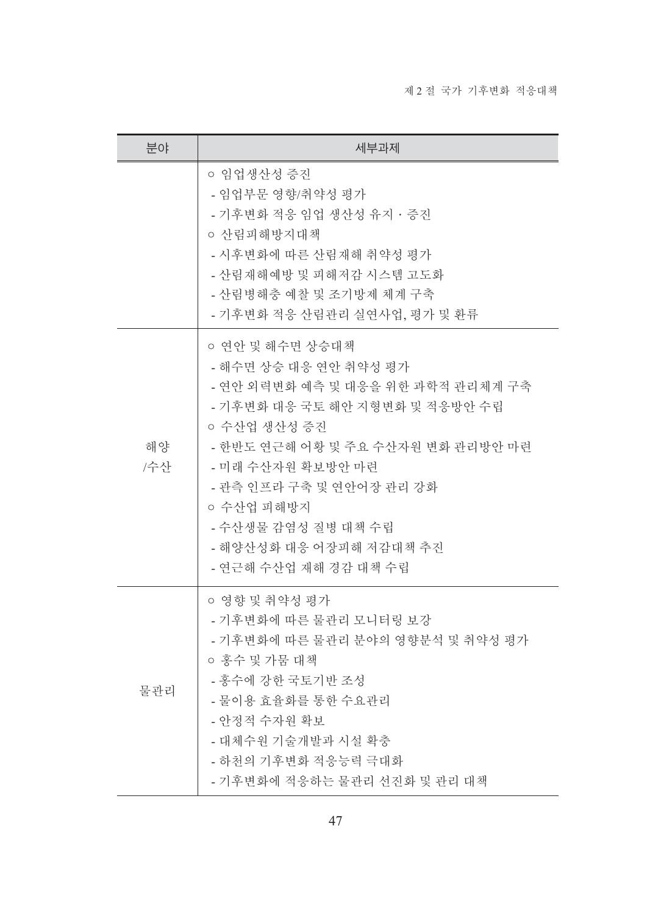| 분야 | 세부과제 |
| --- | --- |
| | ○ 임업생산성 증진<br>- 임업부문 영향/취약성 평가<br>- 기후변화 적응 임업 생산성 유지 · 증진<br>○ 산림피해방지대책<br>- 시후변화에 따른 산림재해 취약성 평가<br>- 산림재해예방 및 피해저감 시스템 고도화<br>- 산림병해충 예찰 및 조기방제 체계 구축<br>- 기후변화 적응 산림관리 실연사업, 평가 및 환류 |
| 해양<br>/수산 | ○ 연안 및 해수면 상승대책<br>- 해수면 상승 대응 연안 취약성 평가<br>- 연안 외력변화 예측 및 대응을 위한 과학적 관리체계 구축<br>- 기후변화 대응 국토 해안 지형변화 및 적응방안 수립<br>○ 수산업 생산성 증진<br>- 한반도 연근해 어황 및 주요 수산자원 변화 관리방안 마련<br>- 미래 수산자원 확보방안 마련<br>- 관측 인프라 구축 및 연안어장 관리 강화<br>○ 수산업 피해방지<br>- 수산생물 감염성 질병 대책 수립<br>- 해양산성화 대응 어장피해 저감대책 추진<br>- 연근해 수산업 재해 경감 대책 수립 |
| 물관리 | ○ 영향 및 취약성 평가<br>- 기후변화에 따른 물관리 모니터링 보강<br>- 기후변화에 따른 물관리 분야의 영향분석 및 취약성 평가<br>○ 홍수 및 가뭄 대책<br>- 홍수에 강한 국토기반 조성<br>- 물이용 효율화를 통한 수요관리<br>- 안정적 수자원 확보<br>- 대체수원 기술개발과 시설 확충<br>- 하천의 기후변화 적응능력 극대화<br>- 기후변화에 적응하는 물관리 선진화 및 관리 대책 |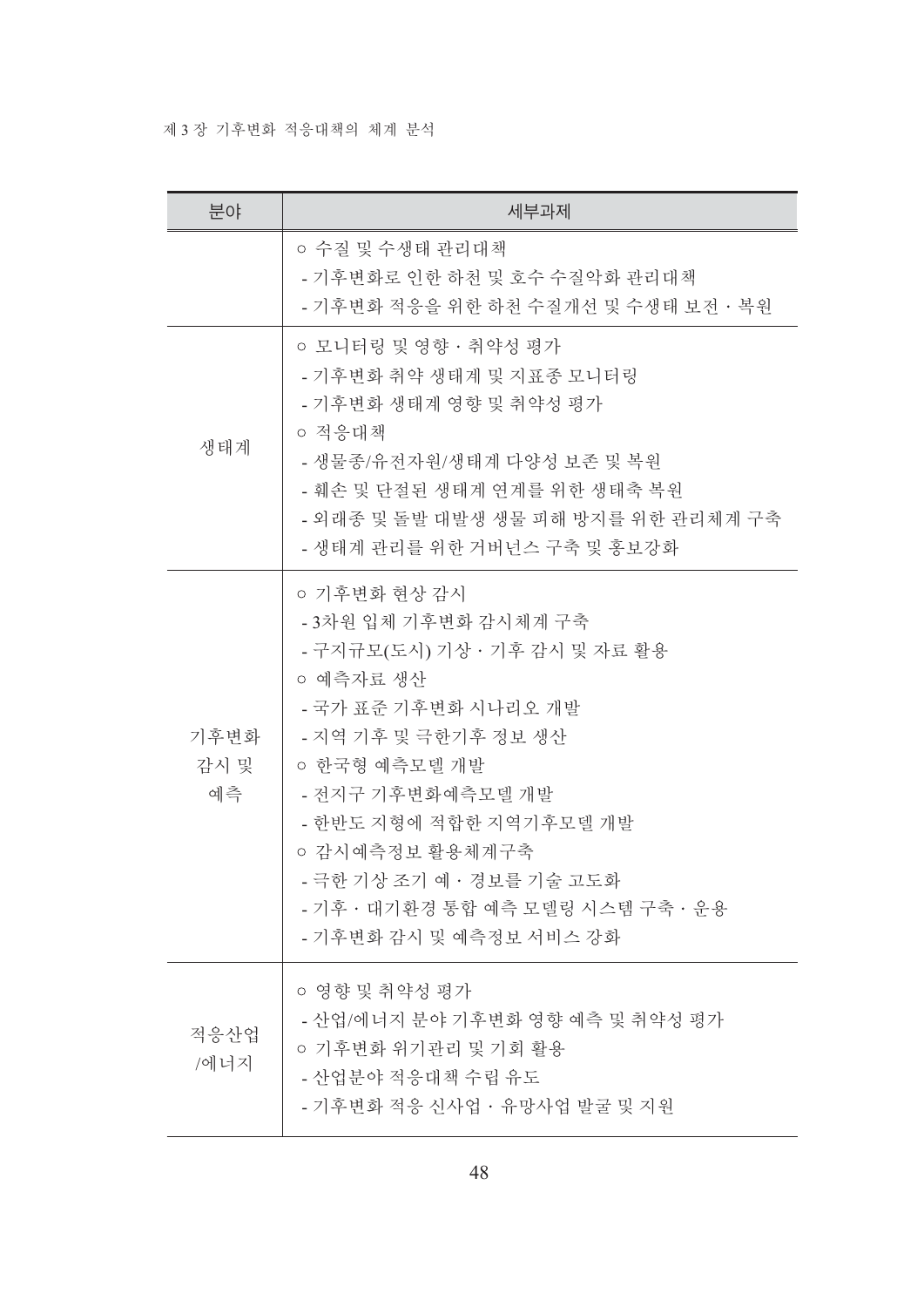| 분야 | 세부과제 |
|---|---|
| | ○ 수질 및 수생태 관리대책<br>- 기후변화로 인한 하천 및 호수 수질악화 관리대책<br>- 기후변화 적응을 위한 하천 수질개선 및 수생태 보전・복원 |
| 생태계 | ○ 모니터링 및 영향・취약성 평가<br>- 기후변화 취약 생태계 및 지표종 모니터링<br>- 기후변화 생태계 영향 및 취약성 평가<br>○ 적응대책<br>- 생물종/유전자원/생태계 다양성 보존 및 복원<br>- 훼손 및 단절된 생태계 연계를 위한 생태축 복원<br>- 외래종 및 돌발 대발생 생물 피해 방지를 위한 관리체계 구축<br>- 생태계 관리를 위한 거버넌스 구축 및 홍보강화 |
| 기후변화 감시 및 예측 | ○ 기후변화 현상 감시<br>- 3차원 입체 기후변화 감시체계 구축<br>- 구지규모(도시) 기상・기후 감시 및 자료 활용<br>○ 예측자료 생산<br>- 국가 표준 기후변화 시나리오 개발<br>- 지역 기후 및 극한기후 정보 생산<br>○ 한국형 예측모델 개발<br>- 전지구 기후변화예측모델 개발<br>- 한반도 지형에 적합한 지역기후모델 개발<br>○ 감시예측정보 활용체계구축<br>- 극한 기상 조기 예・경보를 기술 고도화<br>- 기후・대기환경 통합 예측 모델링 시스템 구축・운용<br>- 기후변화 감시 및 예측정보 서비스 강화 |
| 적응산업 /에너지 | ○ 영향 및 취약성 평가<br>- 산업/에너지 분야 기후변화 영향 예측 및 취약성 평가<br>○ 기후변화 위기관리 및 기회 활용<br>- 산업분야 적응대책 수립 유도<br>- 기후변화 적응 신사업・유망사업 발굴 및 지원 |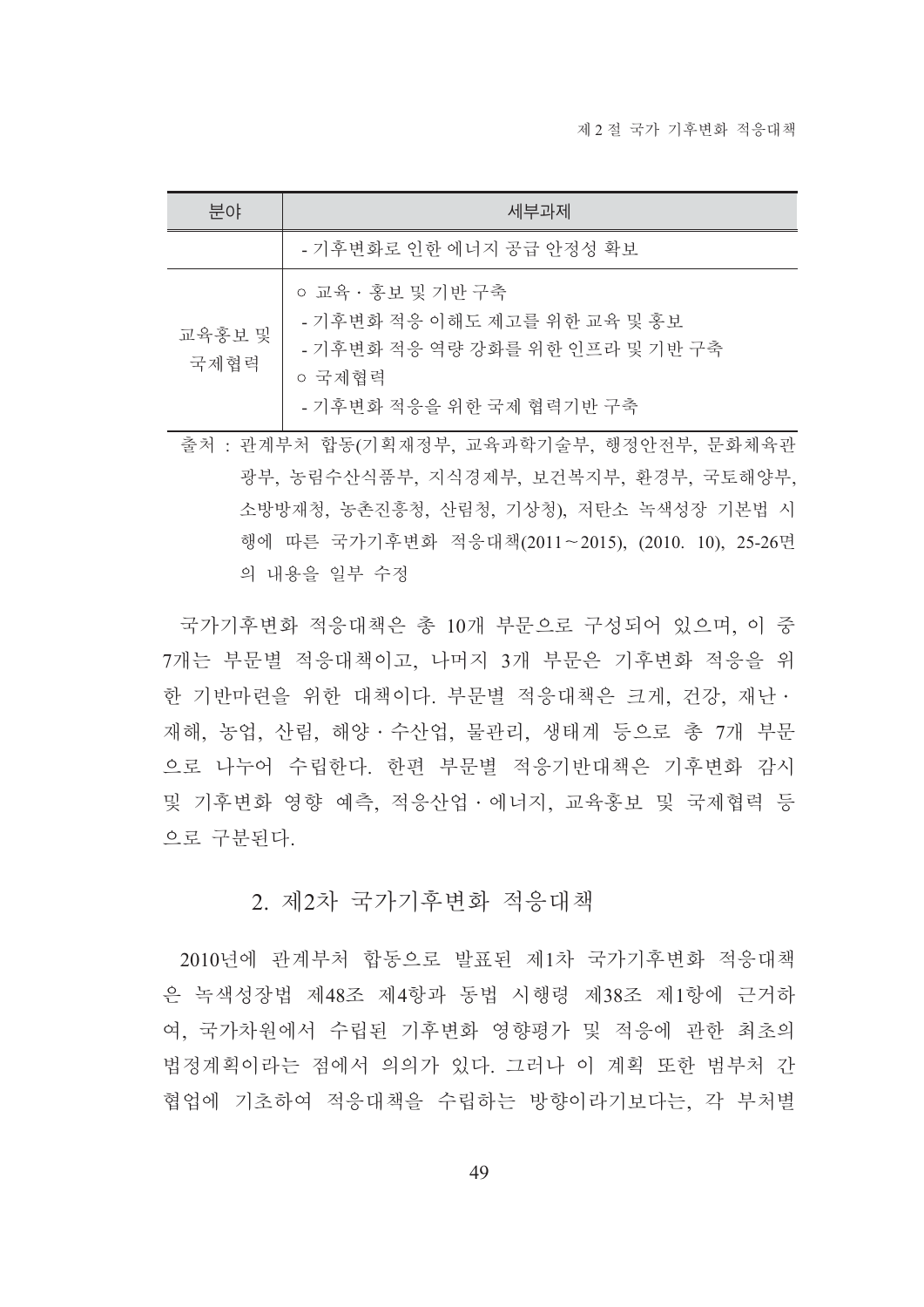| 분야 | 세부과제 |
|---|---|
| | - 기후변화로 인한 에너지 공급 안정성 확보 |
| 교육홍보 및 국제협력 | ○ 교육 · 홍보 및 기반 구축<br>- 기후변화 적응 이해도 제고를 위한 교육 및 홍보<br>- 기후변화 적응 역량 강화를 위한 인프라 및 기반 구축<br>○ 국제협력<br>- 기후변화 적응을 위한 국제 협력기반 구축 |

출처 : 관계부처 합동(기획재정부, 교육과학기술부, 행정안전부, 문화체육관광부, 농림수산식품부, 지식경제부, 보건복지부, 환경부, 국토해양부, 소방방재청, 농촌진흥청, 산림청, 기상청), 저탄소 녹색성장 기본법 시행에 따른 국가기후변화 적응대책(2011~2015), (2010. 10), 25-26면의 내용을 일부 수정

국가기후변화 적응대책은 총 10개 부문으로 구성되어 있으며, 이 중 7개는 부문별 적응대책이고, 나머지 3개 부문은 기후변화 적응을 위한 기반마련을 위한 대책이다. 부문별 적응대책은 크게, 건강, 재난 · 재해, 농업, 산림, 해양 · 수산업, 물관리, 생태계 등으로 총 7개 부문으로 나누어 수립한다. 한편 부문별 적응기반대책은 기후변화 감시 및 기후변화 영향 예측, 적응산업 · 에너지, 교육홍보 및 국제협력 등으로 구분된다.

## 2. 제2차 국가기후변화 적응대책

2010년에 관계부처 합동으로 발표된 제1차 국가기후변화 적응대책은 녹색성장법 제48조 제4항과 동법 시행령 제38조 제1항에 근거하여, 국가차원에서 수립된 기후변화 영향평가 및 적응에 관한 최초의 법정계획이라는 점에서 의의가 있다. 그러나 이 계획 또한 범부처 간 협업에 기초하여 적응대책을 수립하는 방향이라기보다는, 각 부처별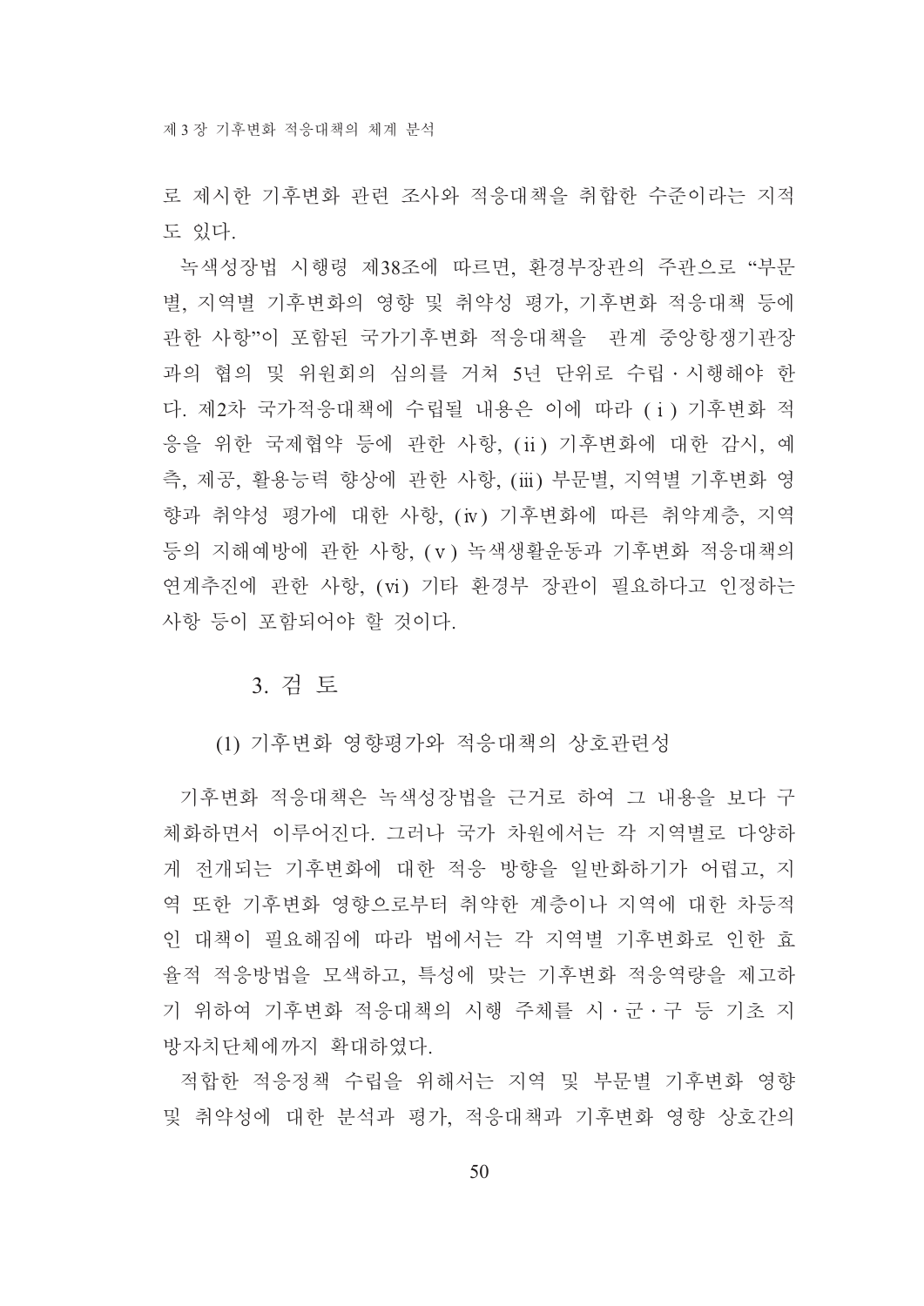로 제시한 기후변화 관련 조사와 적응대책을 취합한 수준이라는 지적도 있다.

녹색성장법 시행령 제38조에 따르면, 환경부장관의 주관으로 "부문별, 지역별 기후변화의 영향 및 취약성 평가, 기후변화 적응대책 등에 관한 사항"이 포함된 국가기후변화 적응대책을 관계 중앙행정기관장과의 협의 및 위원회의 심의를 거쳐 5년 단위로 수립·시행해야 한다. 제2차 국가적응대책에 수립될 내용은 이에 따라 (ⅰ) 기후변화 적응을 위한 국제협약 등에 관한 사항, (ⅱ) 기후변화에 대한 감시, 예측, 제공, 활용능력 향상에 관한 사항, (ⅲ) 부문별, 지역별 기후변화 영향과 취약성 평가에 대한 사항, (ⅳ) 기후변화에 따른 취약계층, 지역 등의 재해예방에 관한 사항, (ⅴ) 녹색생활운동과 기후변화 적응대책의 연계추진에 관한 사항, (ⅵ) 기타 환경부 장관이 필요하다고 인정하는 사항 등이 포함되어야 할 것이다.

## 3. 검 토

### (1) 기후변화 영향평가와 적응대책의 상호관련성

기후변화 적응대책은 녹색성장법을 근거로 하여 그 내용을 보다 구체화하면서 이루어진다. 그러나 국가 차원에서는 각 지역별로 다양하게 전개되는 기후변화에 대한 적응 방향을 일반화하기가 어렵고, 지역 또한 기후변화 영향으로부터 취약한 계층이나 지역에 대한 차등적인 대책이 필요해짐에 따라 법에서는 각 지역별 기후변화로 인한 효율적 적응방법을 모색하고, 특성에 맞는 기후변화 적응역량을 제고하기 위하여 기후변화 적응대책의 시행 주체를 시·군·구 등 기초 지방자치단체에까지 확대하였다.

적합한 적응정책 수립을 위해서는 지역 및 부문별 기후변화 영향 및 취약성에 대한 분석과 평가, 적응대책과 기후변화 영향 상호간의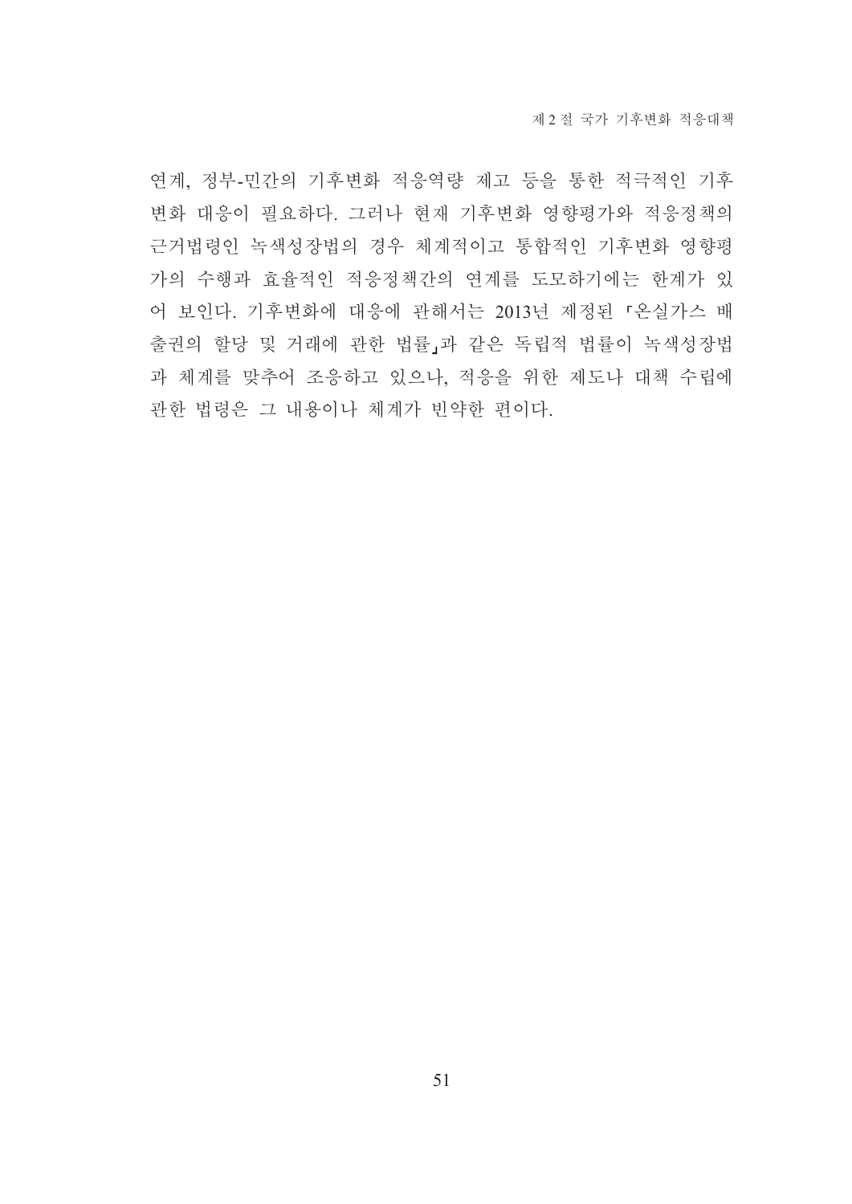연계, 정부-민간의 기후변화 적응역량 제고 등을 통한 적극적인 기후변화 대응이 필요하다. 그러나 현재 기후변화 영향평가와 적응정책의 근거법령인 녹색성장법의 경우 체계적이고 통합적인 기후변화 영향평가의 수행과 효율적인 적응정책간의 연계를 도모하기에는 한계가 있어 보인다. 기후변화에 대응에 관해서는 2013년 제정된 「온실가스 배출권의 할당 및 거래에 관한 법률」과 같은 독립적 법률이 녹색성장법과 체계를 맞추어 조응하고 있으나, 적응을 위한 제도나 대책 수립에 관한 법령은 그 내용이나 체계가 빈약한 편이다.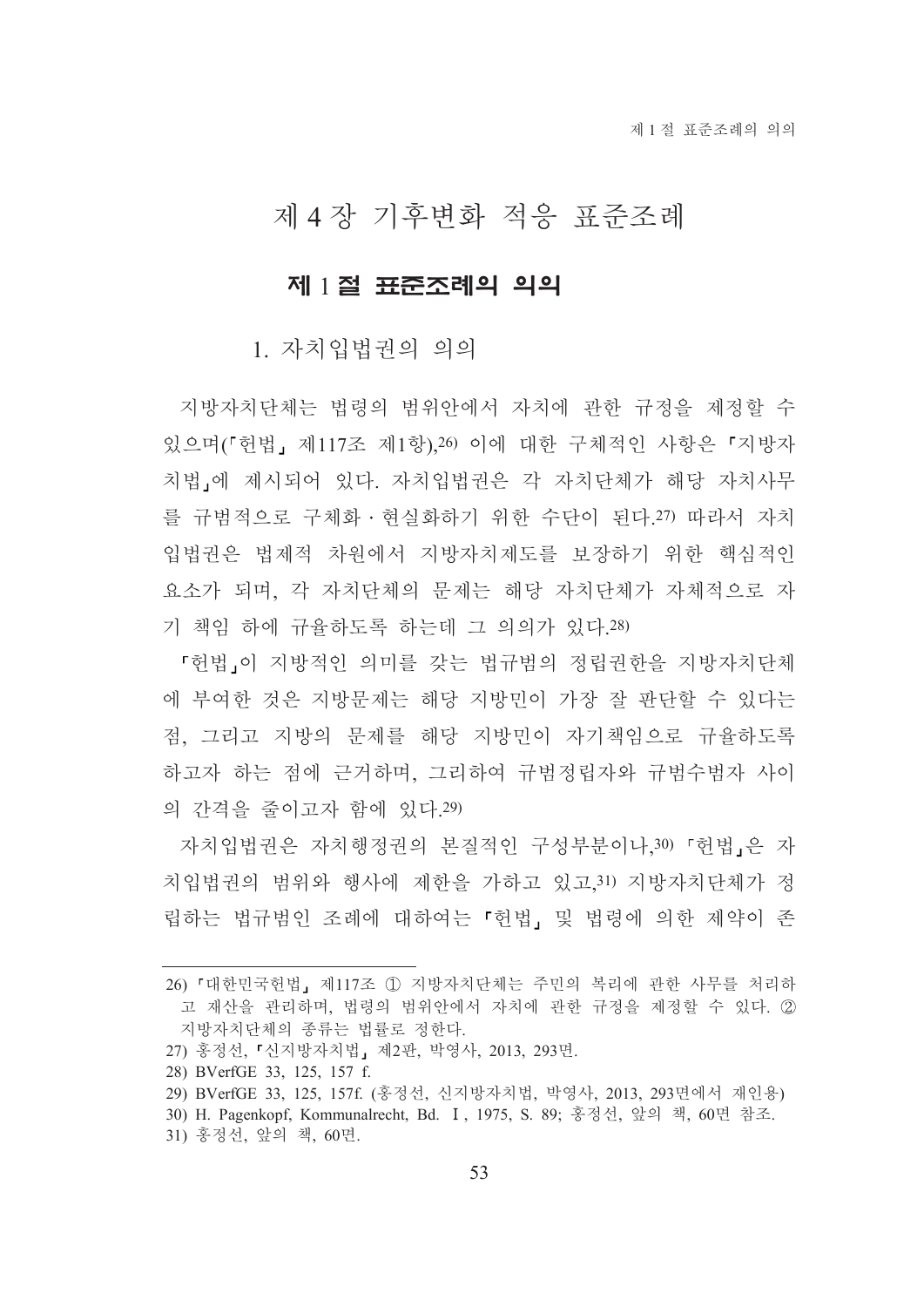# 제 4 장 기후변화 적응 표준조례

## 제 1 절 표준조례의 의의

### 1. 자치입법권의 의의

지방자치단체는 법령의 범위안에서 자치에 관한 규정을 제정할 수 있으며(「헌법」 제117조 제1항),[26] 이에 대한 구체적인 사항은 「지방자치법」에 제시되어 있다. 자치입법권은 각 자치단체가 해당 자치사무를 규범적으로 구체화·현실화하기 위한 수단이 된다.[27] 따라서 자치입법권은 법제적 차원에서 지방자치제도를 보장하기 위한 핵심적인 요소가 되며, 각 자치단체의 문제는 해당 자치단체가 자체적으로 자기 책임 하에 규율하도록 하는데 그 의의가 있다.[28]

「헌법」이 지방적인 의미를 갖는 법규범의 정립권한을 지방자치단체에 부여한 것은 지방문제는 해당 지방민이 가장 잘 판단할 수 있다는 점, 그리고 지방의 문제를 해당 지방민이 자기책임으로 규율하도록 하고자 하는 점에 근거하며, 그리하여 규범정립자와 규범수범자 사이의 간격을 줄이고자 함에 있다.[29]

자치입법권은 자치행정권의 본질적인 구성부분이나,[30] 「헌법」은 자치입법권의 범위와 행사에 제한을 가하고 있고,[31] 지방자치단체가 정립하는 법규범인 조례에 대하여는 「헌법」 및 법령에 의한 제약이 존

---

26) 「대한민국헌법」 제117조 ① 지방자치단체는 주민의 복리에 관한 사무를 처리하고 재산을 관리하며, 법령의 범위안에서 자치에 관한 규정을 제정할 수 있다. ② 지방자치단체의 종류는 법률로 정한다.

27) 홍정선, 「신지방자치법」 제2판, 박영사, 2013, 293면.

28) BVerfGE 33, 125, 157 f.

29) BVerfGE 33, 125, 157f. (홍정선, 신지방자치법, 박영사, 2013, 293면에서 재인용)

30) H. Pagenkopf, Kommunalrecht, Bd. Ⅰ, 1975, S. 89; 홍정선, 앞의 책, 60면 참조.

31) 홍정선, 앞의 책, 60면.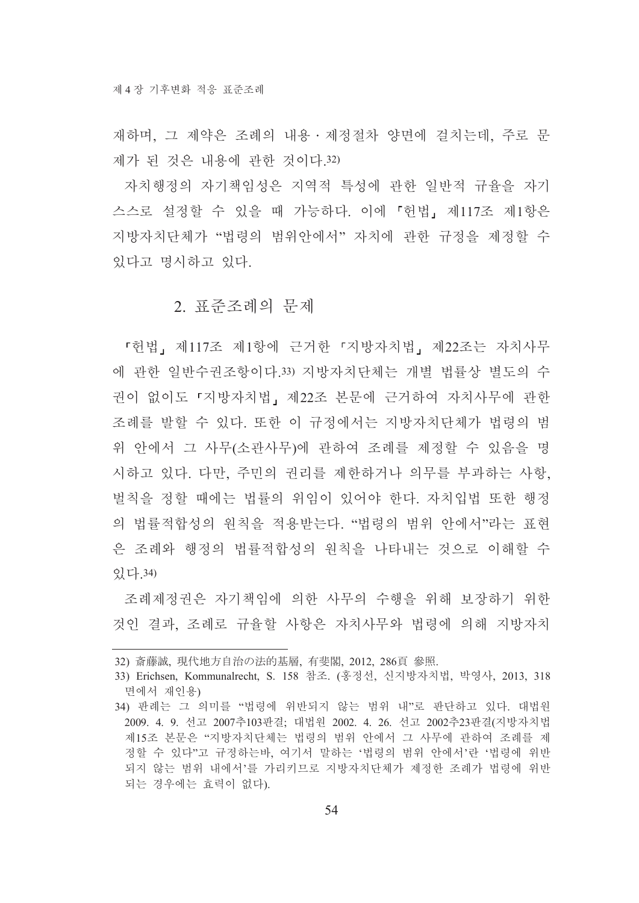재하며, 그 제약은 조례의 내용 · 제정절차 양면에 걸치는데, 주로 문제가 된 것은 내용에 관한 것이다.[32)]

자치행정의 자기책임성은 지역적 특성에 관한 일반적 규율을 자기 스스로 설정할 수 있을 때 가능하다. 이에 「헌법」 제117조 제1항은 지방자치단체가 "법령의 범위안에서" 자치에 관한 규정을 제정할 수 있다고 명시하고 있다.

## 2. 표준조례의 문제

「헌법」 제117조 제1항에 근거한 「지방자치법」 제22조는 자치사무에 관한 일반수권조항이다.[33)] 지방자치단체는 개별 법률상 별도의 수권이 없이도 「지방자치법」 제22조 본문에 근거하여 자치사무에 관한 조례를 발할 수 있다. 또한 이 규정에서는 지방자치단체가 법령의 범위 안에서 그 사무(소관사무)에 관하여 조례를 제정할 수 있음을 명시하고 있다. 다만, 주민의 권리를 제한하거나 의무를 부과하는 사항, 벌칙을 정할 때에는 법률의 위임이 있어야 한다. 자치입법 또한 행정의 법률적합성의 원칙을 적용받는다. "법령의 범위 안에서"라는 표현은 조례와 행정의 법률적합성의 원칙을 나타내는 것으로 이해할 수 있다.[34)]

조례제정권은 자기책임에 의한 사무의 수행을 위해 보장하기 위한 것인 결과, 조례로 규율할 사항은 자치사무와 법령에 의해 지방자치

---

32) 斎藤誠, 現代地方自治の法的基層, 有斐閣, 2012, 286頁 參照.

33) Erichsen, Kommunalrecht, S. 158 참조. (홍정선, 신지방자치법, 박영사, 2013, 318면에서 재인용)

34) 판례는 그 의미를 "법령에 위반되지 않는 범위 내"로 판단하고 있다. 대법원 2009. 4. 9. 선고 2007추103판결; 대법원 2002. 4. 26. 선고 2002추23판결(지방자치법 제15조 본문은 "지방자치단체는 법령의 범위 안에서 그 사무에 관하여 조례를 제정할 수 있다"고 규정하는바, 여기서 말하는 '법령의 범위 안에서'란 '법령에 위반되지 않는 범위 내에서'를 가리키므로 지방자치단체가 제정한 조례가 법령에 위반되는 경우에는 효력이 없다).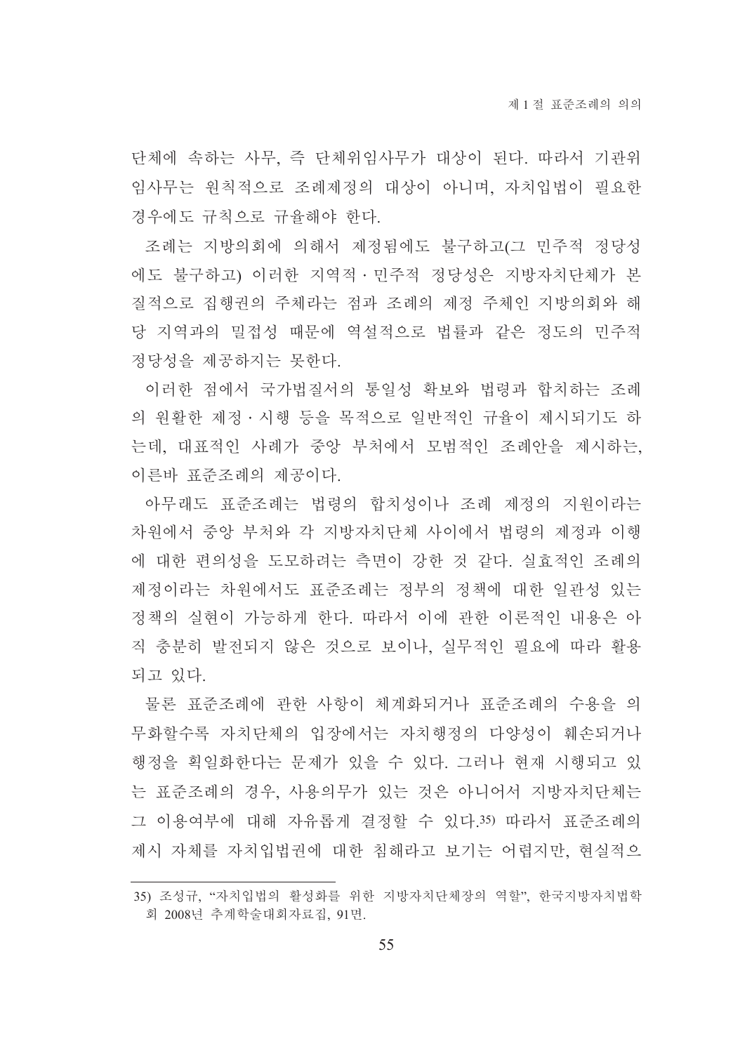단체에 속하는 사무, 즉 단체위임사무가 대상이 된다. 따라서 기관위임사무는 원칙적으로 조례제정의 대상이 아니며, 자치입법이 필요한 경우에도 규칙으로 규율해야 한다.

조례는 지방의회에 의해서 제정됨에도 불구하고(그 민주적 정당성에도 불구하고) 이러한 지역적·민주적 정당성은 지방자치단체가 본질적으로 집행권의 주체라는 점과 조례의 제정 주체인 지방의회와 해당 지역과의 밀접성 때문에 역설적으로 법률과 같은 정도의 민주적 정당성을 제공하지는 못한다.

이러한 점에서 국가법질서의 통일성 확보와 법령과 합치하는 조례의 원활한 제정·시행 등을 목적으로 일반적인 규율이 제시되기도 하는데, 대표적인 사례가 중앙 부처에서 모범적인 조례안을 제시하는, 이른바 표준조례의 제공이다.

아무래도 표준조례는 법령의 합치성이나 조례 제정의 지원이라는 차원에서 중앙 부처와 각 지방자치단체 사이에서 법령의 제정과 이행에 대한 편의성을 도모하려는 측면이 강한 것 같다. 실효적인 조례의 제정이라는 차원에서도 표준조례는 정부의 정책에 대한 일관성 있는 정책의 실현이 가능하게 한다. 따라서 이에 관한 이론적인 내용은 아직 충분히 발전되지 않은 것으로 보이나, 실무적인 필요에 따라 활용되고 있다.

물론 표준조례에 관한 사항이 체계화되거나 표준조례의 수용을 의무화할수록 자치단체의 입장에서는 자치행정의 다양성이 훼손되거나 행정을 획일화한다는 문제가 있을 수 있다. 그러나 현재 시행되고 있는 표준조례의 경우, 사용의무가 있는 것은 아니어서 지방자치단체는 그 이용여부에 대해 자유롭게 결정할 수 있다.[35] 따라서 표준조례의 제시 자체를 자치입법권에 대한 침해라고 보기는 어렵지만, 현실적으

---

35) 조성규, "자치입법의 활성화를 위한 지방자치단체장의 역할", 한국지방자치법학회 2008년 추계학술대회자료집, 91면.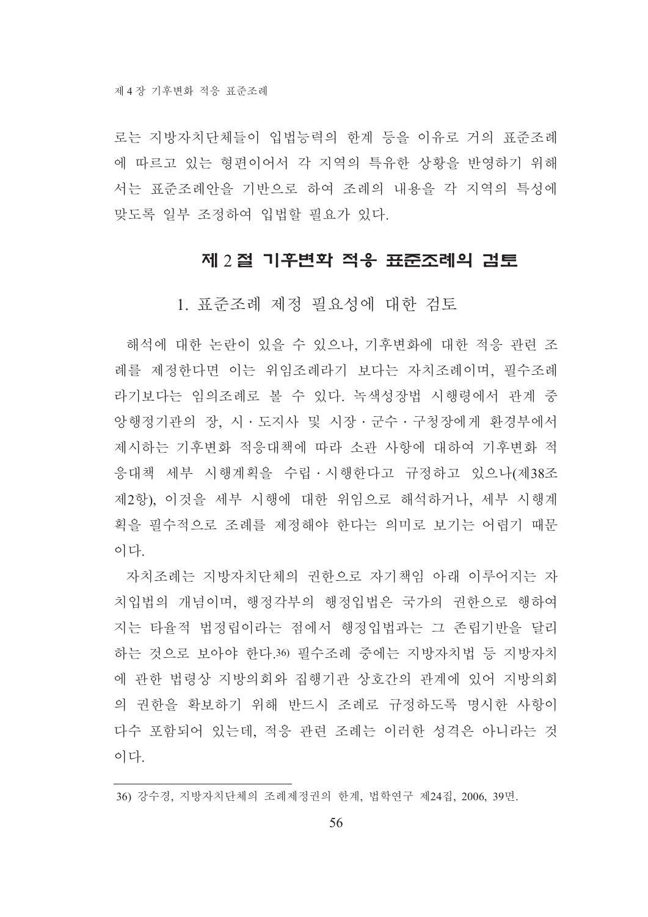로는 지방자치단체들이 입법능력의 한계 등을 이유로 거의 표준조례에 따르고 있는 형편이어서 각 지역의 특유한 상황을 반영하기 위해서는 표준조례안을 기반으로 하여 조례의 내용을 각 지역의 특성에 맞도록 일부 조정하여 입법할 필요가 있다.

## 제 2 절 기후변화 적응 표준조례의 검토

### 1. 표준조례 제정 필요성에 대한 검토

해석에 대한 논란이 있을 수 있으나, 기후변화에 대한 적응 관련 조례를 제정한다면 이는 위임조례라기 보다는 자치조례이며, 필수조례라기보다는 임의조례로 볼 수 있다. 녹색성장법 시행령에서 관계 중앙행정기관의 장, 시·도지사 및 시장·군수·구청장에게 환경부에서 제시하는 기후변화 적응대책에 따라 소관 사항에 대하여 기후변화 적응대책 세부 시행계획을 수립·시행한다고 규정하고 있으나(제38조 제2항), 이것을 세부 시행에 대한 위임으로 해석하거나, 세부 시행계획을 필수적으로 조례를 제정해야 한다는 의미로 보기는 어렵기 때문이다.

자치조례는 지방자치단체의 권한으로 자기책임 아래 이루어지는 자치입법의 개념이며, 행정각부의 행정입법은 국가의 권한으로 행하여지는 타율적 법정립이라는 점에서 행정입법과는 그 존립기반을 달리하는 것으로 보아야 한다.[36] 필수조례 중에는 지방자치법 등 지방자치에 관한 법령상 지방의회와 집행기관 상호간의 관계에 있어 지방의회의 권한을 확보하기 위해 반드시 조례로 규정하도록 명시한 사항이 다수 포함되어 있는데, 적응 관련 조례는 이러한 성격은 아니라는 것이다.

---

36) 강수경, 지방자치단체의 조례제정권의 한계, 법학연구 제24집, 2006, 39면.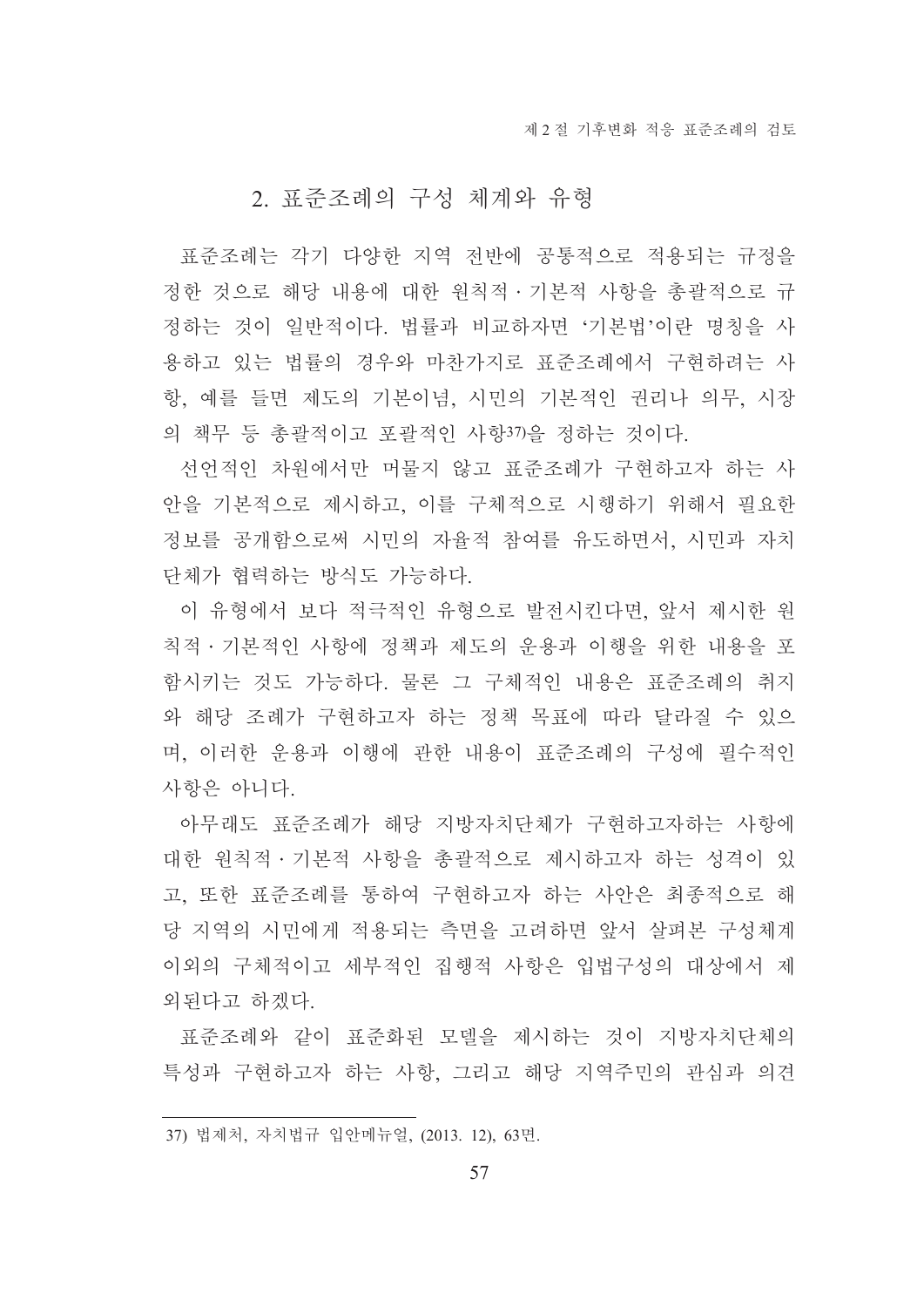## 2. 표준조례의 구성 체계와 유형

표준조례는 각기 다양한 지역 전반에 공통적으로 적용되는 규정을 정한 것으로 해당 내용에 대한 원칙적 · 기본적 사항을 총괄적으로 규정하는 것이 일반적이다. 법률과 비교하자면 '기본법'이란 명칭을 사용하고 있는 법률의 경우와 마찬가지로 표준조례에서 구현하려는 사항, 예를 들면 제도의 기본이념, 시민의 기본적인 권리나 의무, 시장의 책무 등 총괄적이고 포괄적인 사항[37]을 정하는 것이다.

선언적인 차원에서만 머물지 않고 표준조례가 구현하고자 하는 사안을 기본적으로 제시하고, 이를 구체적으로 시행하기 위해서 필요한 정보를 공개함으로써 시민의 자율적 참여를 유도하면서, 시민과 자치단체가 협력하는 방식도 가능하다.

이 유형에서 보다 적극적인 유형으로 발전시킨다면, 앞서 제시한 원칙적 · 기본적인 사항에 정책과 제도의 운용과 이행을 위한 내용을 포함시키는 것도 가능하다. 물론 그 구체적인 내용은 표준조례의 취지와 해당 조례가 구현하고자 하는 정책 목표에 따라 달라질 수 있으며, 이러한 운용과 이행에 관한 내용이 표준조례의 구성에 필수적인 사항은 아니다.

아무래도 표준조례가 해당 지방자치단체가 구현하고자하는 사항에 대한 원칙적 · 기본적 사항을 총괄적으로 제시하고자 하는 성격이 있고, 또한 표준조례를 통하여 구현하고자 하는 사안은 최종적으로 해당 지역의 시민에게 적용되는 측면을 고려하면 앞서 살펴본 구성체계 이외의 구체적이고 세부적인 집행적 사항은 입법구성의 대상에서 제외된다고 하겠다.

표준조례와 같이 표준화된 모델을 제시하는 것이 지방자치단체의 특성과 구현하고자 하는 사항, 그리고 해당 지역주민의 관심과 의견

---

37) 법제처, 자치법규 입안메뉴얼, (2013. 12), 63면.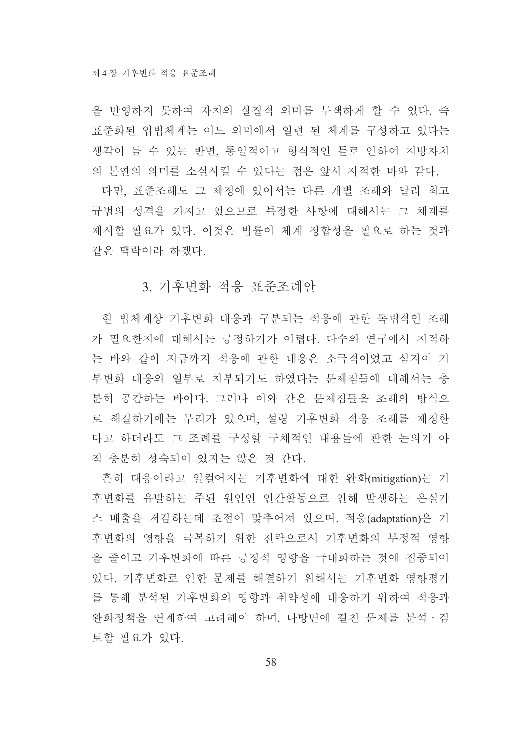을 반영하지 못하여 자치의 실질적 의미를 무색하게 할 수 있다. 즉 표준화된 입법체계는 어느 의미에서 일련 된 체계를 구성하고 있다는 생각이 들 수 있는 반면, 통일적이고 형식적인 틀로 인하여 지방자치의 본연의 의미를 소실시킬 수 있다는 점은 앞서 지적한 바와 같다.

다만, 표준조례도 그 제정에 있어서는 다른 개별 조례와 달리 최고 규범의 성격을 가지고 있으므로 특정한 사항에 대해서는 그 체계를 제시할 필요가 있다. 이것은 법률이 체계 정합성을 필요로 하는 것과 같은 맥락이라 하겠다.

## 3. 기후변화 적응 표준조례안

현 법체계상 기후변화 대응과 구분되는 적응에 관한 독립적인 조례가 필요한지에 대해서는 긍정하기가 어렵다. 다수의 연구에서 지적하는 바와 같이 지금까지 적응에 관한 내용은 소극적이었고 심지어 기후변화 대응의 일부로 치부되기도 하였다는 문제점들에 대해서는 충분히 공감하는 바이다. 그러나 이와 같은 문제점들을 조례의 방식으로 해결하기에는 무리가 있으며, 설령 기후변화 적응 조례를 제정한다고 하더라도 그 조례를 구성할 구체적인 내용들에 관한 논의가 아직 충분히 성숙되어 있지는 않은 것 같다.

흔히 대응이라고 일컬어지는 기후변화에 대한 완화(mitigation)는 기후변화를 유발하는 주된 원인인 인간활동으로 인해 발생하는 온실가스 배출을 저감하는데 초점이 맞추어져 있으며, 적응(adaptation)은 기후변화의 영향을 극복하기 위한 전략으로서 기후변화의 부정적 영향을 줄이고 기후변화에 따른 긍정적 영향을 극대화하는 것에 집중되어 있다. 기후변화로 인한 문제를 해결하기 위해서는 기후변화 영향평가를 통해 분석된 기후변화의 영향과 취약성에 대응하기 위하여 적응과 완화정책을 연계하여 고려해야 하며, 다방면에 걸친 문제를 분석 · 검토할 필요가 있다.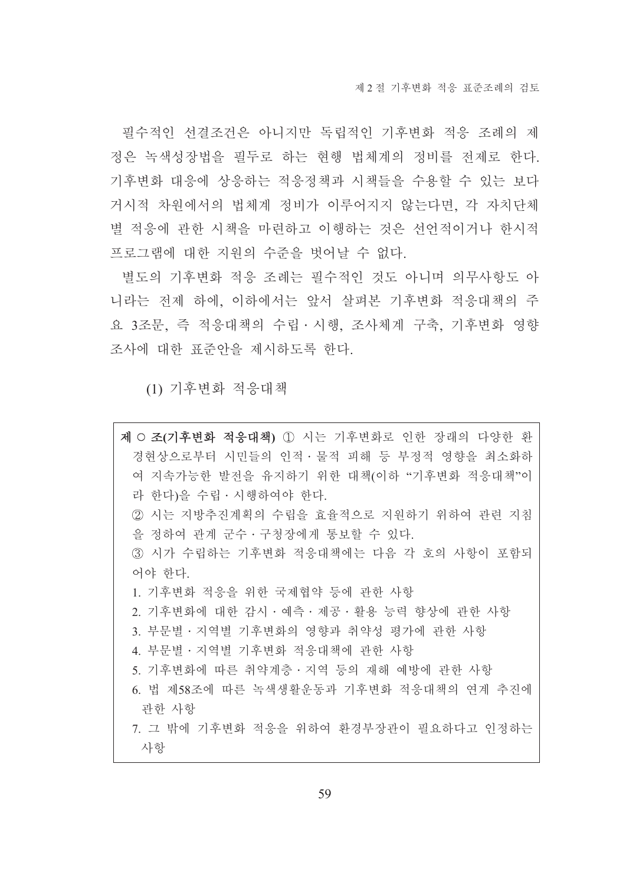필수적인 선결조건은 아니지만 독립적인 기후변화 적응 조례의 제정은 녹색성장법을 필두로 하는 현행 법체계의 정비를 전제로 한다. 기후변화 대응에 상응하는 적응정책과 시책들을 수용할 수 있는 보다 거시적 차원에서의 법체계 정비가 이루어지지 않는다면, 각 자치단체별 적응에 관한 시책을 마련하고 이행하는 것은 선언적이거나 한시적 프로그램에 대한 지원의 수준을 벗어날 수 없다.

별도의 기후변화 적응 조례는 필수적인 것도 아니며 의무사항도 아니라는 전제 하에, 이하에서는 앞서 살펴본 기후변화 적응대책의 주요 3조문, 즉 적응대책의 수립·시행, 조사체계 구축, 기후변화 영향 조사에 대한 표준안을 제시하도록 한다.

(1) 기후변화 적응대책

**제 ○ 조(기후변화 적응대책)** ① 시는 기후변화로 인한 장래의 다양한 환경현상으로부터 시민들의 인적·물적 피해 등 부정적 영향을 최소화하여 지속가능한 발전을 유지하기 위한 대책(이하 "기후변화 적응대책"이라 한다)을 수립·시행하여야 한다.

② 시는 지방추진계획의 수립을 효율적으로 지원하기 위하여 관련 지침을 정하여 관계 군수·구청장에게 통보할 수 있다.

③ 시가 수립하는 기후변화 적응대책에는 다음 각 호의 사항이 포함되어야 한다.

1. 기후변화 적응을 위한 국제협약 등에 관한 사항
2. 기후변화에 대한 감시·예측·제공·활용 능력 향상에 관한 사항
3. 부문별·지역별 기후변화의 영향과 취약성 평가에 관한 사항
4. 부문별·지역별 기후변화 적응대책에 관한 사항
5. 기후변화에 따른 취약계층·지역 등의 재해 예방에 관한 사항
6. 법 제58조에 따른 녹색생활운동과 기후변화 적응대책의 연계 추진에 관한 사항
7. 그 밖에 기후변화 적응을 위하여 환경부장관이 필요하다고 인정하는 사항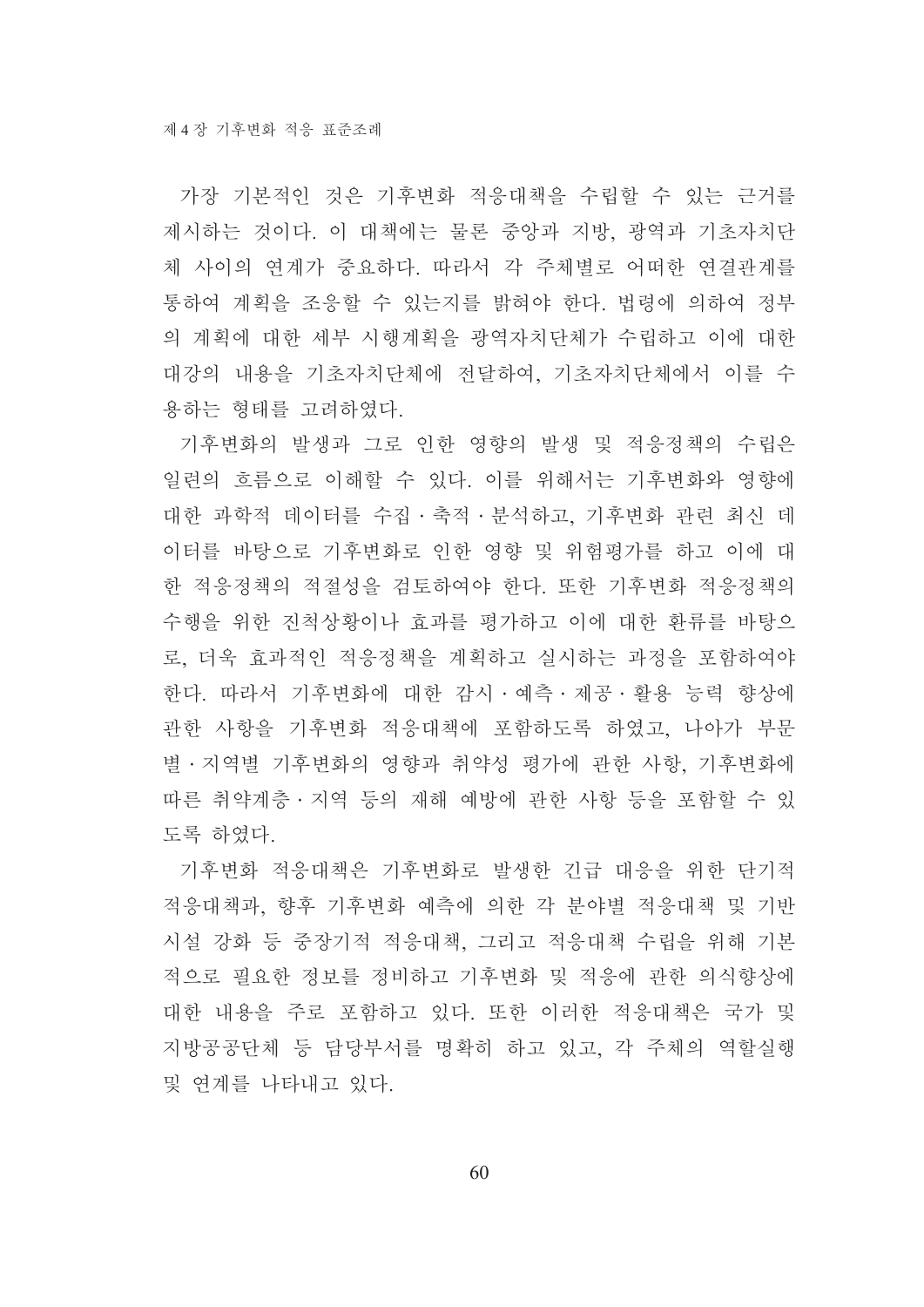가장 기본적인 것은 기후변화 적응대책을 수립할 수 있는 근거를 제시하는 것이다. 이 대책에는 물론 중앙과 지방, 광역과 기초자치단체 사이의 연계가 중요하다. 따라서 각 주체별로 어떠한 연결관계를 통하여 계획을 조응할 수 있는지를 밝혀야 한다. 법령에 의하여 정부의 계획에 대한 세부 시행계획을 광역자치단체가 수립하고 이에 대한 대강의 내용을 기초자치단체에 전달하여, 기초자치단체에서 이를 수용하는 형태를 고려하였다.

기후변화의 발생과 그로 인한 영향의 발생 및 적응정책의 수립은 일련의 흐름으로 이해할 수 있다. 이를 위해서는 기후변화와 영향에 대한 과학적 데이터를 수집·축적·분석하고, 기후변화 관련 최신 데이터를 바탕으로 기후변화로 인한 영향 및 위험평가를 하고 이에 대한 적응정책의 적절성을 검토하여야 한다. 또한 기후변화 적응정책의 수행을 위한 진척상황이나 효과를 평가하고 이에 대한 환류를 바탕으로, 더욱 효과적인 적응정책을 계획하고 실시하는 과정을 포함하여야 한다. 따라서 기후변화에 대한 감시·예측·제공·활용 능력 향상에 관한 사항을 기후변화 적응대책에 포함하도록 하였고, 나아가 부문별·지역별 기후변화의 영향과 취약성 평가에 관한 사항, 기후변화에 따른 취약계층·지역 등의 재해 예방에 관한 사항 등을 포함할 수 있도록 하였다.

기후변화 적응대책은 기후변화로 발생한 긴급 대응을 위한 단기적 적응대책과, 향후 기후변화 예측에 의한 각 분야별 적응대책 및 기반시설 강화 등 중장기적 적응대책, 그리고 적응대책 수립을 위해 기본적으로 필요한 정보를 정비하고 기후변화 및 적응에 관한 의식향상에 대한 내용을 주로 포함하고 있다. 또한 이러한 적응대책은 국가 및 지방공공단체 등 담당부서를 명확히 하고 있고, 각 주체의 역할실행 및 연계를 나타내고 있다.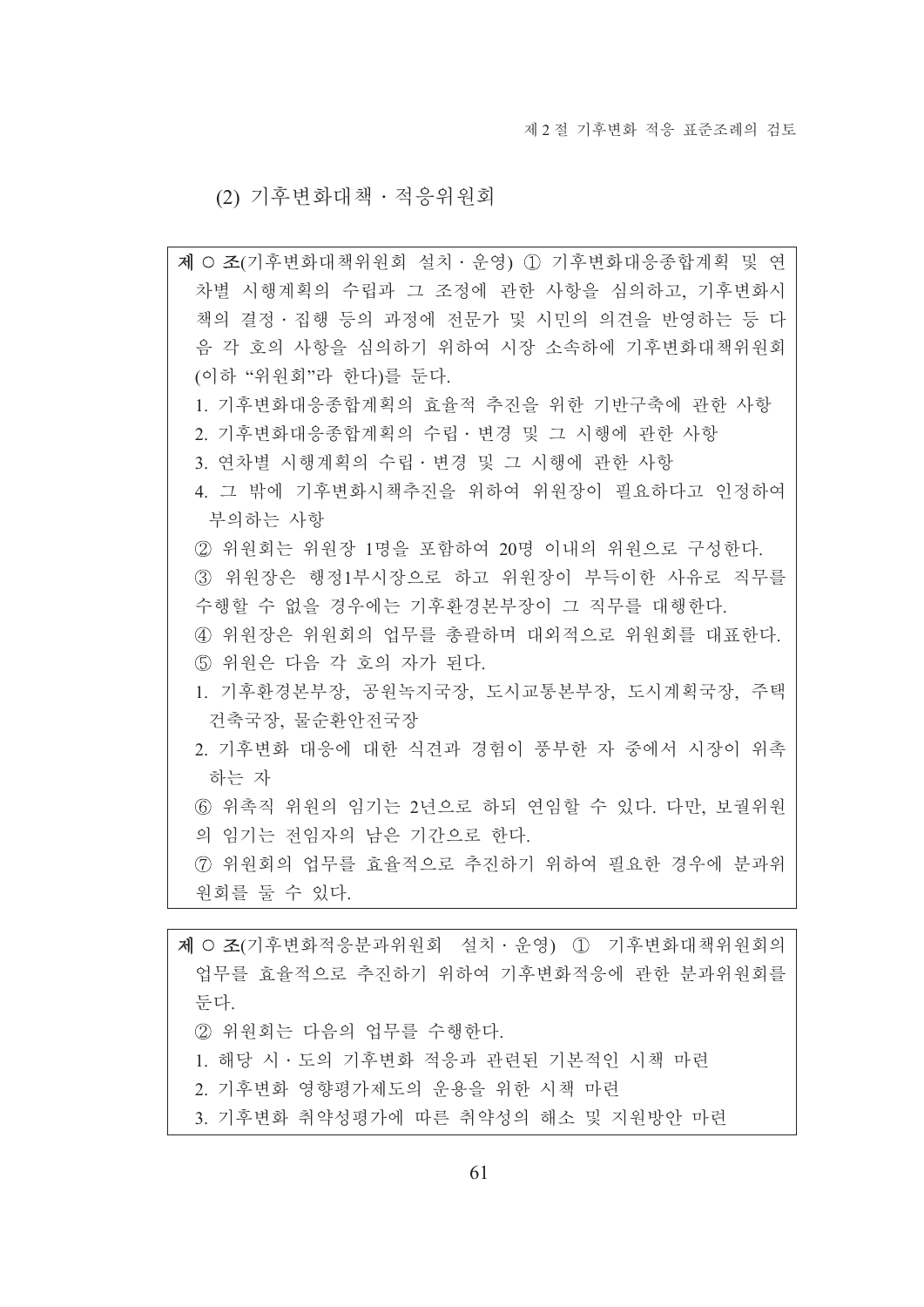### (2) 기후변화대책 · 적응위원회

**제 ○ 조**(기후변화대책위원회 설치 · 운영) ① 기후변화대응종합계획 및 연차별 시행계획의 수립과 그 조정에 관한 사항을 심의하고, 기후변화시책의 결정 · 집행 등의 과정에 전문가 및 시민의 의견을 반영하는 등 다음 각 호의 사항을 심의하기 위하여 시장 소속하에 기후변화대책위원회(이하 "위원회"라 한다)를 둔다.

1. 기후변화대응종합계획의 효율적 추진을 위한 기반구축에 관한 사항
2. 기후변화대응종합계획의 수립 · 변경 및 그 시행에 관한 사항
3. 연차별 시행계획의 수립 · 변경 및 그 시행에 관한 사항
4. 그 밖에 기후변화시책추진을 위하여 위원장이 필요하다고 인정하여 부의하는 사항

② 위원회는 위원장 1명을 포함하여 20명 이내의 위원으로 구성한다.

③ 위원장은 행정1부시장으로 하고 위원장이 부득이한 사유로 직무를 수행할 수 없을 경우에는 기후환경본부장이 그 직무를 대행한다.

④ 위원장은 위원회의 업무를 총괄하며 대외적으로 위원회를 대표한다.

⑤ 위원은 다음 각 호의 자가 된다.

1. 기후환경본부장, 공원녹지국장, 도시교통본부장, 도시계획국장, 주택건축국장, 물순환안전국장
2. 기후변화 대응에 대한 식견과 경험이 풍부한 자 중에서 시장이 위촉하는 자

⑥ 위촉직 위원의 임기는 2년으로 하되 연임할 수 있다. 다만, 보궐위원의 임기는 전임자의 남은 기간으로 한다.

⑦ 위원회의 업무를 효율적으로 추진하기 위하여 필요한 경우에 분과위원회를 둘 수 있다.

**제 ○ 조**(기후변화적응분과위원회 설치 · 운영) ① 기후변화대책위원회의 업무를 효율적으로 추진하기 위하여 기후변화적응에 관한 분과위원회를 둔다.

② 위원회는 다음의 업무를 수행한다.

1. 해당 시 · 도의 기후변화 적응과 관련된 기본적인 시책 마련
2. 기후변화 영향평가제도의 운용을 위한 시책 마련
3. 기후변화 취약성평가에 따른 취약성의 해소 및 지원방안 마련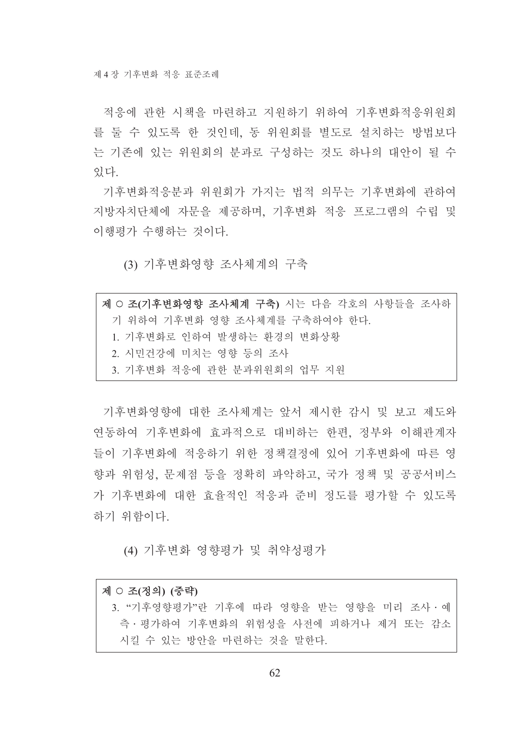적응에 관한 시책을 마련하고 지원하기 위하여 기후변화적응위원회를 둘 수 있도록 한 것인데, 동 위원회를 별도로 설치하는 방법보다는 기존에 있는 위원회의 분과로 구성하는 것도 하나의 대안이 될 수 있다.

기후변화적응분과 위원회가 가지는 법적 의무는 기후변화에 관하여 지방자치단체에 자문을 제공하며, 기후변화 적응 프로그램의 수립 및 이행평가 수행하는 것이다.

### (3) 기후변화영향 조사체계의 구축

> **제 ○ 조(기후변화영향 조사체계 구축)** 시는 다음 각호의 사항들을 조사하기 위하여 기후변화 영향 조사체계를 구축하여야 한다.
> 1. 기후변화로 인하여 발생하는 환경의 변화상황
> 2. 시민건강에 미치는 영향 등의 조사
> 3. 기후변화 적응에 관한 분과위원회의 업무 지원

기후변화영향에 대한 조사체계는 앞서 제시한 감시 및 보고 제도와 연동하여 기후변화에 효과적으로 대비하는 한편, 정부와 이해관계자들이 기후변화에 적응하기 위한 정책결정에 있어 기후변화에 따른 영향과 위험성, 문제점 등을 정확히 파악하고, 국가 정책 및 공공서비스가 기후변화에 대한 효율적인 적응과 준비 정도를 평가할 수 있도록 하기 위함이다.

### (4) 기후변화 영향평가 및 취약성평가

> **제 ○ 조(정의) (중략)**
> 3. "기후영향평가"란 기후에 따라 영향을 받는 영향을 미리 조사·예측·평가하여 기후변화의 위험성을 사전에 피하거나 제거 또는 감소시킬 수 있는 방안을 마련하는 것을 말한다.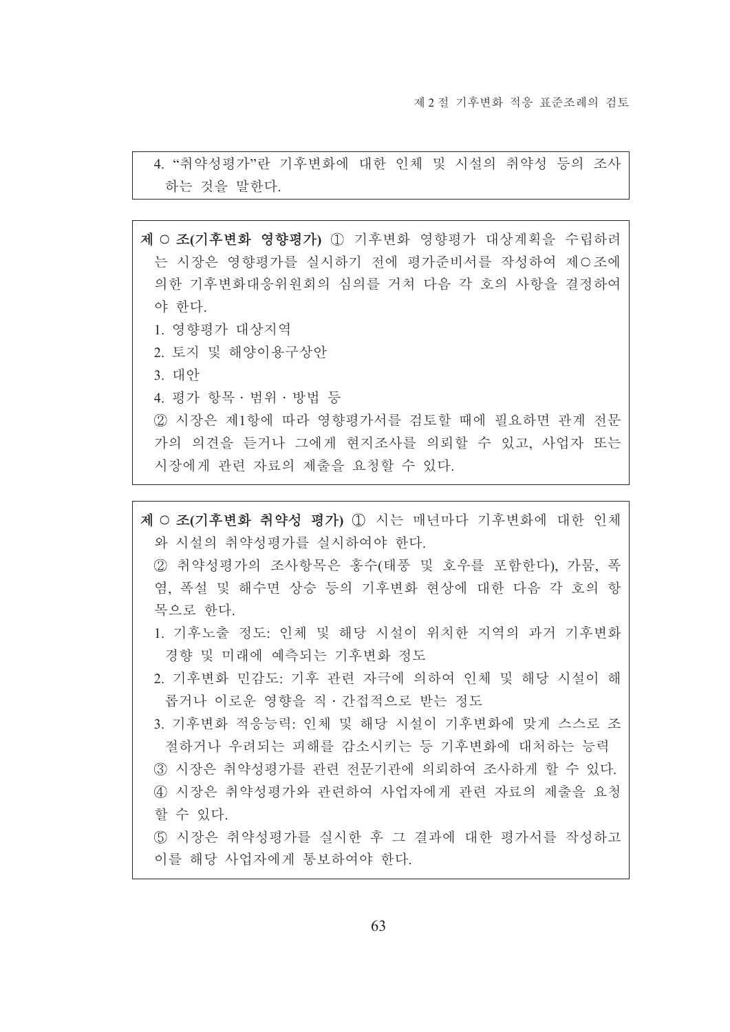4. “취약성평가”란 기후변화에 대한 인체 및 시설의 취약성 등의 조사하는 것을 말한다.

**제 ○ 조(기후변화 영향평가)** ① 기후변화 영향평가 대상계획을 수립하려는 시장은 영향평가를 실시하기 전에 평가준비서를 작성하여 제○조에 의한 기후변화대응위원회의 심의를 거쳐 다음 각 호의 사항을 결정하여야 한다.

1. 영향평가 대상지역
2. 토지 및 해양이용구상안
3. 대안
4. 평가 항목 · 범위 · 방법 등

② 시장은 제1항에 따라 영향평가서를 검토할 때에 필요하면 관계 전문가의 의견을 듣거나 그에게 현지조사를 의뢰할 수 있고, 사업자 또는 시장에게 관련 자료의 제출을 요청할 수 있다.

**제 ○ 조(기후변화 취약성 평가)** ① 시는 매년마다 기후변화에 대한 인체와 시설의 취약성평가를 실시하여야 한다.

② 취약성평가의 조사항목은 홍수(태풍 및 호우를 포함한다), 가뭄, 폭염, 폭설 및 해수면 상승 등의 기후변화 현상에 대한 다음 각 호의 항목으로 한다.

1. 기후노출 정도: 인체 및 해당 시설이 위치한 지역의 과거 기후변화 경향 및 미래에 예측되는 기후변화 정도
2. 기후변화 민감도: 기후 관련 자극에 의하여 인체 및 해당 시설이 해롭거나 이로운 영향을 직 · 간접적으로 받는 정도
3. 기후변화 적응능력: 인체 및 해당 시설이 기후변화에 맞게 스스로 조절하거나 우려되는 피해를 감소시키는 등 기후변화에 대처하는 능력

③ 시장은 취약성평가를 관련 전문기관에 의뢰하여 조사하게 할 수 있다.

④ 시장은 취약성평가와 관련하여 사업자에게 관련 자료의 제출을 요청할 수 있다.

⑤ 시장은 취약성평가를 실시한 후 그 결과에 대한 평가서를 작성하고 이를 해당 사업자에게 통보하여야 한다.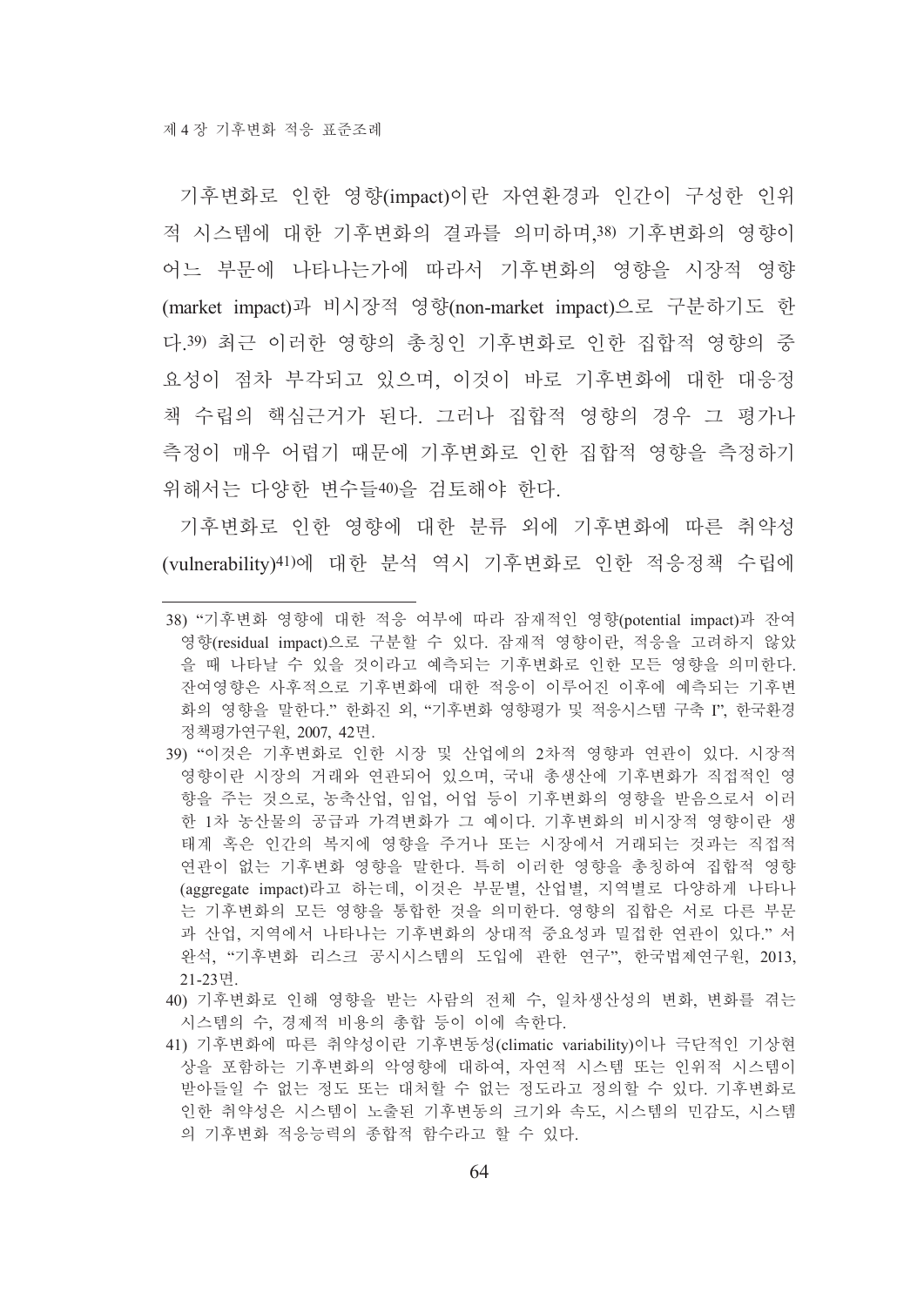기후변화로 인한 영향(impact)이란 자연환경과 인간이 구성한 인위적 시스템에 대한 기후변화의 결과를 의미하며,[38] 기후변화의 영향이 어느 부문에 나타나는가에 따라서 기후변화의 영향을 시장적 영향(market impact)과 비시장적 영향(non-market impact)으로 구분하기도 한다.[39] 최근 이러한 영향의 총칭인 기후변화로 인한 집합적 영향의 중요성이 점차 부각되고 있으며, 이것이 바로 기후변화에 대한 대응정책 수립의 핵심근거가 된다. 그러나 집합적 영향의 경우 그 평가나 측정이 매우 어렵기 때문에 기후변화로 인한 집합적 영향을 측정하기 위해서는 다양한 변수들[40]을 검토해야 한다.

기후변화로 인한 영향에 대한 분류 외에 기후변화에 따른 취약성(vulnerability)[41]에 대한 분석 역시 기후변화로 인한 적응정책 수립에

---

38) "기후변화 영향에 대한 적응 여부에 따라 잠재적인 영향(potential impact)과 잔여영향(residual impact)으로 구분할 수 있다. 잠재적 영향이란, 적응을 고려하지 않았을 때 나타날 수 있을 것이라고 예측되는 기후변화로 인한 모든 영향을 의미한다. 잔여영향은 사후적으로 기후변화에 대한 적응이 이루어진 이후에 예측되는 기후변화의 영향을 말한다." 한화진 외, "기후변화 영향평가 및 적응시스템 구축 I", 한국환경정책평가연구원, 2007, 42면.

39) "이것은 기후변화로 인한 시장 및 산업에의 2차적 영향과 연관이 있다. 시장적 영향이란 시장의 거래와 연관되어 있으며, 국내 총생산에 기후변화가 직접적인 영향을 주는 것으로, 농축산업, 임업, 어업 등이 기후변화의 영향을 받음으로서 이러한 1차 농산물의 공급과 가격변화가 그 예이다. 기후변화의 비시장적 영향이란 생태계 혹은 인간의 복지에 영향을 주거나 또는 시장에서 거래되는 것과는 직접적 연관이 없는 기후변화 영향을 말한다. 특히 이러한 영향을 총칭하여 집합적 영향(aggregate impact)라고 하는데, 이것은 부문별, 산업별, 지역별로 다양하게 나타나는 기후변화의 모든 영향을 통합한 것을 의미한다. 영향의 집합은 서로 다른 부문과 산업, 지역에서 나타나는 기후변화의 상대적 중요성과 밀접한 연관이 있다." 서완석, "기후변화 리스크 공시시스템의 도입에 관한 연구", 한국법제연구원, 2013, 21-23면.

40) 기후변화로 인해 영향을 받는 사람의 전체 수, 일차생산성의 변화, 변화를 겪는 시스템의 수, 경제적 비용의 총합 등이 이에 속한다.

41) 기후변화에 따른 취약성이란 기후변동성(climatic variability)이나 극단적인 기상현상을 포함하는 기후변화의 악영향에 대하여, 자연적 시스템 또는 인위적 시스템이 받아들일 수 없는 정도 또는 대처할 수 없는 정도라고 정의할 수 있다. 기후변화로 인한 취약성은 시스템이 노출된 기후변동의 크기와 속도, 시스템의 민감도, 시스템의 기후변화 적응능력의 종합적 함수라고 할 수 있다.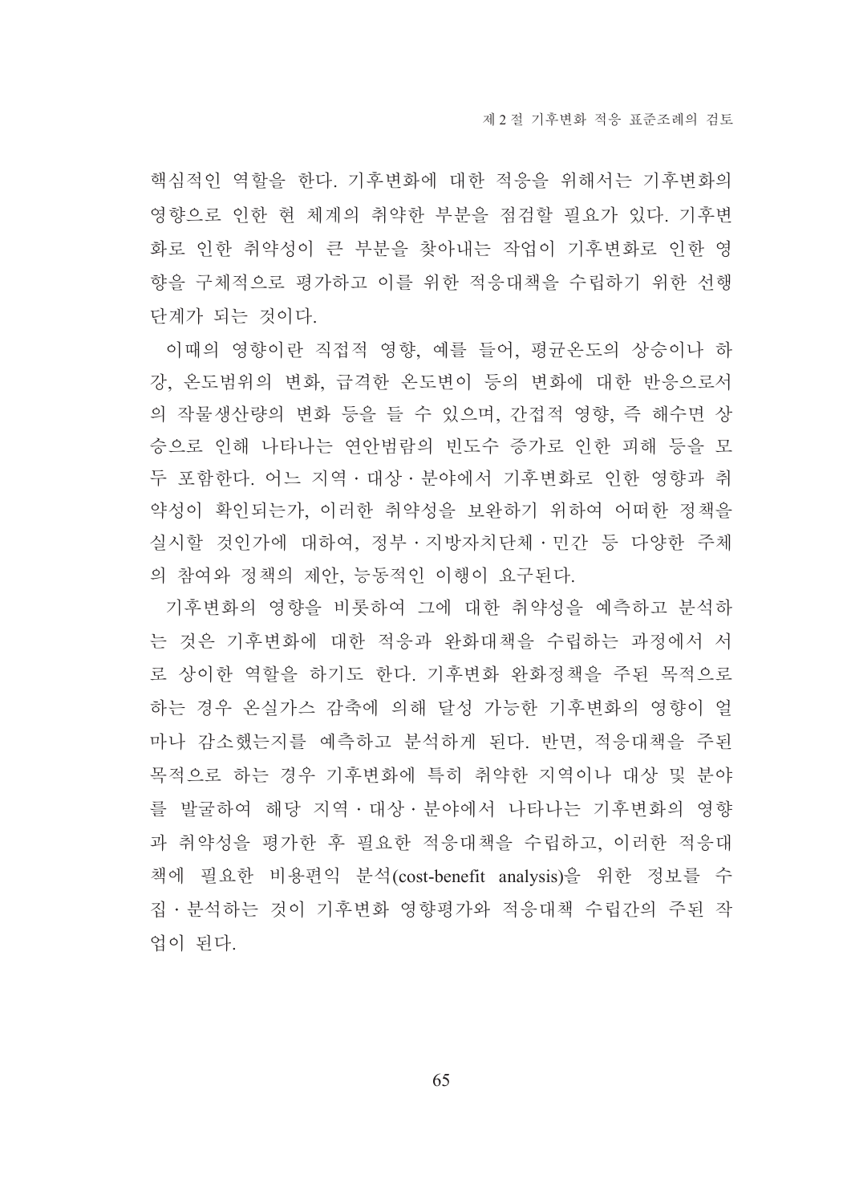핵심적인 역할을 한다. 기후변화에 대한 적응을 위해서는 기후변화의 영향으로 인한 현 체계의 취약한 부분을 점검할 필요가 있다. 기후변화로 인한 취약성이 큰 부분을 찾아내는 작업이 기후변화로 인한 영향을 구체적으로 평가하고 이를 위한 적응대책을 수립하기 위한 선행단계가 되는 것이다.

이때의 영향이란 직접적 영향, 예를 들어, 평균온도의 상승이나 하강, 온도범위의 변화, 급격한 온도변이 등의 변화에 대한 반응으로서의 작물생산량의 변화 등을 들 수 있으며, 간접적 영향, 즉 해수면 상승으로 인해 나타나는 연안범람의 빈도수 증가로 인한 피해 등을 모두 포함한다. 어느 지역·대상·분야에서 기후변화로 인한 영향과 취약성이 확인되는가, 이러한 취약성을 보완하기 위하여 어떠한 정책을 실시할 것인가에 대하여, 정부·지방자치단체·민간 등 다양한 주체의 참여와 정책의 제안, 능동적인 이행이 요구된다.

기후변화의 영향을 비롯하여 그에 대한 취약성을 예측하고 분석하는 것은 기후변화에 대한 적응과 완화대책을 수립하는 과정에서 서로 상이한 역할을 하기도 한다. 기후변화 완화정책을 주된 목적으로 하는 경우 온실가스 감축에 의해 달성 가능한 기후변화의 영향이 얼마나 감소했는지를 예측하고 분석하게 된다. 반면, 적응대책을 주된 목적으로 하는 경우 기후변화에 특히 취약한 지역이나 대상 및 분야를 발굴하여 해당 지역·대상·분야에서 나타나는 기후변화의 영향과 취약성을 평가한 후 필요한 적응대책을 수립하고, 이러한 적응대책에 필요한 비용편익 분석(cost-benefit analysis)을 위한 정보를 수집·분석하는 것이 기후변화 영향평가와 적응대책 수립간의 주된 작업이 된다.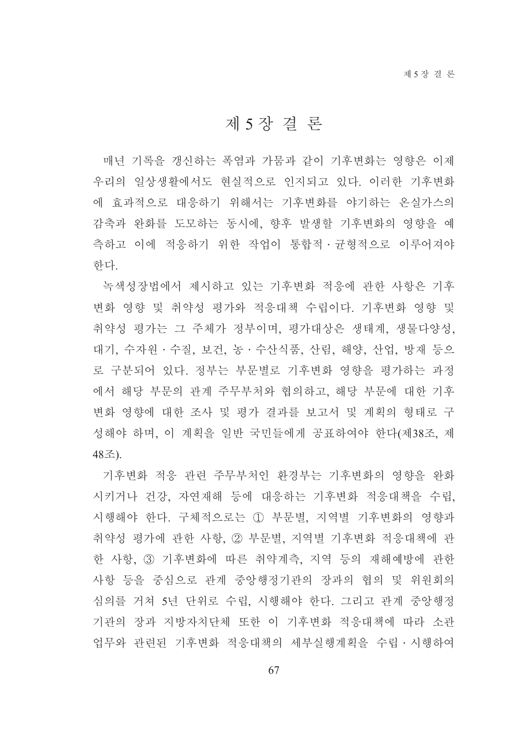# 제 5 장 결 론

매년 기록을 갱신하는 폭염과 가뭄과 같이 기후변화는 영향은 이제 우리의 일상생활에서도 현실적으로 인지되고 있다. 이러한 기후변화에 효과적으로 대응하기 위해서는 기후변화를 야기하는 온실가스의 감축과 완화를 도모하는 동시에, 향후 발생할 기후변화의 영향을 예측하고 이에 적응하기 위한 작업이 통합적·균형적으로 이루어져야 한다.

녹색성장법에서 제시하고 있는 기후변화 적응에 관한 사항은 기후변화 영향 및 취약성 평가와 적응대책 수립이다. 기후변화 영향 및 취약성 평가는 그 주체가 정부이며, 평가대상은 생태계, 생물다양성, 대기, 수자원·수질, 보건, 농·수산식품, 산림, 해양, 산업, 방재 등으로 구분되어 있다. 정부는 부문별로 기후변화 영향을 평가하는 과정에서 해당 부문의 관계 주무부처와 협의하고, 해당 부문에 대한 기후변화 영향에 대한 조사 및 평가 결과를 보고서 및 계획의 형태로 구성해야 하며, 이 계획을 일반 국민들에게 공표하여야 한다(제38조, 제48조).

기후변화 적응 관련 주무부처인 환경부는 기후변화의 영향을 완화시키거나 건강, 자연재해 등에 대응하는 기후변화 적응대책을 수립, 시행해야 한다. 구체적으로는 ① 부문별, 지역별 기후변화의 영향과 취약성 평가에 관한 사항, ② 부문별, 지역별 기후변화 적응대책에 관한 사항, ③ 기후변화에 따른 취약계층, 지역 등의 재해예방에 관한 사항 등을 중심으로 관계 중앙행정기관의 장과의 협의 및 위원회의 심의를 거쳐 5년 단위로 수립, 시행해야 한다. 그리고 관계 중앙행정기관의 장과 지방자치단체 또한 이 기후변화 적응대책에 따라 소관 업무와 관련된 기후변화 적응대책의 세부실행계획을 수립·시행하여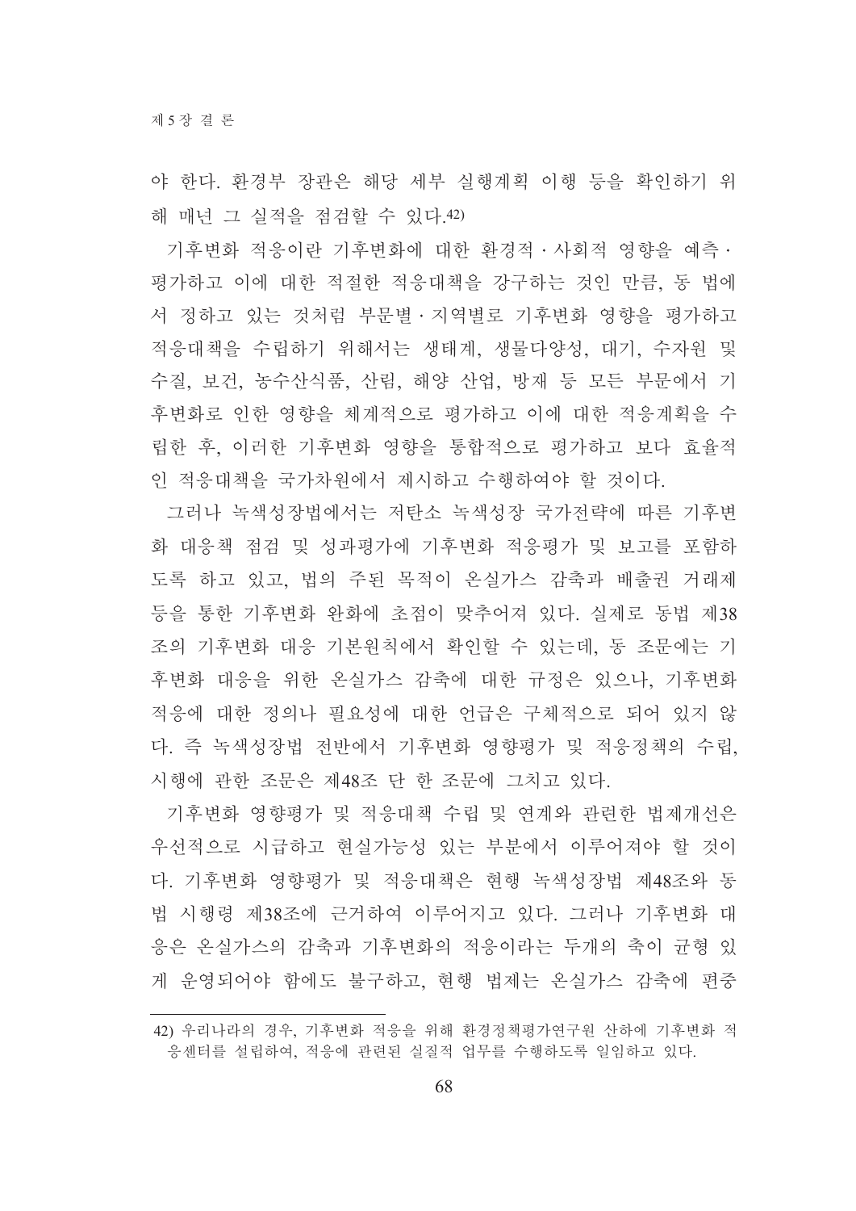야 한다. 환경부 장관은 해당 세부 실행계획 이행 등을 확인하기 위해 매년 그 실적을 점검할 수 있다.[42)]

기후변화 적응이란 기후변화에 대한 환경적 · 사회적 영향을 예측 · 평가하고 이에 대한 적절한 적응대책을 강구하는 것인 만큼, 동 법에서 정하고 있는 것처럼 부문별 · 지역별로 기후변화 영향을 평가하고 적응대책을 수립하기 위해서는 생태계, 생물다양성, 대기, 수자원 및 수질, 보건, 농수산식품, 산림, 해양 산업, 방재 등 모든 부문에서 기후변화로 인한 영향을 체계적으로 평가하고 이에 대한 적응계획을 수립한 후, 이러한 기후변화 영향을 통합적으로 평가하고 보다 효율적인 적응대책을 국가차원에서 제시하고 수행하여야 할 것이다.

그러나 녹색성장법에서는 저탄소 녹색성장 국가전략에 따른 기후변화 대응책 점검 및 성과평가에 기후변화 적응평가 및 보고를 포함하도록 하고 있고, 법의 주된 목적이 온실가스 감축과 배출권 거래제 등을 통한 기후변화 완화에 초점이 맞추어져 있다. 실제로 동법 제38조의 기후변화 대응 기본원칙에서 확인할 수 있는데, 동 조문에는 기후변화 대응을 위한 온실가스 감축에 대한 규정은 있으나, 기후변화 적응에 대한 정의나 필요성에 대한 언급은 구체적으로 되어 있지 않다. 즉 녹색성장법 전반에서 기후변화 영향평가 및 적응정책의 수립, 시행에 관한 조문은 제48조 단 한 조문에 그치고 있다.

기후변화 영향평가 및 적응대책 수립 및 연계와 관련한 법제개선은 우선적으로 시급하고 현실가능성 있는 부분에서 이루어져야 할 것이다. 기후변화 영향평가 및 적응대책은 현행 녹색성장법 제48조와 동법 시행령 제38조에 근거하여 이루어지고 있다. 그러나 기후변화 대응은 온실가스의 감축과 기후변화의 적응이라는 두개의 축이 균형 있게 운영되어야 함에도 불구하고, 현행 법제는 온실가스 감축에 편중

---

42) 우리나라의 경우, 기후변화 적응을 위해 환경정책평가연구원 산하에 기후변화 적응센터를 설립하여, 적응에 관련된 실질적 업무를 수행하도록 일임하고 있다.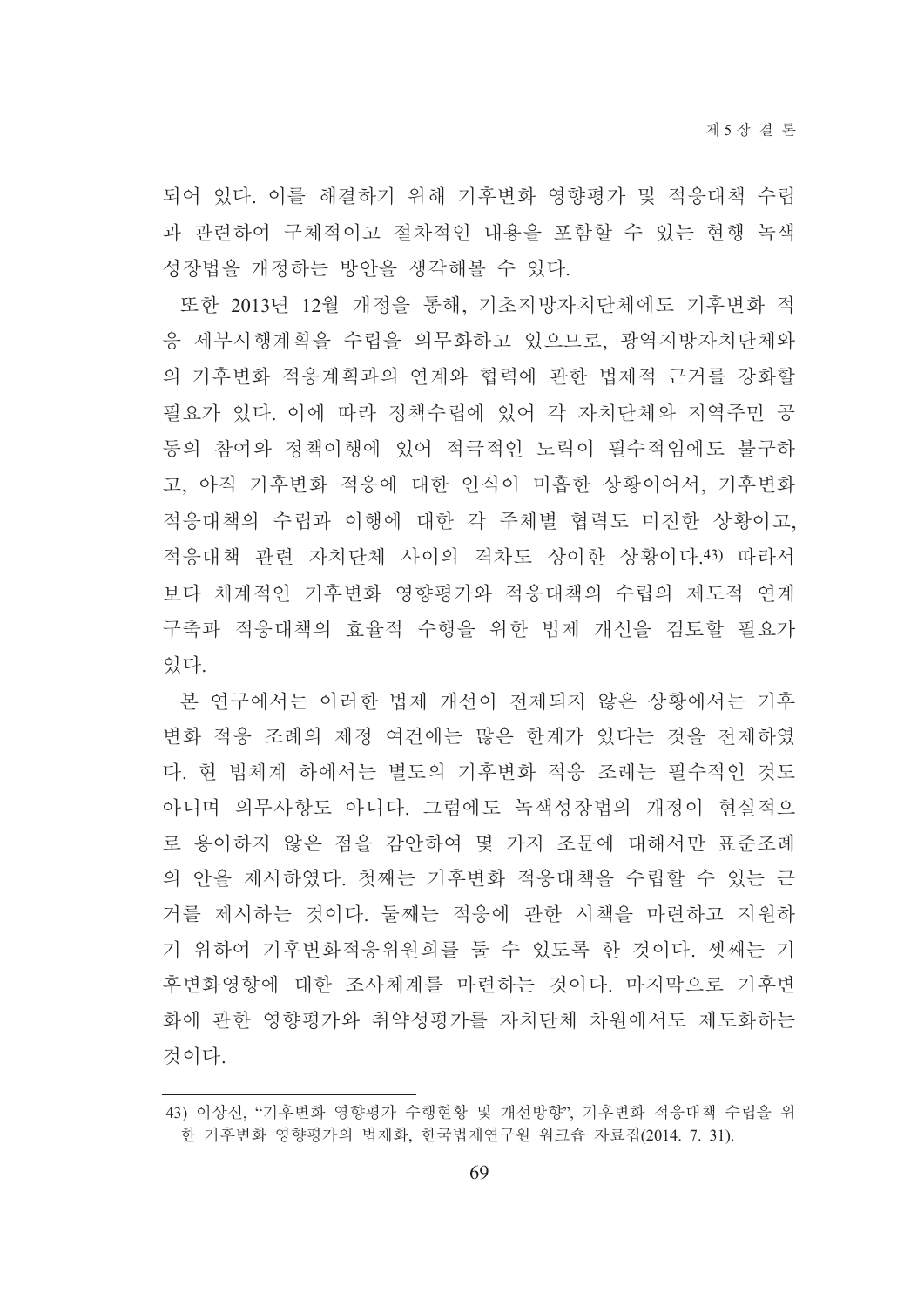되어 있다. 이를 해결하기 위해 기후변화 영향평가 및 적응대책 수립과 관련하여 구체적이고 절차적인 내용을 포함할 수 있는 현행 녹색성장법을 개정하는 방안을 생각해볼 수 있다.

또한 2013년 12월 개정을 통해, 기초지방자치단체에도 기후변화 적응 세부시행계획을 수립을 의무화하고 있으므로, 광역지방자치단체와의 기후변화 적응계획과의 연계와 협력에 관한 법제적 근거를 강화할 필요가 있다. 이에 따라 정책수립에 있어 각 자치단체와 지역주민 공동의 참여와 정책이행에 있어 적극적인 노력이 필수적임에도 불구하고, 아직 기후변화 적응에 대한 인식이 미흡한 상황이어서, 기후변화 적응대책의 수립과 이행에 대한 각 주체별 협력도 미진한 상황이고, 적응대책 관련 자치단체 사이의 격차도 상이한 상황이다.[43] 따라서 보다 체계적인 기후변화 영향평가와 적응대책의 수립의 제도적 연계 구축과 적응대책의 효율적 수행을 위한 법제 개선을 검토할 필요가 있다.

본 연구에서는 이러한 법제 개선이 전제되지 않은 상황에서는 기후변화 적응 조례의 제정 여건에는 많은 한계가 있다는 것을 전제하였다. 현 법체계 하에서는 별도의 기후변화 적응 조례는 필수적인 것도 아니며 의무사항도 아니다. 그럼에도 녹색성장법의 개정이 현실적으로 용이하지 않은 점을 감안하여 몇 가지 조문에 대해서만 표준조례의 안을 제시하였다. 첫째는 기후변화 적응대책을 수립할 수 있는 근거를 제시하는 것이다. 둘째는 적응에 관한 시책을 마련하고 지원하기 위하여 기후변화적응위원회를 둘 수 있도록 한 것이다. 셋째는 기후변화영향에 대한 조사체계를 마련하는 것이다. 마지막으로 기후변화에 관한 영향평가와 취약성평가를 자치단체 차원에서도 제도화하는 것이다.

---

43) 이상신, "기후변화 영향평가 수행현황 및 개선방향", 기후변화 적응대책 수립을 위한 기후변화 영향평가의 법제화, 한국법제연구원 워크숍 자료집(2014. 7. 31).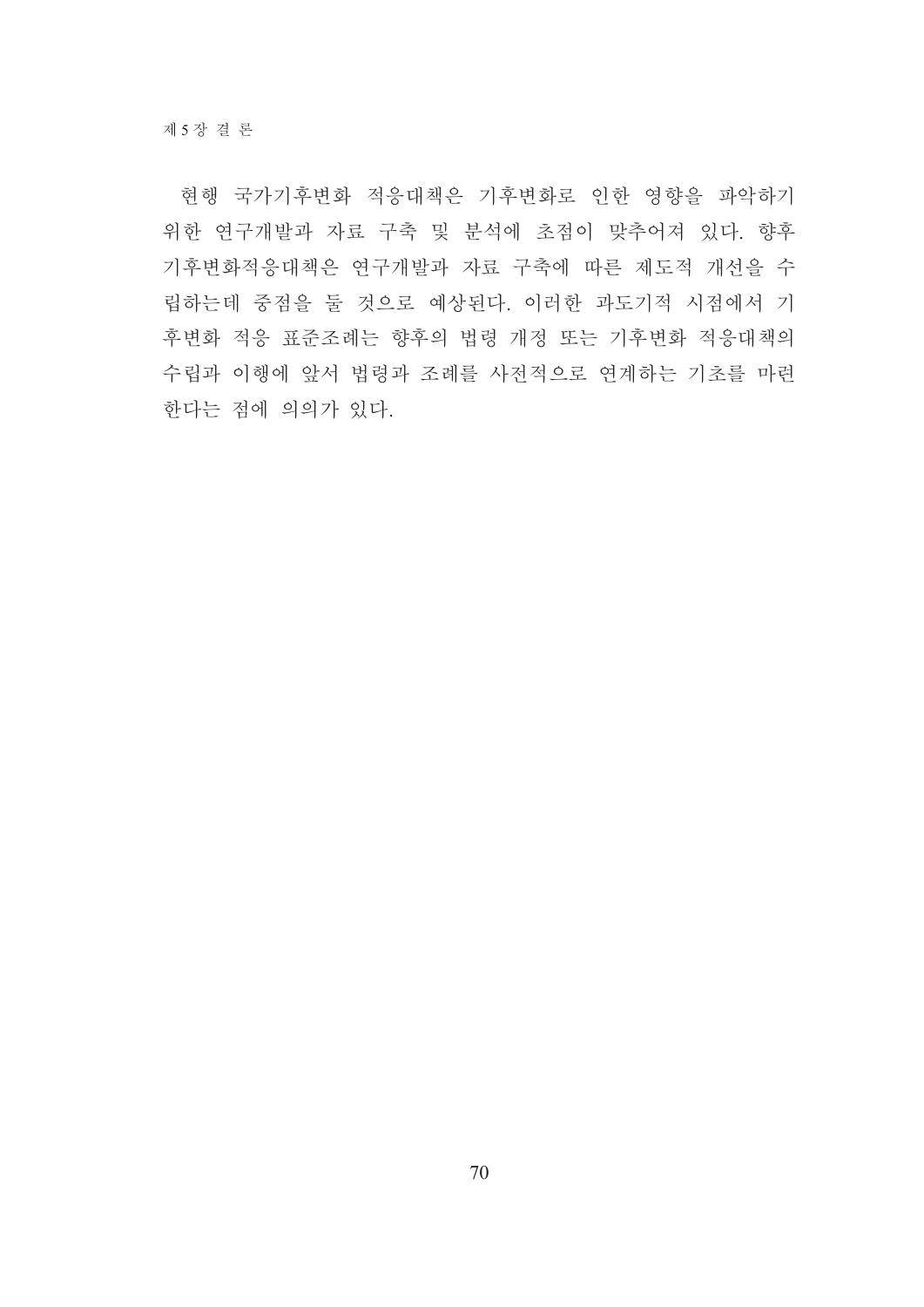현행 국가기후변화 적응대책은 기후변화로 인한 영향을 파악하기 위한 연구개발과 자료 구축 및 분석에 초점이 맞추어져 있다. 향후 기후변화적응대책은 연구개발과 자료 구축에 따른 제도적 개선을 수립하는데 중점을 둘 것으로 예상된다. 이러한 과도기적 시점에서 기후변화 적응 표준조례는 향후의 법령 개정 또는 기후변화 적응대책의 수립과 이행에 앞서 법령과 조례를 사전적으로 연계하는 기초를 마련한다는 점에 의의가 있다.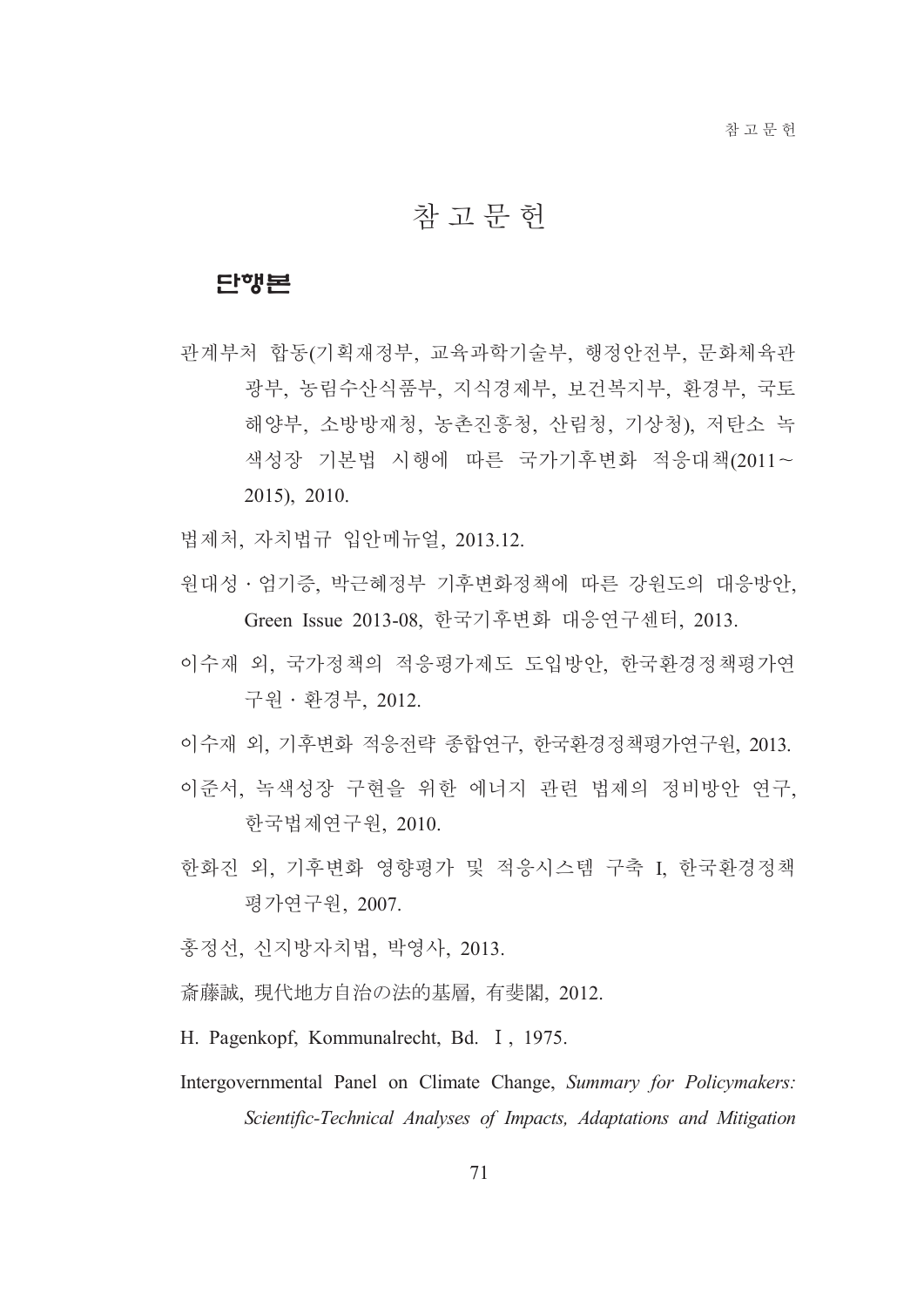# 참 고 문 헌

## 단행본

관계부처 합동(기획재정부, 교육과학기술부, 행정안전부, 문화체육관광부, 농림수산식품부, 지식경제부, 보건복지부, 환경부, 국토해양부, 소방방재청, 농촌진흥청, 산림청, 기상청), 저탄소 녹색성장 기본법 시행에 따른 국가기후변화 적응대책(2011~2015), 2010.

법제처, 자치법규 입안메뉴얼, 2013.12.

원대성・엄기증, 박근혜정부 기후변화정책에 따른 강원도의 대응방안, Green Issue 2013-08, 한국기후변화 대응연구센터, 2013.

이수재 외, 국가정책의 적응평가제도 도입방안, 한국환경정책평가연구원・환경부, 2012.

이수재 외, 기후변화 적응전략 종합연구, 한국환경정책평가연구원, 2013.

이준서, 녹색성장 구현을 위한 에너지 관련 법제의 정비방안 연구, 한국법제연구원, 2010.

한화진 외, 기후변화 영향평가 및 적응시스템 구축 I, 한국환경정책평가연구원, 2007.

홍정선, 신지방자치법, 박영사, 2013.

斎藤誠, 現代地方自治の法的基層, 有斐閣, 2012.

H. Pagenkopf, Kommunalrecht, Bd. Ⅰ, 1975.

Intergovernmental Panel on Climate Change, *Summary for Policymakers: Scientific-Technical Analyses of Impacts, Adaptations and Mitigation*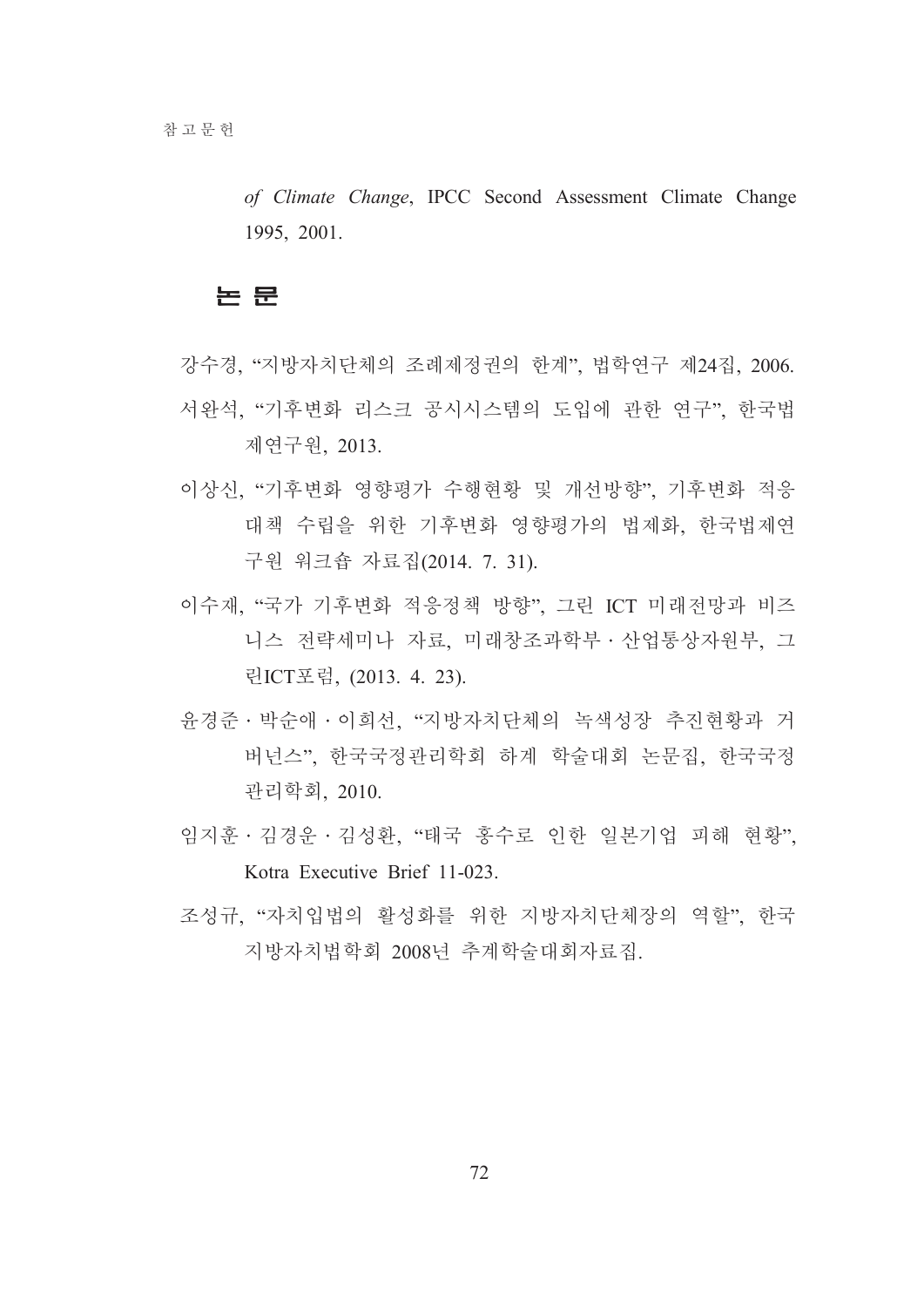*of Climate Change*, IPCC Second Assessment Climate Change 1995, 2001.

## 논 문

강수경, "지방자치단체의 조례제정권의 한계", 법학연구 제24집, 2006.

서완석, "기후변화 리스크 공시시스템의 도입에 관한 연구", 한국법제연구원, 2013.

이상신, "기후변화 영향평가 수행현황 및 개선방향", 기후변화 적응대책 수립을 위한 기후변화 영향평가의 법제화, 한국법제연구원 워크숍 자료집(2014. 7. 31).

이수재, "국가 기후변화 적응정책 방향", 그린 ICT 미래전망과 비즈니스 전략세미나 자료, 미래창조과학부 · 산업통상자원부, 그린ICT포럼, (2013. 4. 23).

윤경준 · 박순애 · 이희선, "지방자치단체의 녹색성장 추진현황과 거버넌스", 한국국정관리학회 하계 학술대회 논문집, 한국국정관리학회, 2010.

임지훈 · 김경운 · 김성환, "태국 홍수로 인한 일본기업 피해 현황", Kotra Executive Brief 11-023.

조성규, "자치입법의 활성화를 위한 지방자치단체장의 역할", 한국지방자치법학회 2008년 추계학술대회자료집.